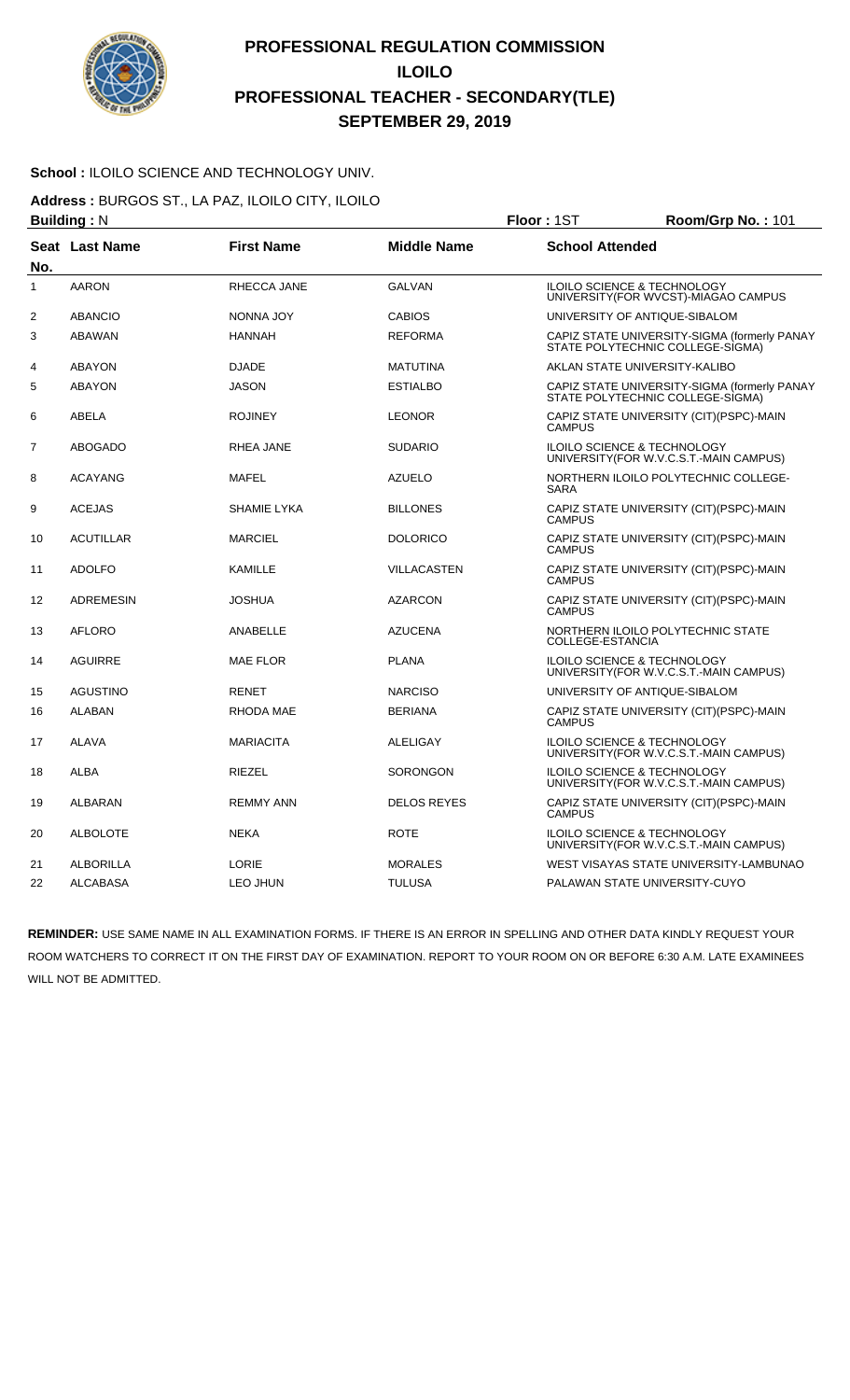# PROFESSIONAL REGULATION COMMISSION
## ILOILO
## PROFESSIONAL TEACHER - SECONDARY(TLE)
## SEPTEMBER 29, 2019

**School :** ILOILO SCIENCE AND TECHNOLOGY UNIV.

**Address :** BURGOS ST., LA PAZ, ILOILO CITY, ILOILO

**Building :** N **Floor :** 1ST **Room/Grp No. :** 101

| Seat No. | Last Name | First Name | Middle Name | School Attended |
|---|---|---|---|---|
| 1 | AARON | RHECCA JANE | GALVAN | ILOILO SCIENCE & TECHNOLOGY UNIVERSITY(FOR WVCST)-MIAGAO CAMPUS |
| 2 | ABANCIO | NONNA JOY | CABIOS | UNIVERSITY OF ANTIQUE-SIBALOM |
| 3 | ABAWAN | HANNAH | REFORMA | CAPIZ STATE UNIVERSITY-SIGMA (formerly PANAY STATE POLYTECHNIC COLLEGE-SIGMA) |
| 4 | ABAYON | DJADE | MATUTINA | AKLAN STATE UNIVERSITY-KALIBO |
| 5 | ABAYON | JASON | ESTIALBO | CAPIZ STATE UNIVERSITY-SIGMA (formerly PANAY STATE POLYTECHNIC COLLEGE-SIGMA) |
| 6 | ABELA | ROJINEY | LEONOR | CAPIZ STATE UNIVERSITY (CIT)(PSPC)-MAIN CAMPUS |
| 7 | ABOGADO | RHEA JANE | SUDARIO | ILOILO SCIENCE & TECHNOLOGY UNIVERSITY(FOR W.V.C.S.T.-MAIN CAMPUS) |
| 8 | ACAYANG | MAFEL | AZUELO | NORTHERN ILOILO POLYTECHNIC COLLEGE-SARA |
| 9 | ACEJAS | SHAMIE LYKA | BILLONES | CAPIZ STATE UNIVERSITY (CIT)(PSPC)-MAIN CAMPUS |
| 10 | ACUTILLAR | MARCIEL | DOLORICO | CAPIZ STATE UNIVERSITY (CIT)(PSPC)-MAIN CAMPUS |
| 11 | ADOLFO | KAMILLE | VILLACASTEN | CAPIZ STATE UNIVERSITY (CIT)(PSPC)-MAIN CAMPUS |
| 12 | ADREMESIN | JOSHUA | AZARCON | CAPIZ STATE UNIVERSITY (CIT)(PSPC)-MAIN CAMPUS |
| 13 | AFLORO | ANABELLE | AZUCENA | NORTHERN ILOILO POLYTECHNIC STATE COLLEGE-ESTANCIA |
| 14 | AGUIRRE | MAE FLOR | PLANA | ILOILO SCIENCE & TECHNOLOGY UNIVERSITY(FOR W.V.C.S.T.-MAIN CAMPUS) |
| 15 | AGUSTINO | RENET | NARCISO | UNIVERSITY OF ANTIQUE-SIBALOM |
| 16 | ALABAN | RHODA MAE | BERIANA | CAPIZ STATE UNIVERSITY (CIT)(PSPC)-MAIN CAMPUS |
| 17 | ALAVA | MARIACITA | ALELIGAY | ILOILO SCIENCE & TECHNOLOGY UNIVERSITY(FOR W.V.C.S.T.-MAIN CAMPUS) |
| 18 | ALBA | RIEZEL | SORONGON | ILOILO SCIENCE & TECHNOLOGY UNIVERSITY(FOR W.V.C.S.T.-MAIN CAMPUS) |
| 19 | ALBARAN | REMMY ANN | DELOS REYES | CAPIZ STATE UNIVERSITY (CIT)(PSPC)-MAIN CAMPUS |
| 20 | ALBOLOTE | NEKA | ROTE | ILOILO SCIENCE & TECHNOLOGY UNIVERSITY(FOR W.V.C.S.T.-MAIN CAMPUS) |
| 21 | ALBORILLA | LORIE | MORALES | WEST VISAYAS STATE UNIVERSITY-LAMBUNAO |
| 22 | ALCABASA | LEO JHUN | TULUSA | PALAWAN STATE UNIVERSITY-CUYO |

**REMINDER:** USE SAME NAME IN ALL EXAMINATION FORMS. IF THERE IS AN ERROR IN SPELLING AND OTHER DATA KINDLY REQUEST YOUR ROOM WATCHERS TO CORRECT IT ON THE FIRST DAY OF EXAMINATION. REPORT TO YOUR ROOM ON OR BEFORE 6:30 A.M. LATE EXAMINEES WILL NOT BE ADMITTED.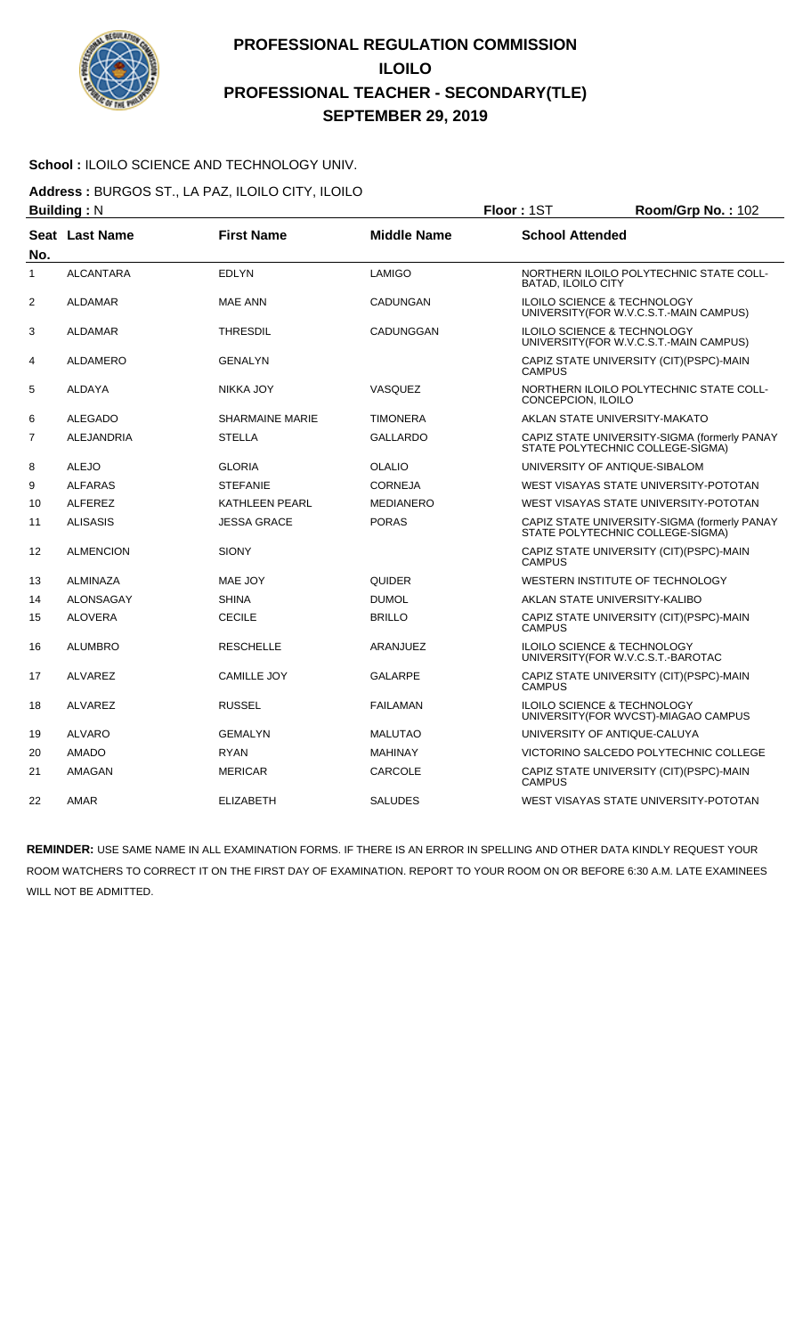# PROFESSIONAL REGULATION COMMISSION
# ILOILO
# PROFESSIONAL TEACHER - SECONDARY(TLE)
# SEPTEMBER 29, 2019

**School :** ILOILO SCIENCE AND TECHNOLOGY UNIV.

**Address :** BURGOS ST., LA PAZ, ILOILO CITY, ILOILO

**Building :** N **Floor :** 1ST **Room/Grp No. :** 102

| Seat No. | Last Name | First Name | Middle Name | School Attended |
|---|---|---|---|---|
| 1 | ALCANTARA | EDLYN | LAMIGO | NORTHERN ILOILO POLYTECHNIC STATE COLL-BATAD, ILOILO CITY |
| 2 | ALDAMAR | MAE ANN | CADUNGAN | ILOILO SCIENCE & TECHNOLOGY UNIVERSITY(FOR W.V.C.S.T.-MAIN CAMPUS) |
| 3 | ALDAMAR | THRESDIL | CADUNGGAN | ILOILO SCIENCE & TECHNOLOGY UNIVERSITY(FOR W.V.C.S.T.-MAIN CAMPUS) |
| 4 | ALDAMERO | GENALYN | | CAPIZ STATE UNIVERSITY (CIT)(PSPC)-MAIN CAMPUS |
| 5 | ALDAYA | NIKKA JOY | VASQUEZ | NORTHERN ILOILO POLYTECHNIC STATE COLL-CONCEPCION, ILOILO |
| 6 | ALEGADO | SHARMAINE MARIE | TIMONERA | AKLAN STATE UNIVERSITY-MAKATO |
| 7 | ALEJANDRIA | STELLA | GALLARDO | CAPIZ STATE UNIVERSITY-SIGMA (formerly PANAY STATE POLYTECHNIC COLLEGE-SIGMA) |
| 8 | ALEJO | GLORIA | OLALIO | UNIVERSITY OF ANTIQUE-SIBALOM |
| 9 | ALFARAS | STEFANIE | CORNEJA | WEST VISAYAS STATE UNIVERSITY-POTOTAN |
| 10 | ALFEREZ | KATHLEEN PEARL | MEDIANERO | WEST VISAYAS STATE UNIVERSITY-POTOTAN |
| 11 | ALISASIS | JESSA GRACE | PORAS | CAPIZ STATE UNIVERSITY-SIGMA (formerly PANAY STATE POLYTECHNIC COLLEGE-SIGMA) |
| 12 | ALMENCION | SIONY | | CAPIZ STATE UNIVERSITY (CIT)(PSPC)-MAIN CAMPUS |
| 13 | ALMINAZA | MAE JOY | QUIDER | WESTERN INSTITUTE OF TECHNOLOGY |
| 14 | ALONSAGAY | SHINA | DUMOL | AKLAN STATE UNIVERSITY-KALIBO |
| 15 | ALOVERA | CECILE | BRILLO | CAPIZ STATE UNIVERSITY (CIT)(PSPC)-MAIN CAMPUS |
| 16 | ALUMBRO | RESCHELLE | ARANJUEZ | ILOILO SCIENCE & TECHNOLOGY UNIVERSITY(FOR W.V.C.S.T.-BAROTAC |
| 17 | ALVAREZ | CAMILLE JOY | GALARPE | CAPIZ STATE UNIVERSITY (CIT)(PSPC)-MAIN CAMPUS |
| 18 | ALVAREZ | RUSSEL | FAILAMAN | ILOILO SCIENCE & TECHNOLOGY UNIVERSITY(FOR WVCST)-MIAGAO CAMPUS |
| 19 | ALVARO | GEMALYN | MALUTAO | UNIVERSITY OF ANTIQUE-CALUYA |
| 20 | AMADO | RYAN | MAHINAY | VICTORINO SALCEDO POLYTECHNIC COLLEGE |
| 21 | AMAGAN | MERICAR | CARCOLE | CAPIZ STATE UNIVERSITY (CIT)(PSPC)-MAIN CAMPUS |
| 22 | AMAR | ELIZABETH | SALUDES | WEST VISAYAS STATE UNIVERSITY-POTOTAN |

**REMINDER:** USE SAME NAME IN ALL EXAMINATION FORMS. IF THERE IS AN ERROR IN SPELLING AND OTHER DATA KINDLY REQUEST YOUR ROOM WATCHERS TO CORRECT IT ON THE FIRST DAY OF EXAMINATION. REPORT TO YOUR ROOM ON OR BEFORE 6:30 A.M. LATE EXAMINEES WILL NOT BE ADMITTED.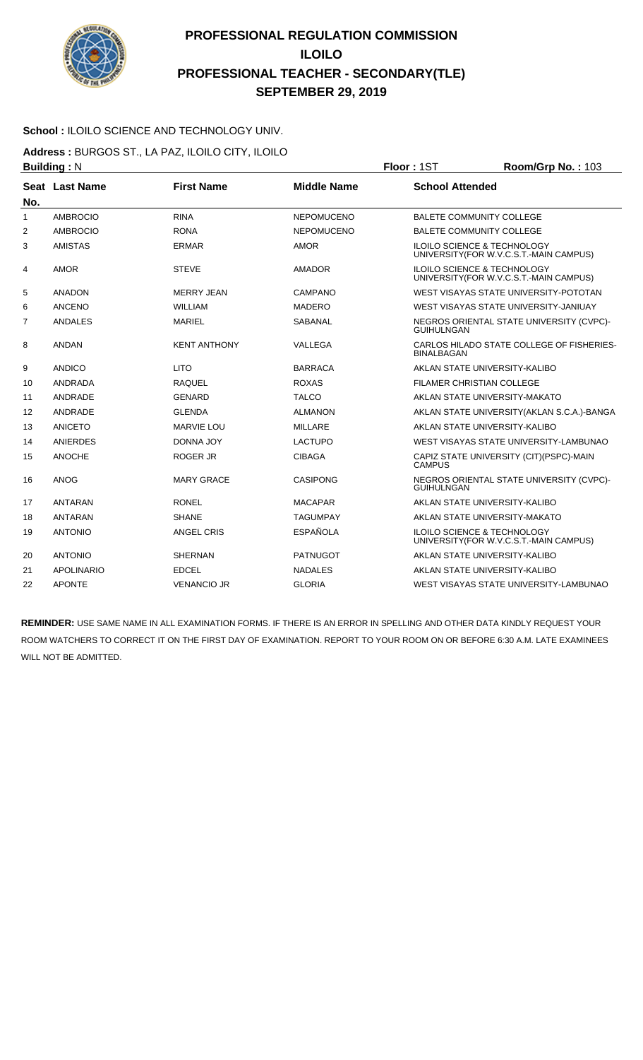# PROFESSIONAL REGULATION COMMISSION
## ILOILO
## PROFESSIONAL TEACHER - SECONDARY(TLE)
## SEPTEMBER 29, 2019

**School :** ILOILO SCIENCE AND TECHNOLOGY UNIV.

**Address :** BURGOS ST., LA PAZ, ILOILO CITY, ILOILO

**Building :** N **Floor :** 1ST **Room/Grp No. :** 103

| Seat No. | Last Name | First Name | Middle Name | School Attended |
|---|---|---|---|---|
| 1 | AMBROCIO | RINA | NEPOMUCENO | BALETE COMMUNITY COLLEGE |
| 2 | AMBROCIO | RONA | NEPOMUCENO | BALETE COMMUNITY COLLEGE |
| 3 | AMISTAS | ERMAR | AMOR | ILOILO SCIENCE & TECHNOLOGY UNIVERSITY(FOR W.V.C.S.T.-MAIN CAMPUS) |
| 4 | AMOR | STEVE | AMADOR | ILOILO SCIENCE & TECHNOLOGY UNIVERSITY(FOR W.V.C.S.T.-MAIN CAMPUS) |
| 5 | ANADON | MERRY JEAN | CAMPANO | WEST VISAYAS STATE UNIVERSITY-POTOTAN |
| 6 | ANCENO | WILLIAM | MADERO | WEST VISAYAS STATE UNIVERSITY-JANIUAY |
| 7 | ANDALES | MARIEL | SABANAL | NEGROS ORIENTAL STATE UNIVERSITY (CVPC)-GUIHULNGAN |
| 8 | ANDAN | KENT ANTHONY | VALLEGA | CARLOS HILADO STATE COLLEGE OF FISHERIES-BINALBAGAN |
| 9 | ANDICO | LITO | BARRACA | AKLAN STATE UNIVERSITY-KALIBO |
| 10 | ANDRADA | RAQUEL | ROXAS | FILAMER CHRISTIAN COLLEGE |
| 11 | ANDRADE | GENARD | TALCO | AKLAN STATE UNIVERSITY-MAKATO |
| 12 | ANDRADE | GLENDA | ALMANON | AKLAN STATE UNIVERSITY(AKLAN S.C.A.)-BANGA |
| 13 | ANICETO | MARVIE LOU | MILLARE | AKLAN STATE UNIVERSITY-KALIBO |
| 14 | ANIERDES | DONNA JOY | LACTUPO | WEST VISAYAS STATE UNIVERSITY-LAMBUNAO |
| 15 | ANOCHE | ROGER JR | CIBAGA | CAPIZ STATE UNIVERSITY (CIT)(PSPC)-MAIN CAMPUS |
| 16 | ANOG | MARY GRACE | CASIPONG | NEGROS ORIENTAL STATE UNIVERSITY (CVPC)-GUIHULNGAN |
| 17 | ANTARAN | RONEL | MACAPAR | AKLAN STATE UNIVERSITY-KALIBO |
| 18 | ANTARAN | SHANE | TAGUMPAY | AKLAN STATE UNIVERSITY-MAKATO |
| 19 | ANTONIO | ANGEL CRIS | ESPAÑOLA | ILOILO SCIENCE & TECHNOLOGY UNIVERSITY(FOR W.V.C.S.T.-MAIN CAMPUS) |
| 20 | ANTONIO | SHERNAN | PATNUGOT | AKLAN STATE UNIVERSITY-KALIBO |
| 21 | APOLINARIO | EDCEL | NADALES | AKLAN STATE UNIVERSITY-KALIBO |
| 22 | APONTE | VENANCIO JR | GLORIA | WEST VISAYAS STATE UNIVERSITY-LAMBUNAO |

**REMINDER:** USE SAME NAME IN ALL EXAMINATION FORMS. IF THERE IS AN ERROR IN SPELLING AND OTHER DATA KINDLY REQUEST YOUR ROOM WATCHERS TO CORRECT IT ON THE FIRST DAY OF EXAMINATION. REPORT TO YOUR ROOM ON OR BEFORE 6:30 A.M. LATE EXAMINEES WILL NOT BE ADMITTED.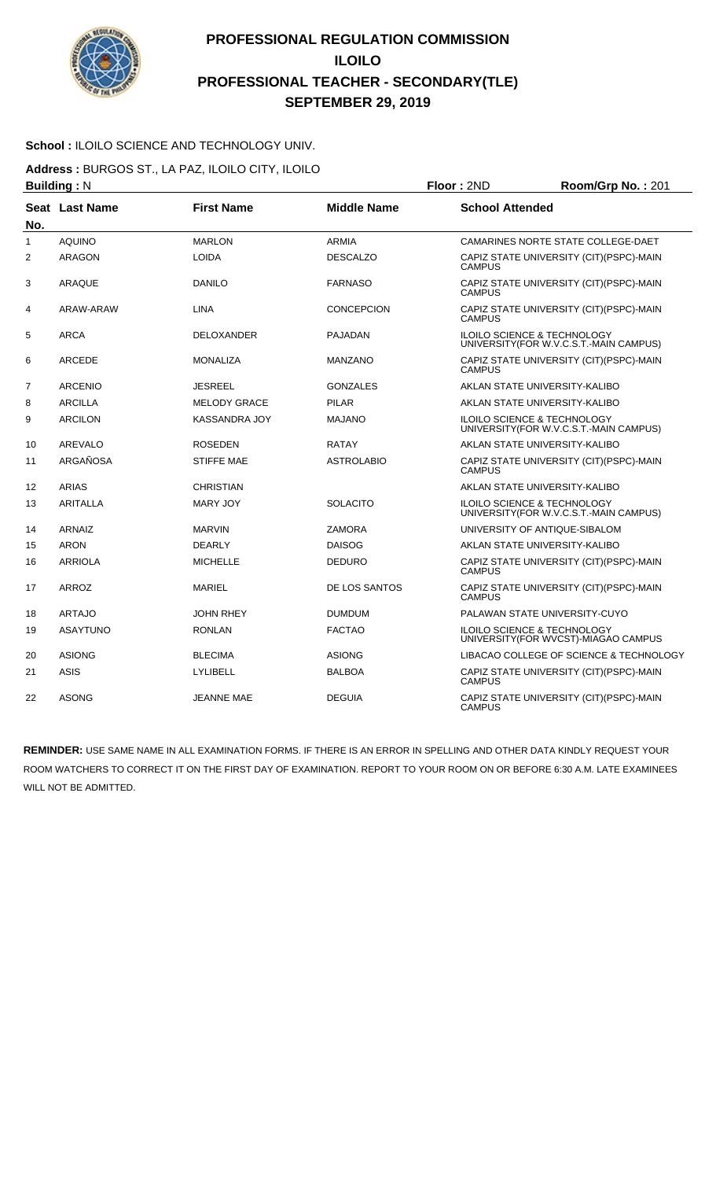# PROFESSIONAL REGULATION COMMISSION
# ILOILO
# PROFESSIONAL TEACHER - SECONDARY(TLE)
# SEPTEMBER 29, 2019

**School :** ILOILO SCIENCE AND TECHNOLOGY UNIV.

**Address :** BURGOS ST., LA PAZ, ILOILO CITY, ILOILO

**Building :** N　　**Floor :** 2ND　　**Room/Grp No. :** 201

| Seat No. | Last Name | First Name | Middle Name | School Attended |
|---|---|---|---|---|
| 1 | AQUINO | MARLON | ARMIA | CAMARINES NORTE STATE COLLEGE-DAET |
| 2 | ARAGON | LOIDA | DESCALZO | CAPIZ STATE UNIVERSITY (CIT)(PSPC)-MAIN CAMPUS |
| 3 | ARAQUE | DANILO | FARNASO | CAPIZ STATE UNIVERSITY (CIT)(PSPC)-MAIN CAMPUS |
| 4 | ARAW-ARAW | LINA | CONCEPCION | CAPIZ STATE UNIVERSITY (CIT)(PSPC)-MAIN CAMPUS |
| 5 | ARCA | DELOXANDER | PAJADAN | ILOILO SCIENCE & TECHNOLOGY UNIVERSITY(FOR W.V.C.S.T.-MAIN CAMPUS) |
| 6 | ARCEDE | MONALIZA | MANZANO | CAPIZ STATE UNIVERSITY (CIT)(PSPC)-MAIN CAMPUS |
| 7 | ARCENIO | JESREEL | GONZALES | AKLAN STATE UNIVERSITY-KALIBO |
| 8 | ARCILLA | MELODY GRACE | PILAR | AKLAN STATE UNIVERSITY-KALIBO |
| 9 | ARCILON | KASSANDRA JOY | MAJANO | ILOILO SCIENCE & TECHNOLOGY UNIVERSITY(FOR W.V.C.S.T.-MAIN CAMPUS) |
| 10 | AREVALO | ROSEDEN | RATAY | AKLAN STATE UNIVERSITY-KALIBO |
| 11 | ARGAÑOSA | STIFFE MAE | ASTROLABIO | CAPIZ STATE UNIVERSITY (CIT)(PSPC)-MAIN CAMPUS |
| 12 | ARIAS | CHRISTIAN | | AKLAN STATE UNIVERSITY-KALIBO |
| 13 | ARITALLA | MARY JOY | SOLACITO | ILOILO SCIENCE & TECHNOLOGY UNIVERSITY(FOR W.V.C.S.T.-MAIN CAMPUS) |
| 14 | ARNAIZ | MARVIN | ZAMORA | UNIVERSITY OF ANTIQUE-SIBALOM |
| 15 | ARON | DEARLY | DAISOG | AKLAN STATE UNIVERSITY-KALIBO |
| 16 | ARRIOLA | MICHELLE | DEDURO | CAPIZ STATE UNIVERSITY (CIT)(PSPC)-MAIN CAMPUS |
| 17 | ARROZ | MARIEL | DE LOS SANTOS | CAPIZ STATE UNIVERSITY (CIT)(PSPC)-MAIN CAMPUS |
| 18 | ARTAJO | JOHN RHEY | DUMDUM | PALAWAN STATE UNIVERSITY-CUYO |
| 19 | ASAYTUNO | RONLAN | FACTAO | ILOILO SCIENCE & TECHNOLOGY UNIVERSITY(FOR WVCST)-MIAGAO CAMPUS |
| 20 | ASIONG | BLECIMA | ASIONG | LIBACAO COLLEGE OF SCIENCE & TECHNOLOGY |
| 21 | ASIS | LYLIBELL | BALBOA | CAPIZ STATE UNIVERSITY (CIT)(PSPC)-MAIN CAMPUS |
| 22 | ASONG | JEANNE MAE | DEGUIA | CAPIZ STATE UNIVERSITY (CIT)(PSPC)-MAIN CAMPUS |

**REMINDER:** USE SAME NAME IN ALL EXAMINATION FORMS. IF THERE IS AN ERROR IN SPELLING AND OTHER DATA KINDLY REQUEST YOUR ROOM WATCHERS TO CORRECT IT ON THE FIRST DAY OF EXAMINATION. REPORT TO YOUR ROOM ON OR BEFORE 6:30 A.M. LATE EXAMINEES WILL NOT BE ADMITTED.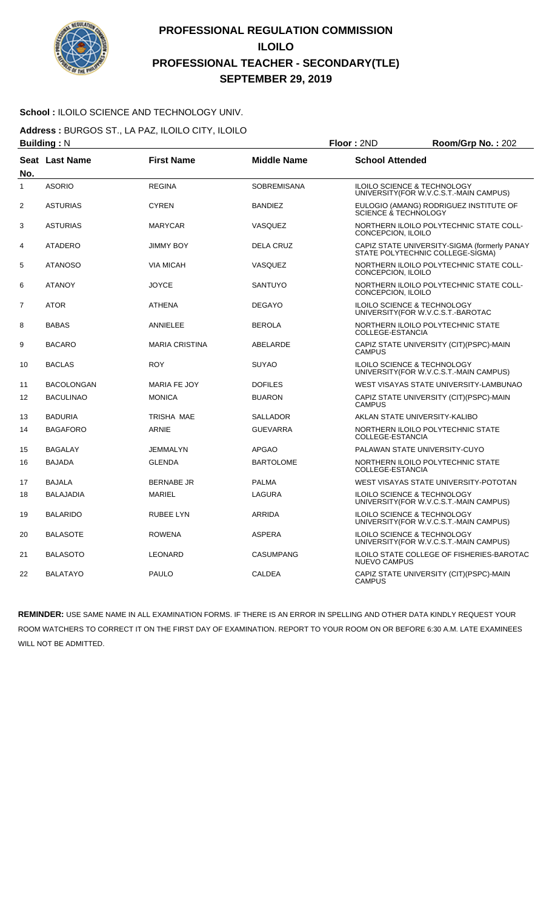# PROFESSIONAL REGULATION COMMISSION
# ILOILO
# PROFESSIONAL TEACHER - SECONDARY(TLE)
# SEPTEMBER 29, 2019

**School :** ILOILO SCIENCE AND TECHNOLOGY UNIV.

**Address :** BURGOS ST., LA PAZ, ILOILO CITY, ILOILO

**Building :** N **Floor :** 2ND **Room/Grp No. :** 202

| Seat No. | Last Name | First Name | Middle Name | School Attended |
|---|---|---|---|---|
| 1 | ASORIO | REGINA | SOBREMISANA | ILOILO SCIENCE & TECHNOLOGY UNIVERSITY(FOR W.V.C.S.T.-MAIN CAMPUS) |
| 2 | ASTURIAS | CYREN | BANDIEZ | EULOGIO (AMANG) RODRIGUEZ INSTITUTE OF SCIENCE & TECHNOLOGY |
| 3 | ASTURIAS | MARYCAR | VASQUEZ | NORTHERN ILOILO POLYTECHNIC STATE COLL-CONCEPCION, ILOILO |
| 4 | ATADERO | JIMMY BOY | DELA CRUZ | CAPIZ STATE UNIVERSITY-SIGMA (formerly PANAY STATE POLYTECHNIC COLLEGE-SIGMA) |
| 5 | ATANOSO | VIA MICAH | VASQUEZ | NORTHERN ILOILO POLYTECHNIC STATE COLL-CONCEPCION, ILOILO |
| 6 | ATANOY | JOYCE | SANTUYO | NORTHERN ILOILO POLYTECHNIC STATE COLL-CONCEPCION, ILOILO |
| 7 | ATOR | ATHENA | DEGAYO | ILOILO SCIENCE & TECHNOLOGY UNIVERSITY(FOR W.V.C.S.T.-BAROTAC |
| 8 | BABAS | ANNIELEE | BEROLA | NORTHERN ILOILO POLYTECHNIC STATE COLLEGE-ESTANCIA |
| 9 | BACARO | MARIA CRISTINA | ABELARDE | CAPIZ STATE UNIVERSITY (CIT)(PSPC)-MAIN CAMPUS |
| 10 | BACLAS | ROY | SUYAO | ILOILO SCIENCE & TECHNOLOGY UNIVERSITY(FOR W.V.C.S.T.-MAIN CAMPUS) |
| 11 | BACOLONGAN | MARIA FE JOY | DOFILES | WEST VISAYAS STATE UNIVERSITY-LAMBUNAO |
| 12 | BACULINAO | MONICA | BUARON | CAPIZ STATE UNIVERSITY (CIT)(PSPC)-MAIN CAMPUS |
| 13 | BADURIA | TRISHA MAE | SALLADOR | AKLAN STATE UNIVERSITY-KALIBO |
| 14 | BAGAFORO | ARNIE | GUEVARRA | NORTHERN ILOILO POLYTECHNIC STATE COLLEGE-ESTANCIA |
| 15 | BAGALAY | JEMMALYN | APGAO | PALAWAN STATE UNIVERSITY-CUYO |
| 16 | BAJADA | GLENDA | BARTOLOME | NORTHERN ILOILO POLYTECHNIC STATE COLLEGE-ESTANCIA |
| 17 | BAJALA | BERNABE JR | PALMA | WEST VISAYAS STATE UNIVERSITY-POTOTAN |
| 18 | BALAJADIA | MARIEL | LAGURA | ILOILO SCIENCE & TECHNOLOGY UNIVERSITY(FOR W.V.C.S.T.-MAIN CAMPUS) |
| 19 | BALARIDO | RUBEE LYN | ARRIDA | ILOILO SCIENCE & TECHNOLOGY UNIVERSITY(FOR W.V.C.S.T.-MAIN CAMPUS) |
| 20 | BALASOTE | ROWENA | ASPERA | ILOILO SCIENCE & TECHNOLOGY UNIVERSITY(FOR W.V.C.S.T.-MAIN CAMPUS) |
| 21 | BALASOTO | LEONARD | CASUMPANG | ILOILO STATE COLLEGE OF FISHERIES-BAROTAC NUEVO CAMPUS |
| 22 | BALATAYO | PAULO | CALDEA | CAPIZ STATE UNIVERSITY (CIT)(PSPC)-MAIN CAMPUS |

**REMINDER:** USE SAME NAME IN ALL EXAMINATION FORMS. IF THERE IS AN ERROR IN SPELLING AND OTHER DATA KINDLY REQUEST YOUR ROOM WATCHERS TO CORRECT IT ON THE FIRST DAY OF EXAMINATION. REPORT TO YOUR ROOM ON OR BEFORE 6:30 A.M. LATE EXAMINEES WILL NOT BE ADMITTED.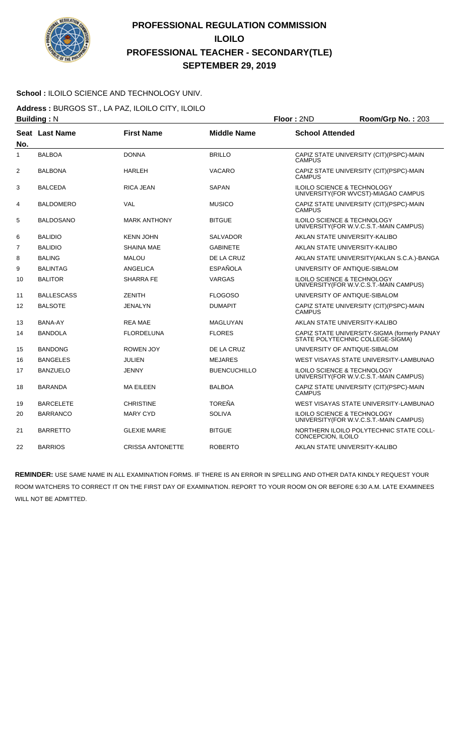# PROFESSIONAL REGULATION COMMISSION
## ILOILO
## PROFESSIONAL TEACHER - SECONDARY(TLE)
## SEPTEMBER 29, 2019

**School :** ILOILO SCIENCE AND TECHNOLOGY UNIV.

**Address :** BURGOS ST., LA PAZ, ILOILO CITY, ILOILO

**Building :** N　　**Floor :** 2ND　　**Room/Grp No. :** 203

| Seat No. | Last Name | First Name | Middle Name | School Attended |
|---|---|---|---|---|
| 1 | BALBOA | DONNA | BRILLO | CAPIZ STATE UNIVERSITY (CIT)(PSPC)-MAIN CAMPUS |
| 2 | BALBONA | HARLEH | VACARO | CAPIZ STATE UNIVERSITY (CIT)(PSPC)-MAIN CAMPUS |
| 3 | BALCEDA | RICA JEAN | SAPAN | ILOILO SCIENCE & TECHNOLOGY UNIVERSITY(FOR WVCST)-MIAGAO CAMPUS |
| 4 | BALDOMERO | VAL | MUSICO | CAPIZ STATE UNIVERSITY (CIT)(PSPC)-MAIN CAMPUS |
| 5 | BALDOSANO | MARK ANTHONY | BITGUE | ILOILO SCIENCE & TECHNOLOGY UNIVERSITY(FOR W.V.C.S.T.-MAIN CAMPUS) |
| 6 | BALIDIO | KENN JOHN | SALVADOR | AKLAN STATE UNIVERSITY-KALIBO |
| 7 | BALIDIO | SHAINA MAE | GABINETE | AKLAN STATE UNIVERSITY-KALIBO |
| 8 | BALING | MALOU | DE LA CRUZ | AKLAN STATE UNIVERSITY(AKLAN S.C.A.)-BANGA |
| 9 | BALINTAG | ANGELICA | ESPAÑOLA | UNIVERSITY OF ANTIQUE-SIBALOM |
| 10 | BALITOR | SHARRA FE | VARGAS | ILOILO SCIENCE & TECHNOLOGY UNIVERSITY(FOR W.V.C.S.T.-MAIN CAMPUS) |
| 11 | BALLESCASS | ZENITH | FLOGOSO | UNIVERSITY OF ANTIQUE-SIBALOM |
| 12 | BALSOTE | JENALYN | DUMAPIT | CAPIZ STATE UNIVERSITY (CIT)(PSPC)-MAIN CAMPUS |
| 13 | BANA-AY | REA MAE | MAGLUYAN | AKLAN STATE UNIVERSITY-KALIBO |
| 14 | BANDOLA | FLORDELUNA | FLORES | CAPIZ STATE UNIVERSITY-SIGMA (formerly PANAY STATE POLYTECHNIC COLLEGE-SIGMA) |
| 15 | BANDONG | ROWEN JOY | DE LA CRUZ | UNIVERSITY OF ANTIQUE-SIBALOM |
| 16 | BANGELES | JULIEN | MEJARES | WEST VISAYAS STATE UNIVERSITY-LAMBUNAO |
| 17 | BANZUELO | JENNY | BUENCUCHILLO | ILOILO SCIENCE & TECHNOLOGY UNIVERSITY(FOR W.V.C.S.T.-MAIN CAMPUS) |
| 18 | BARANDA | MA EILEEN | BALBOA | CAPIZ STATE UNIVERSITY (CIT)(PSPC)-MAIN CAMPUS |
| 19 | BARCELETE | CHRISTINE | TOREÑA | WEST VISAYAS STATE UNIVERSITY-LAMBUNAO |
| 20 | BARRANCO | MARY CYD | SOLIVA | ILOILO SCIENCE & TECHNOLOGY UNIVERSITY(FOR W.V.C.S.T.-MAIN CAMPUS) |
| 21 | BARRETTO | GLEXIE MARIE | BITGUE | NORTHERN ILOILO POLYTECHNIC STATE COLL-CONCEPCION, ILOILO |
| 22 | BARRIOS | CRISSA ANTONETTE | ROBERTO | AKLAN STATE UNIVERSITY-KALIBO |

**REMINDER:** USE SAME NAME IN ALL EXAMINATION FORMS. IF THERE IS AN ERROR IN SPELLING AND OTHER DATA KINDLY REQUEST YOUR ROOM WATCHERS TO CORRECT IT ON THE FIRST DAY OF EXAMINATION. REPORT TO YOUR ROOM ON OR BEFORE 6:30 A.M. LATE EXAMINEES WILL NOT BE ADMITTED.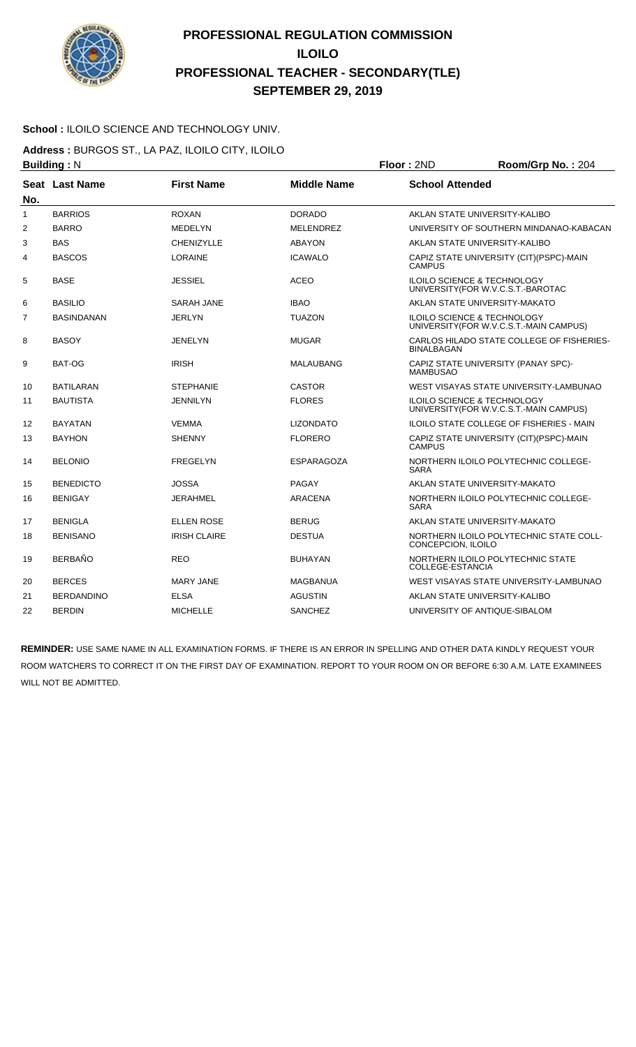# PROFESSIONAL REGULATION COMMISSION
# ILOILO
# PROFESSIONAL TEACHER - SECONDARY(TLE)
# SEPTEMBER 29, 2019

**School :** ILOILO SCIENCE AND TECHNOLOGY UNIV.

**Address :** BURGOS ST., LA PAZ, ILOILO CITY, ILOILO

**Building :** N **Floor :** 2ND **Room/Grp No. :** 204

| Seat No. | Last Name | First Name | Middle Name | School Attended |
|---|---|---|---|---|
| 1 | BARRIOS | ROXAN | DORADO | AKLAN STATE UNIVERSITY-KALIBO |
| 2 | BARRO | MEDELYN | MELENDREZ | UNIVERSITY OF SOUTHERN MINDANAO-KABACAN |
| 3 | BAS | CHENIZYLLE | ABAYON | AKLAN STATE UNIVERSITY-KALIBO |
| 4 | BASCOS | LORAINE | ICAWALO | CAPIZ STATE UNIVERSITY (CIT)(PSPC)-MAIN CAMPUS |
| 5 | BASE | JESSIEL | ACEO | ILOILO SCIENCE & TECHNOLOGY UNIVERSITY(FOR W.V.C.S.T.-BAROTAC |
| 6 | BASILIO | SARAH JANE | IBAO | AKLAN STATE UNIVERSITY-MAKATO |
| 7 | BASINDANAN | JERLYN | TUAZON | ILOILO SCIENCE & TECHNOLOGY UNIVERSITY(FOR W.V.C.S.T.-MAIN CAMPUS) |
| 8 | BASOY | JENELYN | MUGAR | CARLOS HILADO STATE COLLEGE OF FISHERIES-BINALBAGAN |
| 9 | BAT-OG | IRISH | MALAUBANG | CAPIZ STATE UNIVERSITY (PANAY SPC)-MAMBUSAO |
| 10 | BATILARAN | STEPHANIE | CASTOR | WEST VISAYAS STATE UNIVERSITY-LAMBUNAO |
| 11 | BAUTISTA | JENNILYN | FLORES | ILOILO SCIENCE & TECHNOLOGY UNIVERSITY(FOR W.V.C.S.T.-MAIN CAMPUS) |
| 12 | BAYATAN | VEMMA | LIZONDATO | ILOILO STATE COLLEGE OF FISHERIES - MAIN |
| 13 | BAYHON | SHENNY | FLORERO | CAPIZ STATE UNIVERSITY (CIT)(PSPC)-MAIN CAMPUS |
| 14 | BELONIO | FREGELYN | ESPARAGOZA | NORTHERN ILOILO POLYTECHNIC COLLEGE-SARA |
| 15 | BENEDICTO | JOSSA | PAGAY | AKLAN STATE UNIVERSITY-MAKATO |
| 16 | BENIGAY | JERAHMEL | ARACENA | NORTHERN ILOILO POLYTECHNIC COLLEGE-SARA |
| 17 | BENIGLA | ELLEN ROSE | BERUG | AKLAN STATE UNIVERSITY-MAKATO |
| 18 | BENISANO | IRISH CLAIRE | DESTUA | NORTHERN ILOILO POLYTECHNIC STATE COLL-CONCEPCION, ILOILO |
| 19 | BERBAÑO | REO | BUHAYAN | NORTHERN ILOILO POLYTECHNIC STATE COLLEGE-ESTANCIA |
| 20 | BERCES | MARY JANE | MAGBANUA | WEST VISAYAS STATE UNIVERSITY-LAMBUNAO |
| 21 | BERDANDINO | ELSA | AGUSTIN | AKLAN STATE UNIVERSITY-KALIBO |
| 22 | BERDIN | MICHELLE | SANCHEZ | UNIVERSITY OF ANTIQUE-SIBALOM |

**REMINDER:** USE SAME NAME IN ALL EXAMINATION FORMS. IF THERE IS AN ERROR IN SPELLING AND OTHER DATA KINDLY REQUEST YOUR ROOM WATCHERS TO CORRECT IT ON THE FIRST DAY OF EXAMINATION. REPORT TO YOUR ROOM ON OR BEFORE 6:30 A.M. LATE EXAMINEES WILL NOT BE ADMITTED.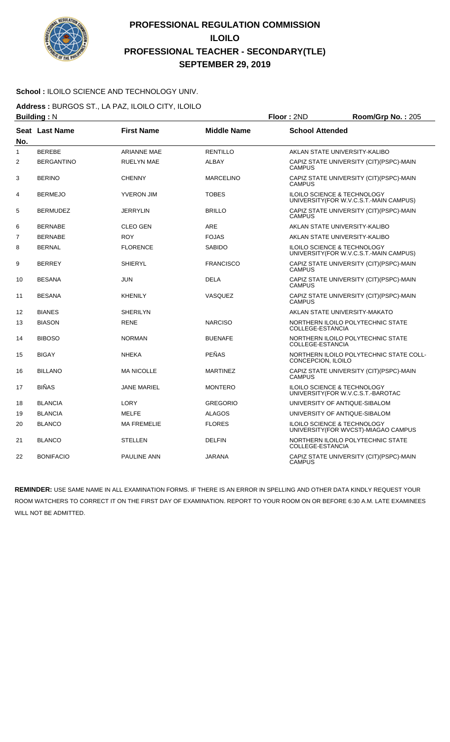# PROFESSIONAL REGULATION COMMISSION
# ILOILO
# PROFESSIONAL TEACHER - SECONDARY(TLE)
# SEPTEMBER 29, 2019

**School :** ILOILO SCIENCE AND TECHNOLOGY UNIV.

**Address :** BURGOS ST., LA PAZ, ILOILO CITY, ILOILO

**Building :** N **Floor :** 2ND **Room/Grp No. :** 205

| Seat No. | Last Name | First Name | Middle Name | School Attended |
|---|---|---|---|---|
| 1 | BEREBE | ARIANNE MAE | RENTILLO | AKLAN STATE UNIVERSITY-KALIBO |
| 2 | BERGANTINO | RUELYN MAE | ALBAY | CAPIZ STATE UNIVERSITY (CIT)(PSPC)-MAIN CAMPUS |
| 3 | BERINO | CHENNY | MARCELINO | CAPIZ STATE UNIVERSITY (CIT)(PSPC)-MAIN CAMPUS |
| 4 | BERMEJO | YVERON JIM | TOBES | ILOILO SCIENCE & TECHNOLOGY UNIVERSITY(FOR W.V.C.S.T.-MAIN CAMPUS) |
| 5 | BERMUDEZ | JERRYLIN | BRILLO | CAPIZ STATE UNIVERSITY (CIT)(PSPC)-MAIN CAMPUS |
| 6 | BERNABE | CLEO GEN | ARE | AKLAN STATE UNIVERSITY-KALIBO |
| 7 | BERNABE | ROY | FOJAS | AKLAN STATE UNIVERSITY-KALIBO |
| 8 | BERNAL | FLORENCE | SABIDO | ILOILO SCIENCE & TECHNOLOGY UNIVERSITY(FOR W.V.C.S.T.-MAIN CAMPUS) |
| 9 | BERREY | SHIERYL | FRANCISCO | CAPIZ STATE UNIVERSITY (CIT)(PSPC)-MAIN CAMPUS |
| 10 | BESANA | JUN | DELA | CAPIZ STATE UNIVERSITY (CIT)(PSPC)-MAIN CAMPUS |
| 11 | BESANA | KHENILY | VASQUEZ | CAPIZ STATE UNIVERSITY (CIT)(PSPC)-MAIN CAMPUS |
| 12 | BIANES | SHERILYN | | AKLAN STATE UNIVERSITY-MAKATO |
| 13 | BIASON | RENE | NARCISO | NORTHERN ILOILO POLYTECHNIC STATE COLLEGE-ESTANCIA |
| 14 | BIBOSO | NORMAN | BUENAFE | NORTHERN ILOILO POLYTECHNIC STATE COLLEGE-ESTANCIA |
| 15 | BIGAY | NHEKA | PEÑAS | NORTHERN ILOILO POLYTECHNIC STATE COLL-CONCEPCION, ILOILO |
| 16 | BILLANO | MA NICOLLE | MARTINEZ | CAPIZ STATE UNIVERSITY (CIT)(PSPC)-MAIN CAMPUS |
| 17 | BIÑAS | JANE MARIEL | MONTERO | ILOILO SCIENCE & TECHNOLOGY UNIVERSITY(FOR W.V.C.S.T.-BAROTAC |
| 18 | BLANCIA | LORY | GREGORIO | UNIVERSITY OF ANTIQUE-SIBALOM |
| 19 | BLANCIA | MELFE | ALAGOS | UNIVERSITY OF ANTIQUE-SIBALOM |
| 20 | BLANCO | MA FREMELIE | FLORES | ILOILO SCIENCE & TECHNOLOGY UNIVERSITY(FOR WVCST)-MIAGAO CAMPUS |
| 21 | BLANCO | STELLEN | DELFIN | NORTHERN ILOILO POLYTECHNIC STATE COLLEGE-ESTANCIA |
| 22 | BONIFACIO | PAULINE ANN | JARANA | CAPIZ STATE UNIVERSITY (CIT)(PSPC)-MAIN CAMPUS |

**REMINDER:** USE SAME NAME IN ALL EXAMINATION FORMS. IF THERE IS AN ERROR IN SPELLING AND OTHER DATA KINDLY REQUEST YOUR ROOM WATCHERS TO CORRECT IT ON THE FIRST DAY OF EXAMINATION. REPORT TO YOUR ROOM ON OR BEFORE 6:30 A.M. LATE EXAMINEES WILL NOT BE ADMITTED.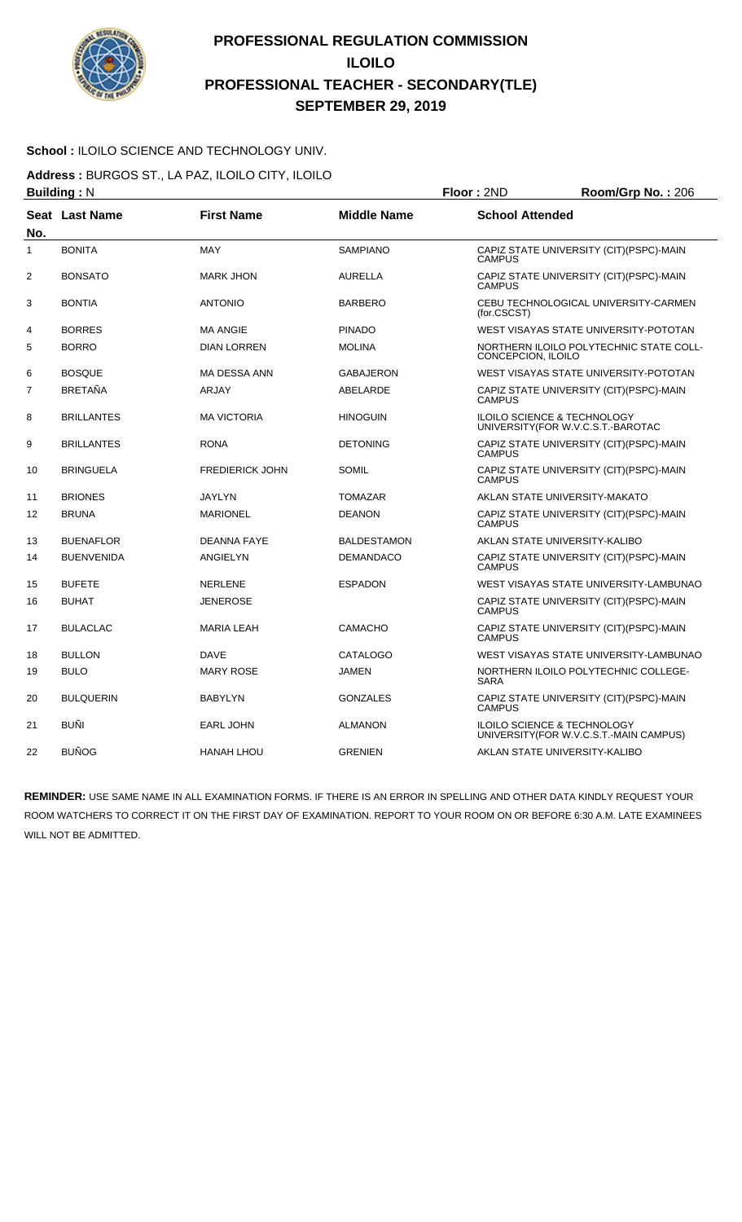# PROFESSIONAL REGULATION COMMISSION
## ILOILO
## PROFESSIONAL TEACHER - SECONDARY(TLE)
## SEPTEMBER 29, 2019

**School :** ILOILO SCIENCE AND TECHNOLOGY UNIV.

**Address :** BURGOS ST., LA PAZ, ILOILO CITY, ILOILO

**Building :** N **Floor :** 2ND **Room/Grp No. :** 206

| Seat No. | Last Name | First Name | Middle Name | School Attended |
|---|---|---|---|---|
| 1 | BONITA | MAY | SAMPIANO | CAPIZ STATE UNIVERSITY (CIT)(PSPC)-MAIN CAMPUS |
| 2 | BONSATO | MARK JHON | AURELLA | CAPIZ STATE UNIVERSITY (CIT)(PSPC)-MAIN CAMPUS |
| 3 | BONTIA | ANTONIO | BARBERO | CEBU TECHNOLOGICAL UNIVERSITY-CARMEN (for.CSCST) |
| 4 | BORRES | MA ANGIE | PINADO | WEST VISAYAS STATE UNIVERSITY-POTOTAN |
| 5 | BORRO | DIAN LORREN | MOLINA | NORTHERN ILOILO POLYTECHNIC STATE COLL-CONCEPCION, ILOILO |
| 6 | BOSQUE | MA DESSA ANN | GABAJERON | WEST VISAYAS STATE UNIVERSITY-POTOTAN |
| 7 | BRETAÑA | ARJAY | ABELARDE | CAPIZ STATE UNIVERSITY (CIT)(PSPC)-MAIN CAMPUS |
| 8 | BRILLANTES | MA VICTORIA | HINOGUIN | ILOILO SCIENCE & TECHNOLOGY UNIVERSITY(FOR W.V.C.S.T.-BAROTAC |
| 9 | BRILLANTES | RONA | DETONING | CAPIZ STATE UNIVERSITY (CIT)(PSPC)-MAIN CAMPUS |
| 10 | BRINGUELA | FREDIERICK JOHN | SOMIL | CAPIZ STATE UNIVERSITY (CIT)(PSPC)-MAIN CAMPUS |
| 11 | BRIONES | JAYLYN | TOMAZAR | AKLAN STATE UNIVERSITY-MAKATO |
| 12 | BRUNA | MARIONEL | DEANON | CAPIZ STATE UNIVERSITY (CIT)(PSPC)-MAIN CAMPUS |
| 13 | BUENAFLOR | DEANNA FAYE | BALDESTAMON | AKLAN STATE UNIVERSITY-KALIBO |
| 14 | BUENVENIDA | ANGIELYN | DEMANDACO | CAPIZ STATE UNIVERSITY (CIT)(PSPC)-MAIN CAMPUS |
| 15 | BUFETE | NERLENE | ESPADON | WEST VISAYAS STATE UNIVERSITY-LAMBUNAO |
| 16 | BUHAT | JENEROSE | | CAPIZ STATE UNIVERSITY (CIT)(PSPC)-MAIN CAMPUS |
| 17 | BULACLAC | MARIA LEAH | CAMACHO | CAPIZ STATE UNIVERSITY (CIT)(PSPC)-MAIN CAMPUS |
| 18 | BULLON | DAVE | CATALOGO | WEST VISAYAS STATE UNIVERSITY-LAMBUNAO |
| 19 | BULO | MARY ROSE | JAMEN | NORTHERN ILOILO POLYTECHNIC COLLEGE-SARA |
| 20 | BULQUERIN | BABYLYN | GONZALES | CAPIZ STATE UNIVERSITY (CIT)(PSPC)-MAIN CAMPUS |
| 21 | BUÑI | EARL JOHN | ALMANON | ILOILO SCIENCE & TECHNOLOGY UNIVERSITY(FOR W.V.C.S.T.-MAIN CAMPUS) |
| 22 | BUÑOG | HANAH LHOU | GRENIEN | AKLAN STATE UNIVERSITY-KALIBO |

**REMINDER:** USE SAME NAME IN ALL EXAMINATION FORMS. IF THERE IS AN ERROR IN SPELLING AND OTHER DATA KINDLY REQUEST YOUR ROOM WATCHERS TO CORRECT IT ON THE FIRST DAY OF EXAMINATION. REPORT TO YOUR ROOM ON OR BEFORE 6:30 A.M. LATE EXAMINEES WILL NOT BE ADMITTED.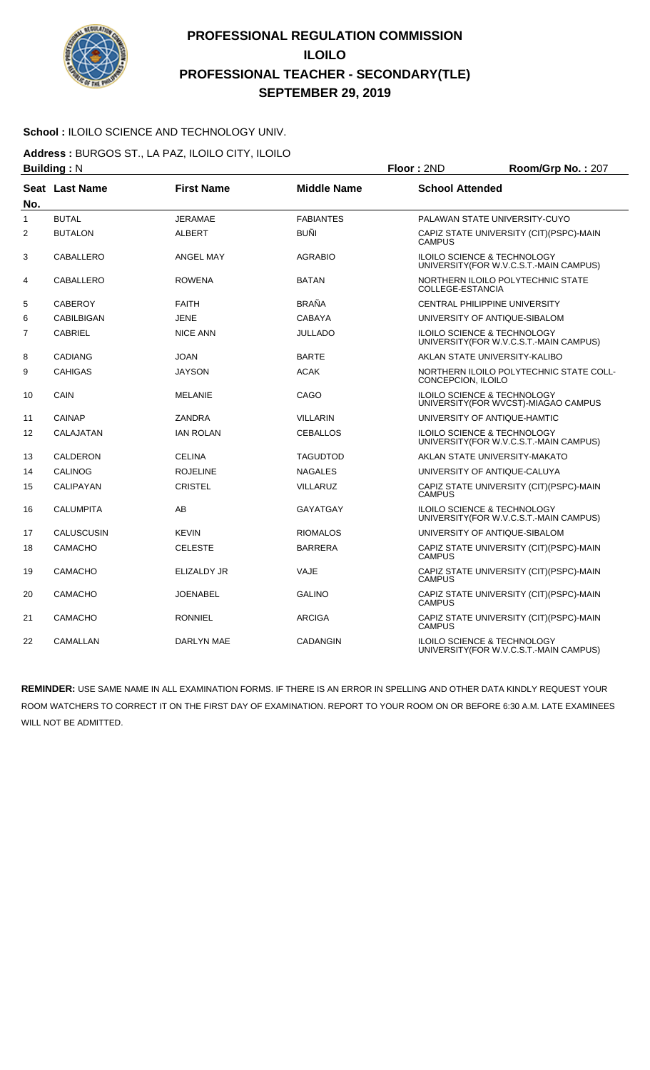# PROFESSIONAL REGULATION COMMISSION
## ILOILO
## PROFESSIONAL TEACHER - SECONDARY(TLE)
## SEPTEMBER 29, 2019

**School :** ILOILO SCIENCE AND TECHNOLOGY UNIV.

**Address :** BURGOS ST., LA PAZ, ILOILO CITY, ILOILO

**Building :** N **Floor :** 2ND **Room/Grp No. :** 207

| Seat No. | Last Name | First Name | Middle Name | School Attended |
|---|---|---|---|---|
| 1 | BUTAL | JERAMAE | FABIANTES | PALAWAN STATE UNIVERSITY-CUYO |
| 2 | BUTALON | ALBERT | BUÑI | CAPIZ STATE UNIVERSITY (CIT)(PSPC)-MAIN CAMPUS |
| 3 | CABALLERO | ANGEL MAY | AGRABIO | ILOILO SCIENCE & TECHNOLOGY UNIVERSITY(FOR W.V.C.S.T.-MAIN CAMPUS) |
| 4 | CABALLERO | ROWENA | BATAN | NORTHERN ILOILO POLYTECHNIC STATE COLLEGE-ESTANCIA |
| 5 | CABEROY | FAITH | BRAÑA | CENTRAL PHILIPPINE UNIVERSITY |
| 6 | CABILBIGAN | JENE | CABAYA | UNIVERSITY OF ANTIQUE-SIBALOM |
| 7 | CABRIEL | NICE ANN | JULLADO | ILOILO SCIENCE & TECHNOLOGY UNIVERSITY(FOR W.V.C.S.T.-MAIN CAMPUS) |
| 8 | CADIANG | JOAN | BARTE | AKLAN STATE UNIVERSITY-KALIBO |
| 9 | CAHIGAS | JAYSON | ACAK | NORTHERN ILOILO POLYTECHNIC STATE COLL-CONCEPCION, ILOILO |
| 10 | CAIN | MELANIE | CAGO | ILOILO SCIENCE & TECHNOLOGY UNIVERSITY(FOR WVCST)-MIAGAO CAMPUS |
| 11 | CAINAP | ZANDRA | VILLARIN | UNIVERSITY OF ANTIQUE-HAMTIC |
| 12 | CALAJATAN | IAN ROLAN | CEBALLOS | ILOILO SCIENCE & TECHNOLOGY UNIVERSITY(FOR W.V.C.S.T.-MAIN CAMPUS) |
| 13 | CALDERON | CELINA | TAGUDTOD | AKLAN STATE UNIVERSITY-MAKATO |
| 14 | CALINOG | ROJELINE | NAGALES | UNIVERSITY OF ANTIQUE-CALUYA |
| 15 | CALIPAYAN | CRISTEL | VILLARUZ | CAPIZ STATE UNIVERSITY (CIT)(PSPC)-MAIN CAMPUS |
| 16 | CALUMPITA | AB | GAYATGAY | ILOILO SCIENCE & TECHNOLOGY UNIVERSITY(FOR W.V.C.S.T.-MAIN CAMPUS) |
| 17 | CALUSCUSIN | KEVIN | RIOMALOS | UNIVERSITY OF ANTIQUE-SIBALOM |
| 18 | CAMACHO | CELESTE | BARRERA | CAPIZ STATE UNIVERSITY (CIT)(PSPC)-MAIN CAMPUS |
| 19 | CAMACHO | ELIZALDY JR | VAJE | CAPIZ STATE UNIVERSITY (CIT)(PSPC)-MAIN CAMPUS |
| 20 | CAMACHO | JOENABEL | GALINO | CAPIZ STATE UNIVERSITY (CIT)(PSPC)-MAIN CAMPUS |
| 21 | CAMACHO | RONNIEL | ARCIGA | CAPIZ STATE UNIVERSITY (CIT)(PSPC)-MAIN CAMPUS |
| 22 | CAMALLAN | DARLYN MAE | CADANGIN | ILOILO SCIENCE & TECHNOLOGY UNIVERSITY(FOR W.V.C.S.T.-MAIN CAMPUS) |

**REMINDER:** USE SAME NAME IN ALL EXAMINATION FORMS. IF THERE IS AN ERROR IN SPELLING AND OTHER DATA KINDLY REQUEST YOUR ROOM WATCHERS TO CORRECT IT ON THE FIRST DAY OF EXAMINATION. REPORT TO YOUR ROOM ON OR BEFORE 6:30 A.M. LATE EXAMINEES WILL NOT BE ADMITTED.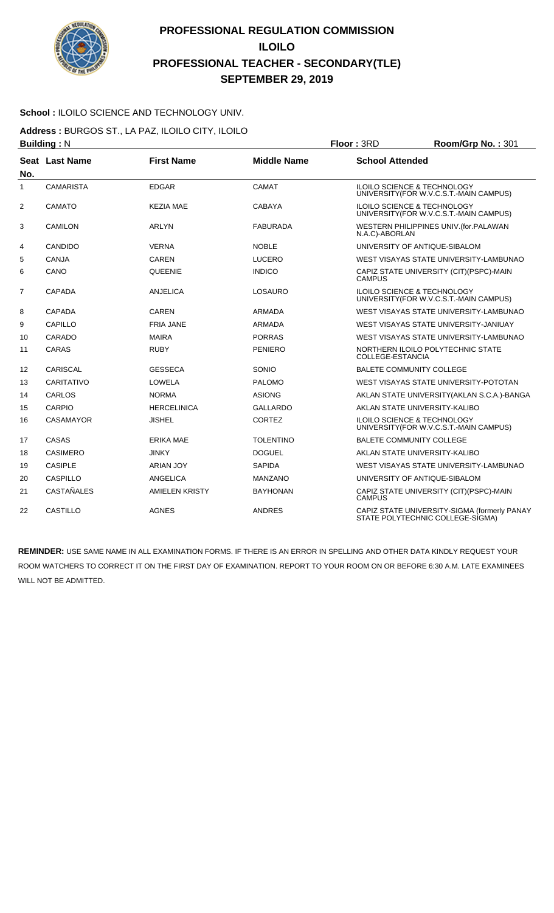# PROFESSIONAL REGULATION COMMISSION
# ILOILO
# PROFESSIONAL TEACHER - SECONDARY(TLE)
# SEPTEMBER 29, 2019

**School :** ILOILO SCIENCE AND TECHNOLOGY UNIV.

**Address :** BURGOS ST., LA PAZ, ILOILO CITY, ILOILO

**Building :** N **Floor :** 3RD **Room/Grp No. :** 301

| Seat No. | Last Name | First Name | Middle Name | School Attended |
|---|---|---|---|---|
| 1 | CAMARISTA | EDGAR | CAMAT | ILOILO SCIENCE & TECHNOLOGY UNIVERSITY(FOR W.V.C.S.T.-MAIN CAMPUS) |
| 2 | CAMATO | KEZIA MAE | CABAYA | ILOILO SCIENCE & TECHNOLOGY UNIVERSITY(FOR W.V.C.S.T.-MAIN CAMPUS) |
| 3 | CAMILON | ARLYN | FABURADA | WESTERN PHILIPPINES UNIV.(for.PALAWAN N.A.C)-ABORLAN |
| 4 | CANDIDO | VERNA | NOBLE | UNIVERSITY OF ANTIQUE-SIBALOM |
| 5 | CANJA | CAREN | LUCERO | WEST VISAYAS STATE UNIVERSITY-LAMBUNAO |
| 6 | CANO | QUEENIE | INDICO | CAPIZ STATE UNIVERSITY (CIT)(PSPC)-MAIN CAMPUS |
| 7 | CAPADA | ANJELICA | LOSAURO | ILOILO SCIENCE & TECHNOLOGY UNIVERSITY(FOR W.V.C.S.T.-MAIN CAMPUS) |
| 8 | CAPADA | CAREN | ARMADA | WEST VISAYAS STATE UNIVERSITY-LAMBUNAO |
| 9 | CAPILLO | FRIA JANE | ARMADA | WEST VISAYAS STATE UNIVERSITY-JANIUAY |
| 10 | CARADO | MAIRA | PORRAS | WEST VISAYAS STATE UNIVERSITY-LAMBUNAO |
| 11 | CARAS | RUBY | PENIERO | NORTHERN ILOILO POLYTECHNIC STATE COLLEGE-ESTANCIA |
| 12 | CARISCAL | GESSECA | SONIO | BALETE COMMUNITY COLLEGE |
| 13 | CARITATIVO | LOWELA | PALOMO | WEST VISAYAS STATE UNIVERSITY-POTOTAN |
| 14 | CARLOS | NORMA | ASIONG | AKLAN STATE UNIVERSITY(AKLAN S.C.A.)-BANGA |
| 15 | CARPIO | HERCELINICA | GALLARDO | AKLAN STATE UNIVERSITY-KALIBO |
| 16 | CASAMAYOR | JISHEL | CORTEZ | ILOILO SCIENCE & TECHNOLOGY UNIVERSITY(FOR W.V.C.S.T.-MAIN CAMPUS) |
| 17 | CASAS | ERIKA MAE | TOLENTINO | BALETE COMMUNITY COLLEGE |
| 18 | CASIMERO | JINKY | DOGUEL | AKLAN STATE UNIVERSITY-KALIBO |
| 19 | CASIPLE | ARIAN JOY | SAPIDA | WEST VISAYAS STATE UNIVERSITY-LAMBUNAO |
| 20 | CASPILLO | ANGELICA | MANZANO | UNIVERSITY OF ANTIQUE-SIBALOM |
| 21 | CASTAÑALES | AMIELEN KRISTY | BAYHONAN | CAPIZ STATE UNIVERSITY (CIT)(PSPC)-MAIN CAMPUS |
| 22 | CASTILLO | AGNES | ANDRES | CAPIZ STATE UNIVERSITY-SIGMA (formerly PANAY STATE POLYTECHNIC COLLEGE-SIGMA) |

**REMINDER:** USE SAME NAME IN ALL EXAMINATION FORMS. IF THERE IS AN ERROR IN SPELLING AND OTHER DATA KINDLY REQUEST YOUR ROOM WATCHERS TO CORRECT IT ON THE FIRST DAY OF EXAMINATION. REPORT TO YOUR ROOM ON OR BEFORE 6:30 A.M. LATE EXAMINEES WILL NOT BE ADMITTED.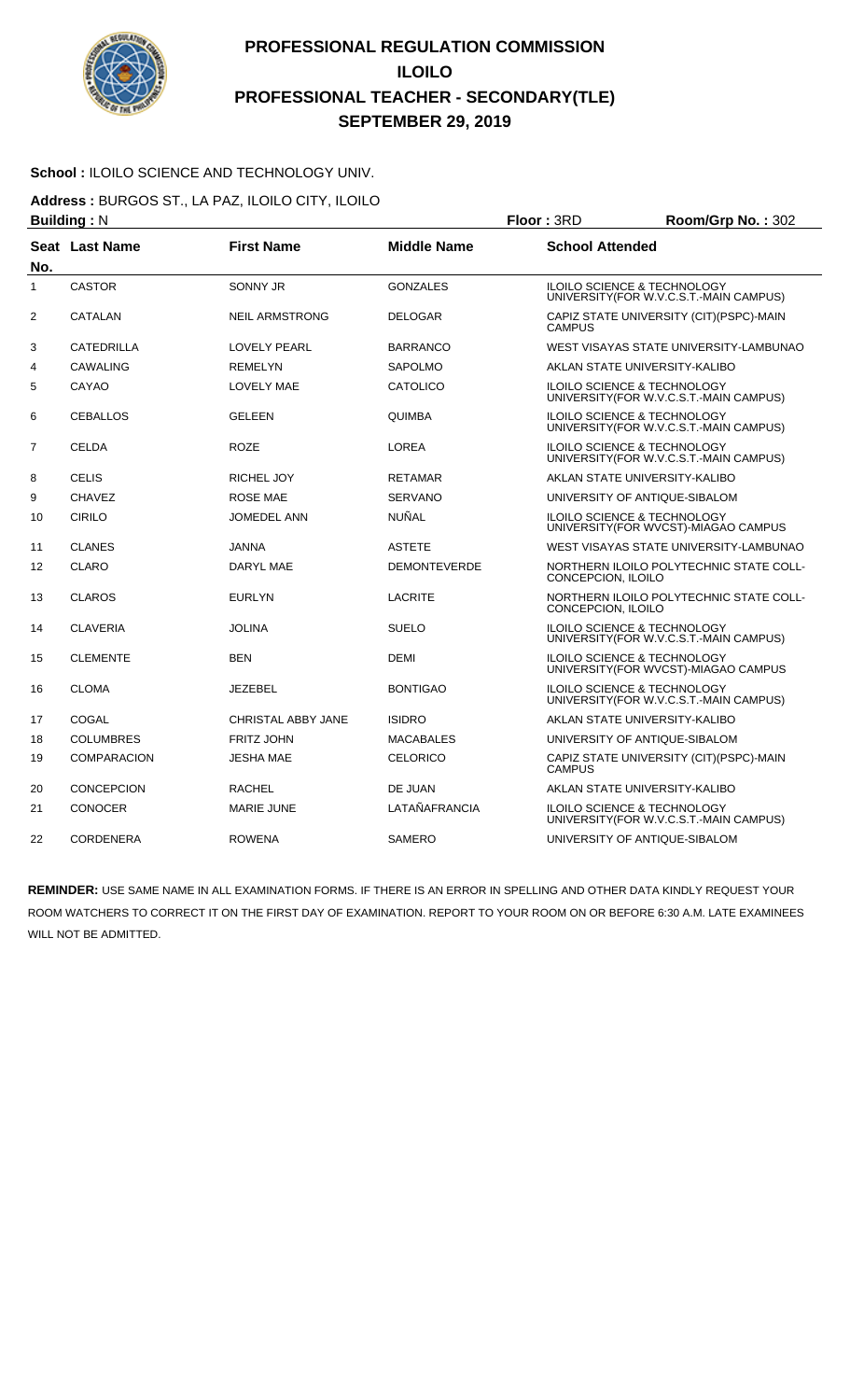# PROFESSIONAL REGULATION COMMISSION
# ILOILO
# PROFESSIONAL TEACHER - SECONDARY(TLE)
# SEPTEMBER 29, 2019

**School :** ILOILO SCIENCE AND TECHNOLOGY UNIV.

**Address :** BURGOS ST., LA PAZ, ILOILO CITY, ILOILO

**Building :** N **Floor :** 3RD **Room/Grp No. :** 302

| Seat No. | Last Name | First Name | Middle Name | School Attended |
|---|---|---|---|---|
| 1 | CASTOR | SONNY JR | GONZALES | ILOILO SCIENCE & TECHNOLOGY UNIVERSITY(FOR W.V.C.S.T.-MAIN CAMPUS) |
| 2 | CATALAN | NEIL ARMSTRONG | DELOGAR | CAPIZ STATE UNIVERSITY (CIT)(PSPC)-MAIN CAMPUS |
| 3 | CATEDRILLA | LOVELY PEARL | BARRANCO | WEST VISAYAS STATE UNIVERSITY-LAMBUNAO |
| 4 | CAWALING | REMELYN | SAPOLMO | AKLAN STATE UNIVERSITY-KALIBO |
| 5 | CAYAO | LOVELY MAE | CATOLICO | ILOILO SCIENCE & TECHNOLOGY UNIVERSITY(FOR W.V.C.S.T.-MAIN CAMPUS) |
| 6 | CEBALLOS | GELEEN | QUIMBA | ILOILO SCIENCE & TECHNOLOGY UNIVERSITY(FOR W.V.C.S.T.-MAIN CAMPUS) |
| 7 | CELDA | ROZE | LOREA | ILOILO SCIENCE & TECHNOLOGY UNIVERSITY(FOR W.V.C.S.T.-MAIN CAMPUS) |
| 8 | CELIS | RICHEL JOY | RETAMAR | AKLAN STATE UNIVERSITY-KALIBO |
| 9 | CHAVEZ | ROSE MAE | SERVANO | UNIVERSITY OF ANTIQUE-SIBALOM |
| 10 | CIRILO | JOMEDEL ANN | NUÑAL | ILOILO SCIENCE & TECHNOLOGY UNIVERSITY(FOR WVCST)-MIAGAO CAMPUS |
| 11 | CLANES | JANNA | ASTETE | WEST VISAYAS STATE UNIVERSITY-LAMBUNAO |
| 12 | CLARO | DARYL MAE | DEMONTEVERDE | NORTHERN ILOILO POLYTECHNIC STATE COLL-CONCEPCION, ILOILO |
| 13 | CLAROS | EURLYN | LACRITE | NORTHERN ILOILO POLYTECHNIC STATE COLL-CONCEPCION, ILOILO |
| 14 | CLAVERIA | JOLINA | SUELO | ILOILO SCIENCE & TECHNOLOGY UNIVERSITY(FOR W.V.C.S.T.-MAIN CAMPUS) |
| 15 | CLEMENTE | BEN | DEMI | ILOILO SCIENCE & TECHNOLOGY UNIVERSITY(FOR WVCST)-MIAGAO CAMPUS |
| 16 | CLOMA | JEZEBEL | BONTIGAO | ILOILO SCIENCE & TECHNOLOGY UNIVERSITY(FOR W.V.C.S.T.-MAIN CAMPUS) |
| 17 | COGAL | CHRISTAL ABBY JANE | ISIDRO | AKLAN STATE UNIVERSITY-KALIBO |
| 18 | COLUMBRES | FRITZ JOHN | MACABALES | UNIVERSITY OF ANTIQUE-SIBALOM |
| 19 | COMPARACION | JESHA MAE | CELORICO | CAPIZ STATE UNIVERSITY (CIT)(PSPC)-MAIN CAMPUS |
| 20 | CONCEPCION | RACHEL | DE JUAN | AKLAN STATE UNIVERSITY-KALIBO |
| 21 | CONOCER | MARIE JUNE | LATAÑAFRANCIA | ILOILO SCIENCE & TECHNOLOGY UNIVERSITY(FOR W.V.C.S.T.-MAIN CAMPUS) |
| 22 | CORDENERA | ROWENA | SAMERO | UNIVERSITY OF ANTIQUE-SIBALOM |

**REMINDER:** USE SAME NAME IN ALL EXAMINATION FORMS. IF THERE IS AN ERROR IN SPELLING AND OTHER DATA KINDLY REQUEST YOUR ROOM WATCHERS TO CORRECT IT ON THE FIRST DAY OF EXAMINATION. REPORT TO YOUR ROOM ON OR BEFORE 6:30 A.M. LATE EXAMINEES WILL NOT BE ADMITTED.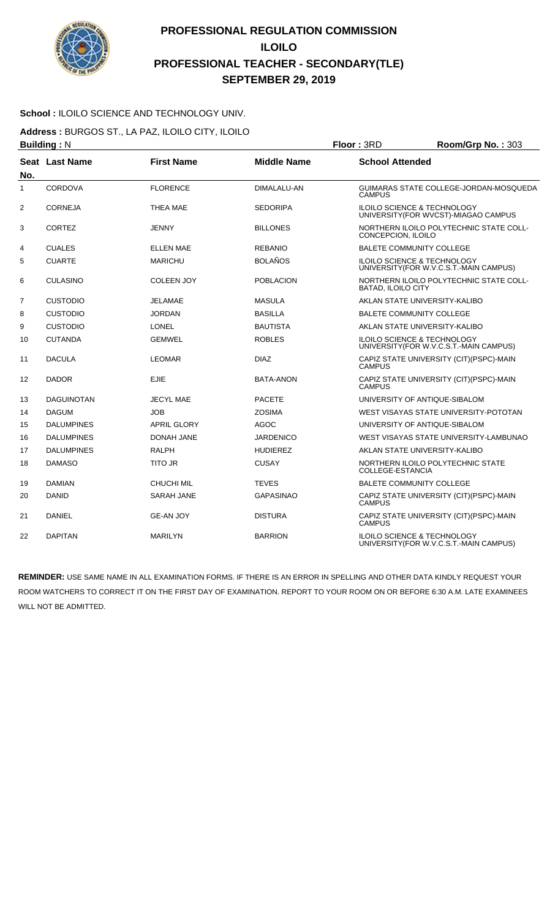# PROFESSIONAL REGULATION COMMISSION
## ILOILO
## PROFESSIONAL TEACHER - SECONDARY(TLE)
## SEPTEMBER 29, 2019

**School :** ILOILO SCIENCE AND TECHNOLOGY UNIV.

**Address :** BURGOS ST., LA PAZ, ILOILO CITY, ILOILO

**Building :** N **Floor :** 3RD **Room/Grp No. :** 303

| Seat No. | Last Name | First Name | Middle Name | School Attended |
|---|---|---|---|---|
| 1 | CORDOVA | FLORENCE | DIMALALU-AN | GUIMARAS STATE COLLEGE-JORDAN-MOSQUEDA CAMPUS |
| 2 | CORNEJA | THEA MAE | SEDORIPA | ILOILO SCIENCE & TECHNOLOGY UNIVERSITY(FOR WVCST)-MIAGAO CAMPUS |
| 3 | CORTEZ | JENNY | BILLONES | NORTHERN ILOILO POLYTECHNIC STATE COLL-CONCEPCION, ILOILO |
| 4 | CUALES | ELLEN MAE | REBANIO | BALETE COMMUNITY COLLEGE |
| 5 | CUARTE | MARICHU | BOLAÑOS | ILOILO SCIENCE & TECHNOLOGY UNIVERSITY(FOR W.V.C.S.T.-MAIN CAMPUS) |
| 6 | CULASINO | COLEEN JOY | POBLACION | NORTHERN ILOILO POLYTECHNIC STATE COLL-BATAD, ILOILO CITY |
| 7 | CUSTODIO | JELAMAE | MASULA | AKLAN STATE UNIVERSITY-KALIBO |
| 8 | CUSTODIO | JORDAN | BASILLA | BALETE COMMUNITY COLLEGE |
| 9 | CUSTODIO | LONEL | BAUTISTA | AKLAN STATE UNIVERSITY-KALIBO |
| 10 | CUTANDA | GEMWEL | ROBLES | ILOILO SCIENCE & TECHNOLOGY UNIVERSITY(FOR W.V.C.S.T.-MAIN CAMPUS) |
| 11 | DACULA | LEOMAR | DIAZ | CAPIZ STATE UNIVERSITY (CIT)(PSPC)-MAIN CAMPUS |
| 12 | DADOR | EJIE | BATA-ANON | CAPIZ STATE UNIVERSITY (CIT)(PSPC)-MAIN CAMPUS |
| 13 | DAGUINOTAN | JECYL MAE | PACETE | UNIVERSITY OF ANTIQUE-SIBALOM |
| 14 | DAGUM | JOB | ZOSIMA | WEST VISAYAS STATE UNIVERSITY-POTOTAN |
| 15 | DALUMPINES | APRIL GLORY | AGOC | UNIVERSITY OF ANTIQUE-SIBALOM |
| 16 | DALUMPINES | DONAH JANE | JARDENICO | WEST VISAYAS STATE UNIVERSITY-LAMBUNAO |
| 17 | DALUMPINES | RALPH | HUDIEREZ | AKLAN STATE UNIVERSITY-KALIBO |
| 18 | DAMASO | TITO JR | CUSAY | NORTHERN ILOILO POLYTECHNIC STATE COLLEGE-ESTANCIA |
| 19 | DAMIAN | CHUCHI MIL | TEVES | BALETE COMMUNITY COLLEGE |
| 20 | DANID | SARAH JANE | GAPASINAO | CAPIZ STATE UNIVERSITY (CIT)(PSPC)-MAIN CAMPUS |
| 21 | DANIEL | GE-AN JOY | DISTURA | CAPIZ STATE UNIVERSITY (CIT)(PSPC)-MAIN CAMPUS |
| 22 | DAPITAN | MARILYN | BARRION | ILOILO SCIENCE & TECHNOLOGY UNIVERSITY(FOR W.V.C.S.T.-MAIN CAMPUS) |

**REMINDER:** USE SAME NAME IN ALL EXAMINATION FORMS. IF THERE IS AN ERROR IN SPELLING AND OTHER DATA KINDLY REQUEST YOUR ROOM WATCHERS TO CORRECT IT ON THE FIRST DAY OF EXAMINATION. REPORT TO YOUR ROOM ON OR BEFORE 6:30 A.M. LATE EXAMINEES WILL NOT BE ADMITTED.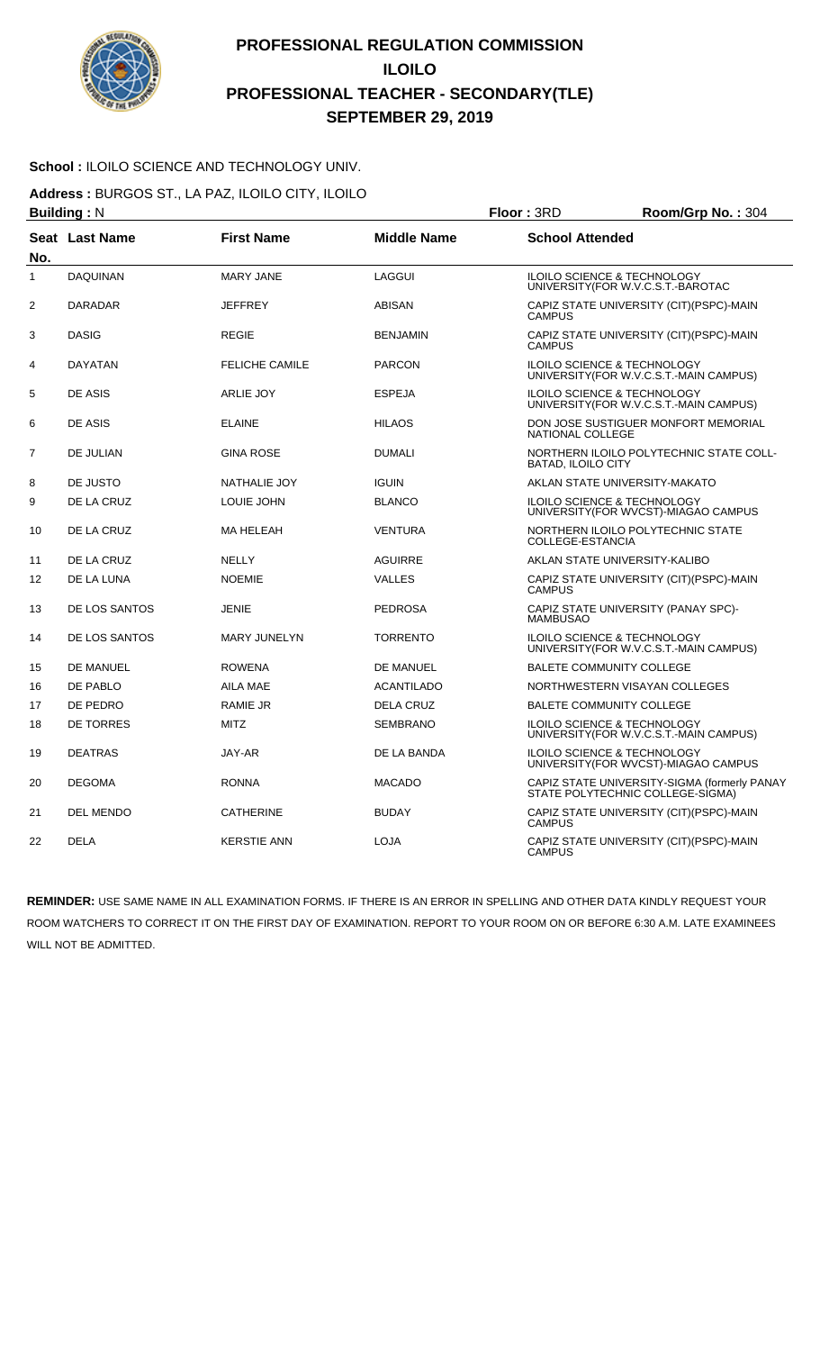# PROFESSIONAL REGULATION COMMISSION
# ILOILO
# PROFESSIONAL TEACHER - SECONDARY(TLE)
# SEPTEMBER 29, 2019

**School :** ILOILO SCIENCE AND TECHNOLOGY UNIV.

**Address :** BURGOS ST., LA PAZ, ILOILO CITY, ILOILO

**Building :** N **Floor :** 3RD **Room/Grp No. :** 304

| Seat No. | Last Name | First Name | Middle Name | School Attended |
|---|---|---|---|---|
| 1 | DAQUINAN | MARY JANE | LAGGUI | ILOILO SCIENCE & TECHNOLOGY UNIVERSITY(FOR W.V.C.S.T.-BAROTAC |
| 2 | DARADAR | JEFFREY | ABISAN | CAPIZ STATE UNIVERSITY (CIT)(PSPC)-MAIN CAMPUS |
| 3 | DASIG | REGIE | BENJAMIN | CAPIZ STATE UNIVERSITY (CIT)(PSPC)-MAIN CAMPUS |
| 4 | DAYATAN | FELICHE CAMILE | PARCON | ILOILO SCIENCE & TECHNOLOGY UNIVERSITY(FOR W.V.C.S.T.-MAIN CAMPUS) |
| 5 | DE ASIS | ARLIE JOY | ESPEJA | ILOILO SCIENCE & TECHNOLOGY UNIVERSITY(FOR W.V.C.S.T.-MAIN CAMPUS) |
| 6 | DE ASIS | ELAINE | HILAOS | DON JOSE SUSTIGUER MONFORT MEMORIAL NATIONAL COLLEGE |
| 7 | DE JULIAN | GINA ROSE | DUMALI | NORTHERN ILOILO POLYTECHNIC STATE COLL-BATAD, ILOILO CITY |
| 8 | DE JUSTO | NATHALIE JOY | IGUIN | AKLAN STATE UNIVERSITY-MAKATO |
| 9 | DE LA CRUZ | LOUIE JOHN | BLANCO | ILOILO SCIENCE & TECHNOLOGY UNIVERSITY(FOR WVCST)-MIAGAO CAMPUS |
| 10 | DE LA CRUZ | MA HELEAH | VENTURA | NORTHERN ILOILO POLYTECHNIC STATE COLLEGE-ESTANCIA |
| 11 | DE LA CRUZ | NELLY | AGUIRRE | AKLAN STATE UNIVERSITY-KALIBO |
| 12 | DE LA LUNA | NOEMIE | VALLES | CAPIZ STATE UNIVERSITY (CIT)(PSPC)-MAIN CAMPUS |
| 13 | DE LOS SANTOS | JENIE | PEDROSA | CAPIZ STATE UNIVERSITY (PANAY SPC)-MAMBUSAO |
| 14 | DE LOS SANTOS | MARY JUNELYN | TORRENTO | ILOILO SCIENCE & TECHNOLOGY UNIVERSITY(FOR W.V.C.S.T.-MAIN CAMPUS) |
| 15 | DE MANUEL | ROWENA | DE MANUEL | BALETE COMMUNITY COLLEGE |
| 16 | DE PABLO | AILA MAE | ACANTILADO | NORTHWESTERN VISAYAN COLLEGES |
| 17 | DE PEDRO | RAMIE JR | DELA CRUZ | BALETE COMMUNITY COLLEGE |
| 18 | DE TORRES | MITZ | SEMBRANO | ILOILO SCIENCE & TECHNOLOGY UNIVERSITY(FOR W.V.C.S.T.-MAIN CAMPUS) |
| 19 | DEATRAS | JAY-AR | DE LA BANDA | ILOILO SCIENCE & TECHNOLOGY UNIVERSITY(FOR WVCST)-MIAGAO CAMPUS |
| 20 | DEGOMA | RONNA | MACADO | CAPIZ STATE UNIVERSITY-SIGMA (formerly PANAY STATE POLYTECHNIC COLLEGE-SIGMA) |
| 21 | DEL MENDO | CATHERINE | BUDAY | CAPIZ STATE UNIVERSITY (CIT)(PSPC)-MAIN CAMPUS |
| 22 | DELA | KERSTIE ANN | LOJA | CAPIZ STATE UNIVERSITY (CIT)(PSPC)-MAIN CAMPUS |

**REMINDER:** USE SAME NAME IN ALL EXAMINATION FORMS. IF THERE IS AN ERROR IN SPELLING AND OTHER DATA KINDLY REQUEST YOUR ROOM WATCHERS TO CORRECT IT ON THE FIRST DAY OF EXAMINATION. REPORT TO YOUR ROOM ON OR BEFORE 6:30 A.M. LATE EXAMINEES WILL NOT BE ADMITTED.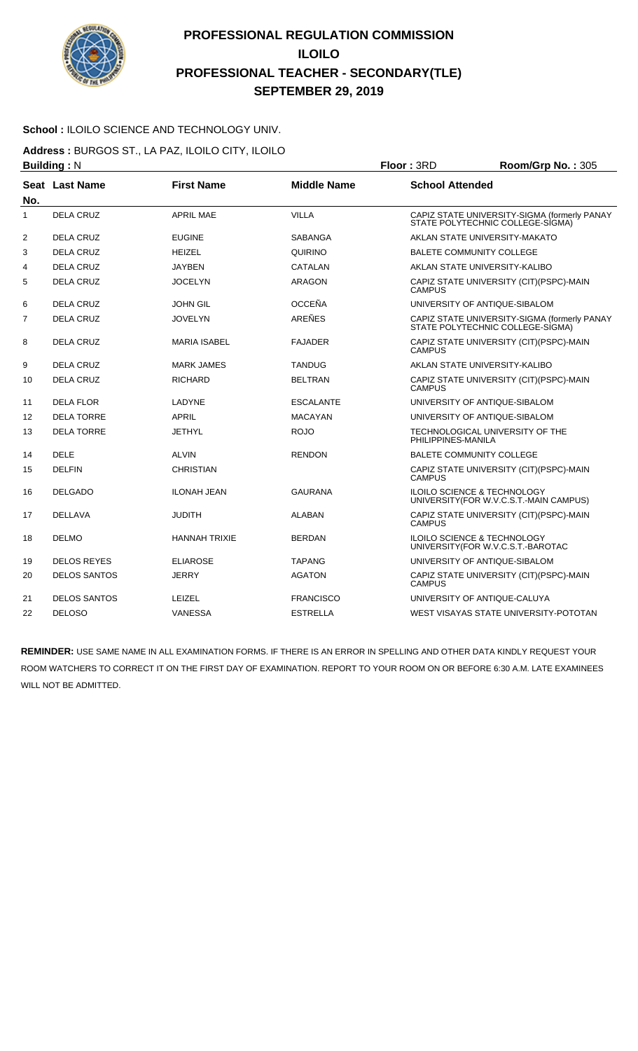# PROFESSIONAL REGULATION COMMISSION
# ILOILO
# PROFESSIONAL TEACHER - SECONDARY(TLE)
# SEPTEMBER 29, 2019

**School :** ILOILO SCIENCE AND TECHNOLOGY UNIV.

**Address :** BURGOS ST., LA PAZ, ILOILO CITY, ILOILO

**Building :** N **Floor :** 3RD **Room/Grp No. :** 305

| Seat No. | Last Name | First Name | Middle Name | School Attended |
|---|---|---|---|---|
| 1 | DELA CRUZ | APRIL MAE | VILLA | CAPIZ STATE UNIVERSITY-SIGMA (formerly PANAY STATE POLYTECHNIC COLLEGE-SIGMA) |
| 2 | DELA CRUZ | EUGINE | SABANGA | AKLAN STATE UNIVERSITY-MAKATO |
| 3 | DELA CRUZ | HEIZEL | QUIRINO | BALETE COMMUNITY COLLEGE |
| 4 | DELA CRUZ | JAYBEN | CATALAN | AKLAN STATE UNIVERSITY-KALIBO |
| 5 | DELA CRUZ | JOCELYN | ARAGON | CAPIZ STATE UNIVERSITY (CIT)(PSPC)-MAIN CAMPUS |
| 6 | DELA CRUZ | JOHN GIL | OCCEÑA | UNIVERSITY OF ANTIQUE-SIBALOM |
| 7 | DELA CRUZ | JOVELYN | AREÑES | CAPIZ STATE UNIVERSITY-SIGMA (formerly PANAY STATE POLYTECHNIC COLLEGE-SIGMA) |
| 8 | DELA CRUZ | MARIA ISABEL | FAJADER | CAPIZ STATE UNIVERSITY (CIT)(PSPC)-MAIN CAMPUS |
| 9 | DELA CRUZ | MARK JAMES | TANDUG | AKLAN STATE UNIVERSITY-KALIBO |
| 10 | DELA CRUZ | RICHARD | BELTRAN | CAPIZ STATE UNIVERSITY (CIT)(PSPC)-MAIN CAMPUS |
| 11 | DELA FLOR | LADYNE | ESCALANTE | UNIVERSITY OF ANTIQUE-SIBALOM |
| 12 | DELA TORRE | APRIL | MACAYAN | UNIVERSITY OF ANTIQUE-SIBALOM |
| 13 | DELA TORRE | JETHYL | ROJO | TECHNOLOGICAL UNIVERSITY OF THE PHILIPPINES-MANILA |
| 14 | DELE | ALVIN | RENDON | BALETE COMMUNITY COLLEGE |
| 15 | DELFIN | CHRISTIAN | | CAPIZ STATE UNIVERSITY (CIT)(PSPC)-MAIN CAMPUS |
| 16 | DELGADO | ILONAH JEAN | GAURANA | ILOILO SCIENCE & TECHNOLOGY UNIVERSITY(FOR W.V.C.S.T.-MAIN CAMPUS) |
| 17 | DELLAVA | JUDITH | ALABAN | CAPIZ STATE UNIVERSITY (CIT)(PSPC)-MAIN CAMPUS |
| 18 | DELMO | HANNAH TRIXIE | BERDAN | ILOILO SCIENCE & TECHNOLOGY UNIVERSITY(FOR W.V.C.S.T.-BAROTAC |
| 19 | DELOS REYES | ELIAROSE | TAPANG | UNIVERSITY OF ANTIQUE-SIBALOM |
| 20 | DELOS SANTOS | JERRY | AGATON | CAPIZ STATE UNIVERSITY (CIT)(PSPC)-MAIN CAMPUS |
| 21 | DELOS SANTOS | LEIZEL | FRANCISCO | UNIVERSITY OF ANTIQUE-CALUYA |
| 22 | DELOSO | VANESSA | ESTRELLA | WEST VISAYAS STATE UNIVERSITY-POTOTAN |

**REMINDER:** USE SAME NAME IN ALL EXAMINATION FORMS. IF THERE IS AN ERROR IN SPELLING AND OTHER DATA KINDLY REQUEST YOUR ROOM WATCHERS TO CORRECT IT ON THE FIRST DAY OF EXAMINATION. REPORT TO YOUR ROOM ON OR BEFORE 6:30 A.M. LATE EXAMINEES WILL NOT BE ADMITTED.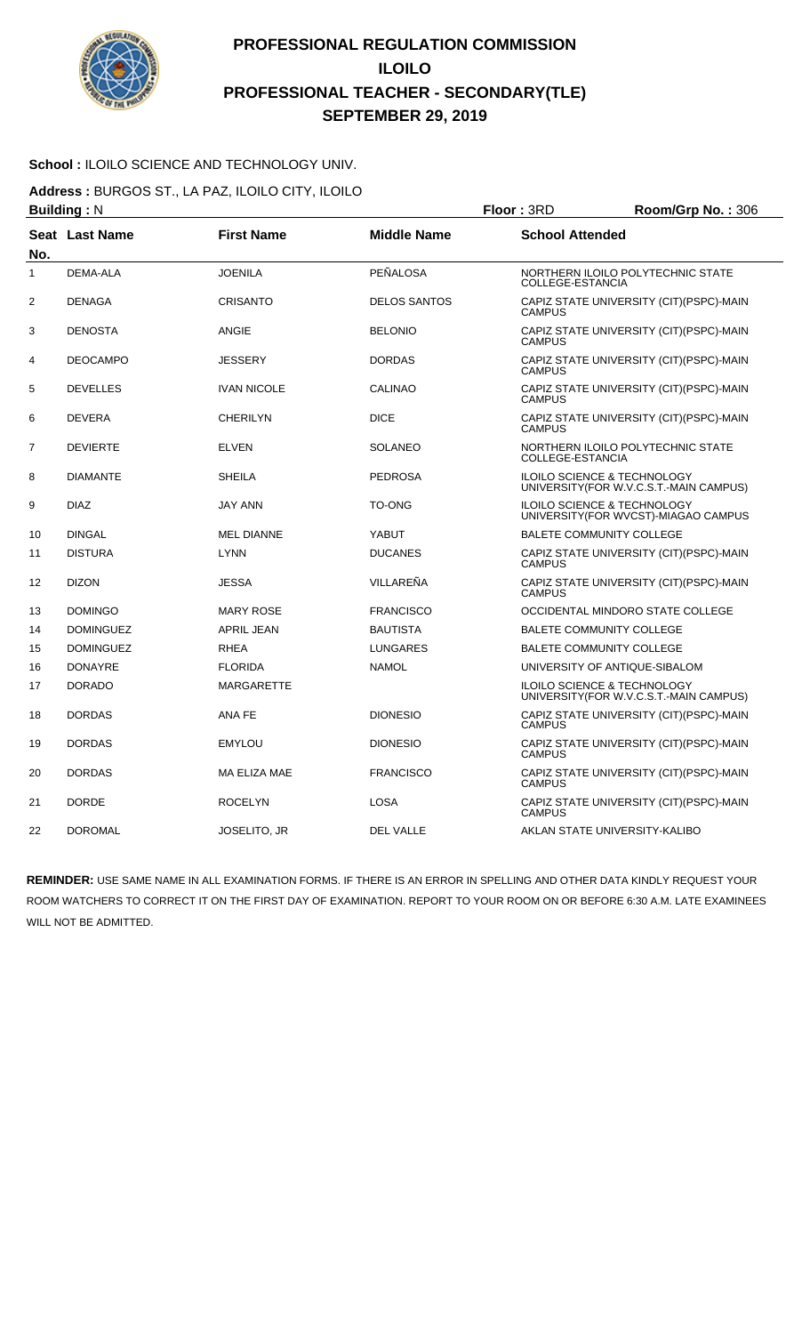# PROFESSIONAL REGULATION COMMISSION
## ILOILO
## PROFESSIONAL TEACHER - SECONDARY(TLE)
## SEPTEMBER 29, 2019

**School :** ILOILO SCIENCE AND TECHNOLOGY UNIV.

**Address :** BURGOS ST., LA PAZ, ILOILO CITY, ILOILO

**Building :** N　　**Floor :** 3RD　　**Room/Grp No. :** 306

| Seat No. | Last Name | First Name | Middle Name | School Attended |
|---|---|---|---|---|
| 1 | DEMA-ALA | JOENILA | PEÑALOSA | NORTHERN ILOILO POLYTECHNIC STATE COLLEGE-ESTANCIA |
| 2 | DENAGA | CRISANTO | DELOS SANTOS | CAPIZ STATE UNIVERSITY (CIT)(PSPC)-MAIN CAMPUS |
| 3 | DENOSTA | ANGIE | BELONIO | CAPIZ STATE UNIVERSITY (CIT)(PSPC)-MAIN CAMPUS |
| 4 | DEOCAMPO | JESSERY | DORDAS | CAPIZ STATE UNIVERSITY (CIT)(PSPC)-MAIN CAMPUS |
| 5 | DEVELLES | IVAN NICOLE | CALINAO | CAPIZ STATE UNIVERSITY (CIT)(PSPC)-MAIN CAMPUS |
| 6 | DEVERA | CHERILYN | DICE | CAPIZ STATE UNIVERSITY (CIT)(PSPC)-MAIN CAMPUS |
| 7 | DEVIERTE | ELVEN | SOLANEO | NORTHERN ILOILO POLYTECHNIC STATE COLLEGE-ESTANCIA |
| 8 | DIAMANTE | SHEILA | PEDROSA | ILOILO SCIENCE & TECHNOLOGY UNIVERSITY(FOR W.V.C.S.T.-MAIN CAMPUS) |
| 9 | DIAZ | JAY ANN | TO-ONG | ILOILO SCIENCE & TECHNOLOGY UNIVERSITY(FOR WVCST)-MIAGAO CAMPUS |
| 10 | DINGAL | MEL DIANNE | YABUT | BALETE COMMUNITY COLLEGE |
| 11 | DISTURA | LYNN | DUCANES | CAPIZ STATE UNIVERSITY (CIT)(PSPC)-MAIN CAMPUS |
| 12 | DIZON | JESSA | VILLAREÑA | CAPIZ STATE UNIVERSITY (CIT)(PSPC)-MAIN CAMPUS |
| 13 | DOMINGO | MARY ROSE | FRANCISCO | OCCIDENTAL MINDORO STATE COLLEGE |
| 14 | DOMINGUEZ | APRIL JEAN | BAUTISTA | BALETE COMMUNITY COLLEGE |
| 15 | DOMINGUEZ | RHEA | LUNGARES | BALETE COMMUNITY COLLEGE |
| 16 | DONAYRE | FLORIDA | NAMOL | UNIVERSITY OF ANTIQUE-SIBALOM |
| 17 | DORADO | MARGARETTE | | ILOILO SCIENCE & TECHNOLOGY UNIVERSITY(FOR W.V.C.S.T.-MAIN CAMPUS) |
| 18 | DORDAS | ANA FE | DIONESIO | CAPIZ STATE UNIVERSITY (CIT)(PSPC)-MAIN CAMPUS |
| 19 | DORDAS | EMYLOU | DIONESIO | CAPIZ STATE UNIVERSITY (CIT)(PSPC)-MAIN CAMPUS |
| 20 | DORDAS | MA ELIZA MAE | FRANCISCO | CAPIZ STATE UNIVERSITY (CIT)(PSPC)-MAIN CAMPUS |
| 21 | DORDE | ROCELYN | LOSA | CAPIZ STATE UNIVERSITY (CIT)(PSPC)-MAIN CAMPUS |
| 22 | DOROMAL | JOSELITO, JR | DEL VALLE | AKLAN STATE UNIVERSITY-KALIBO |

**REMINDER:** USE SAME NAME IN ALL EXAMINATION FORMS. IF THERE IS AN ERROR IN SPELLING AND OTHER DATA KINDLY REQUEST YOUR ROOM WATCHERS TO CORRECT IT ON THE FIRST DAY OF EXAMINATION. REPORT TO YOUR ROOM ON OR BEFORE 6:30 A.M. LATE EXAMINEES WILL NOT BE ADMITTED.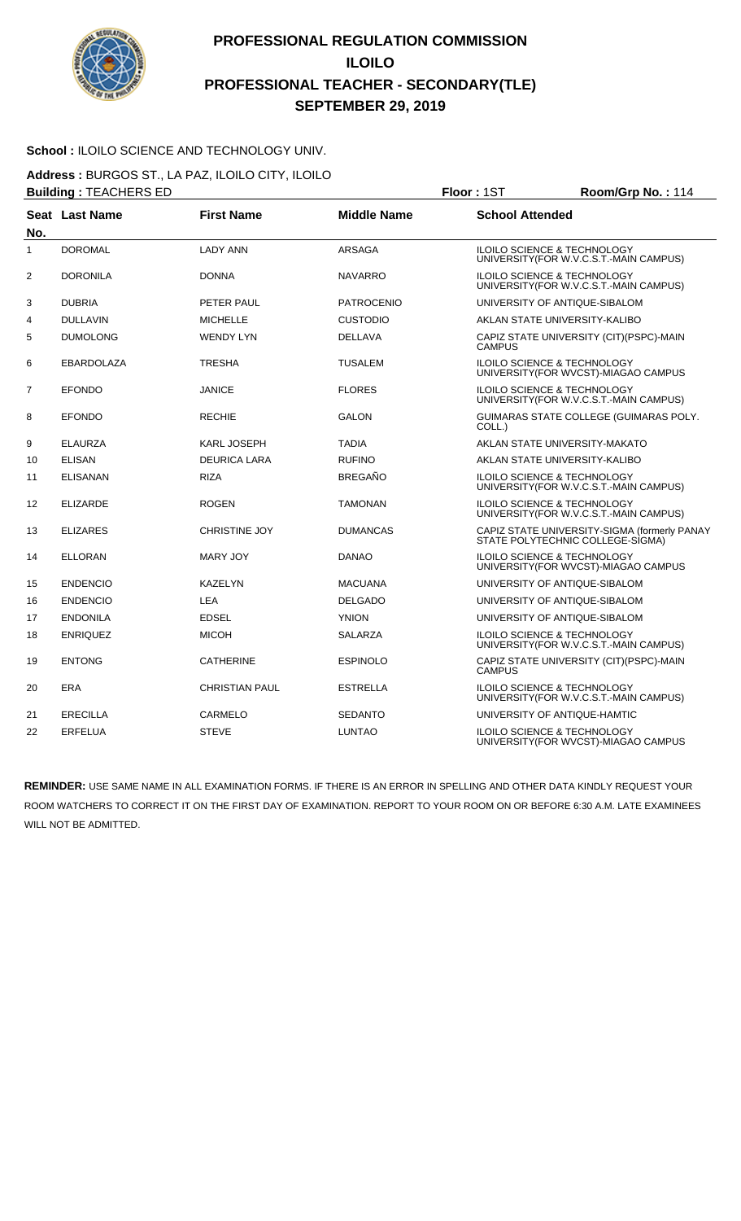# PROFESSIONAL REGULATION COMMISSION
## ILOILO
## PROFESSIONAL TEACHER - SECONDARY(TLE)
## SEPTEMBER 29, 2019

**School :** ILOILO SCIENCE AND TECHNOLOGY UNIV.

**Address :** BURGOS ST., LA PAZ, ILOILO CITY, ILOILO

**Building :** TEACHERS ED **Floor :** 1ST **Room/Grp No. :** 114

| Seat No. | Last Name | First Name | Middle Name | School Attended |
|---|---|---|---|---|
| 1 | DOROMAL | LADY ANN | ARSAGA | ILOILO SCIENCE & TECHNOLOGY UNIVERSITY(FOR W.V.C.S.T.-MAIN CAMPUS) |
| 2 | DORONILA | DONNA | NAVARRO | ILOILO SCIENCE & TECHNOLOGY UNIVERSITY(FOR W.V.C.S.T.-MAIN CAMPUS) |
| 3 | DUBRIA | PETER PAUL | PATROCENIO | UNIVERSITY OF ANTIQUE-SIBALOM |
| 4 | DULLAVIN | MICHELLE | CUSTODIO | AKLAN STATE UNIVERSITY-KALIBO |
| 5 | DUMOLONG | WENDY LYN | DELLAVA | CAPIZ STATE UNIVERSITY (CIT)(PSPC)-MAIN CAMPUS |
| 6 | EBARDOLAZA | TRESHA | TUSALEM | ILOILO SCIENCE & TECHNOLOGY UNIVERSITY(FOR WVCST)-MIAGAO CAMPUS |
| 7 | EFONDO | JANICE | FLORES | ILOILO SCIENCE & TECHNOLOGY UNIVERSITY(FOR W.V.C.S.T.-MAIN CAMPUS) |
| 8 | EFONDO | RECHIE | GALON | GUIMARAS STATE COLLEGE (GUIMARAS POLY. COLL.) |
| 9 | ELAURZA | KARL JOSEPH | TADIA | AKLAN STATE UNIVERSITY-MAKATO |
| 10 | ELISAN | DEURICA LARA | RUFINO | AKLAN STATE UNIVERSITY-KALIBO |
| 11 | ELISANAN | RIZA | BREGAÑO | ILOILO SCIENCE & TECHNOLOGY UNIVERSITY(FOR W.V.C.S.T.-MAIN CAMPUS) |
| 12 | ELIZARDE | ROGEN | TAMONAN | ILOILO SCIENCE & TECHNOLOGY UNIVERSITY(FOR W.V.C.S.T.-MAIN CAMPUS) |
| 13 | ELIZARES | CHRISTINE JOY | DUMANCAS | CAPIZ STATE UNIVERSITY-SIGMA (formerly PANAY STATE POLYTECHNIC COLLEGE-SIGMA) |
| 14 | ELLORAN | MARY JOY | DANAO | ILOILO SCIENCE & TECHNOLOGY UNIVERSITY(FOR WVCST)-MIAGAO CAMPUS |
| 15 | ENDENCIO | KAZELYN | MACUANA | UNIVERSITY OF ANTIQUE-SIBALOM |
| 16 | ENDENCIO | LEA | DELGADO | UNIVERSITY OF ANTIQUE-SIBALOM |
| 17 | ENDONILA | EDSEL | YNION | UNIVERSITY OF ANTIQUE-SIBALOM |
| 18 | ENRIQUEZ | MICOH | SALARZA | ILOILO SCIENCE & TECHNOLOGY UNIVERSITY(FOR W.V.C.S.T.-MAIN CAMPUS) |
| 19 | ENTONG | CATHERINE | ESPINOLO | CAPIZ STATE UNIVERSITY (CIT)(PSPC)-MAIN CAMPUS |
| 20 | ERA | CHRISTIAN PAUL | ESTRELLA | ILOILO SCIENCE & TECHNOLOGY UNIVERSITY(FOR W.V.C.S.T.-MAIN CAMPUS) |
| 21 | ERECILLA | CARMELO | SEDANTO | UNIVERSITY OF ANTIQUE-HAMTIC |
| 22 | ERFELUA | STEVE | LUNTAO | ILOILO SCIENCE & TECHNOLOGY UNIVERSITY(FOR WVCST)-MIAGAO CAMPUS |

**REMINDER:** USE SAME NAME IN ALL EXAMINATION FORMS. IF THERE IS AN ERROR IN SPELLING AND OTHER DATA KINDLY REQUEST YOUR ROOM WATCHERS TO CORRECT IT ON THE FIRST DAY OF EXAMINATION. REPORT TO YOUR ROOM ON OR BEFORE 6:30 A.M. LATE EXAMINEES WILL NOT BE ADMITTED.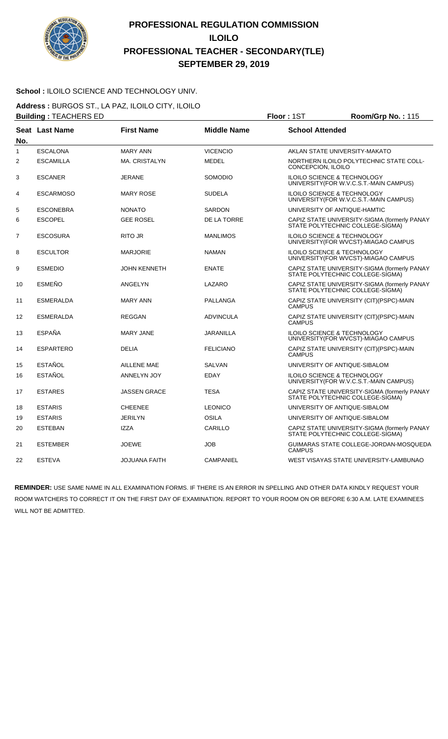# PROFESSIONAL REGULATION COMMISSION
# ILOILO
# PROFESSIONAL TEACHER - SECONDARY(TLE)
# SEPTEMBER 29, 2019

**School :** ILOILO SCIENCE AND TECHNOLOGY UNIV.

**Address :** BURGOS ST., LA PAZ, ILOILO CITY, ILOILO

**Building :** TEACHERS ED **Floor :** 1ST **Room/Grp No. :** 115

| Seat No. | Last Name | First Name | Middle Name | School Attended |
|---|---|---|---|---|
| 1 | ESCALONA | MARY ANN | VICENCIO | AKLAN STATE UNIVERSITY-MAKATO |
| 2 | ESCAMILLA | MA. CRISTALYN | MEDEL | NORTHERN ILOILO POLYTECHNIC STATE COLL-CONCEPCION, ILOILO |
| 3 | ESCANER | JERANE | SOMODIO | ILOILO SCIENCE & TECHNOLOGY UNIVERSITY(FOR W.V.C.S.T.-MAIN CAMPUS) |
| 4 | ESCARMOSO | MARY ROSE | SUDELA | ILOILO SCIENCE & TECHNOLOGY UNIVERSITY(FOR W.V.C.S.T.-MAIN CAMPUS) |
| 5 | ESCONEBRA | NONATO | SARDON | UNIVERSITY OF ANTIQUE-HAMTIC |
| 6 | ESCOPEL | GEE ROSEL | DE LA TORRE | CAPIZ STATE UNIVERSITY-SIGMA (formerly PANAY STATE POLYTECHNIC COLLEGE-SIGMA) |
| 7 | ESCOSURA | RITO JR | MANLIMOS | ILOILO SCIENCE & TECHNOLOGY UNIVERSITY(FOR WVCST)-MIAGAO CAMPUS |
| 8 | ESCULTOR | MARJORIE | NAMAN | ILOILO SCIENCE & TECHNOLOGY UNIVERSITY(FOR WVCST)-MIAGAO CAMPUS |
| 9 | ESMEDIO | JOHN KENNETH | ENATE | CAPIZ STATE UNIVERSITY-SIGMA (formerly PANAY STATE POLYTECHNIC COLLEGE-SIGMA) |
| 10 | ESMEÑO | ANGELYN | LAZARO | CAPIZ STATE UNIVERSITY-SIGMA (formerly PANAY STATE POLYTECHNIC COLLEGE-SIGMA) |
| 11 | ESMERALDA | MARY ANN | PALLANGA | CAPIZ STATE UNIVERSITY (CIT)(PSPC)-MAIN CAMPUS |
| 12 | ESMERALDA | REGGAN | ADVINCULA | CAPIZ STATE UNIVERSITY (CIT)(PSPC)-MAIN CAMPUS |
| 13 | ESPAÑA | MARY JANE | JARANILLA | ILOILO SCIENCE & TECHNOLOGY UNIVERSITY(FOR WVCST)-MIAGAO CAMPUS |
| 14 | ESPARTERO | DELIA | FELICIANO | CAPIZ STATE UNIVERSITY (CIT)(PSPC)-MAIN CAMPUS |
| 15 | ESTAÑOL | AILLENE MAE | SALVAN | UNIVERSITY OF ANTIQUE-SIBALOM |
| 16 | ESTAÑOL | ANNELYN JOY | EDAY | ILOILO SCIENCE & TECHNOLOGY UNIVERSITY(FOR W.V.C.S.T.-MAIN CAMPUS) |
| 17 | ESTARES | JASSEN GRACE | TESA | CAPIZ STATE UNIVERSITY-SIGMA (formerly PANAY STATE POLYTECHNIC COLLEGE-SIGMA) |
| 18 | ESTARIS | CHEENEE | LEONICO | UNIVERSITY OF ANTIQUE-SIBALOM |
| 19 | ESTARIS | JERILYN | OSILA | UNIVERSITY OF ANTIQUE-SIBALOM |
| 20 | ESTEBAN | IZZA | CARILLO | CAPIZ STATE UNIVERSITY-SIGMA (formerly PANAY STATE POLYTECHNIC COLLEGE-SIGMA) |
| 21 | ESTEMBER | JOEWE | JOB | GUIMARAS STATE COLLEGE-JORDAN-MOSQUEDA CAMPUS |
| 22 | ESTEVA | JOJUANA FAITH | CAMPANIEL | WEST VISAYAS STATE UNIVERSITY-LAMBUNAO |

**REMINDER:** USE SAME NAME IN ALL EXAMINATION FORMS. IF THERE IS AN ERROR IN SPELLING AND OTHER DATA KINDLY REQUEST YOUR ROOM WATCHERS TO CORRECT IT ON THE FIRST DAY OF EXAMINATION. REPORT TO YOUR ROOM ON OR BEFORE 6:30 A.M. LATE EXAMINEES WILL NOT BE ADMITTED.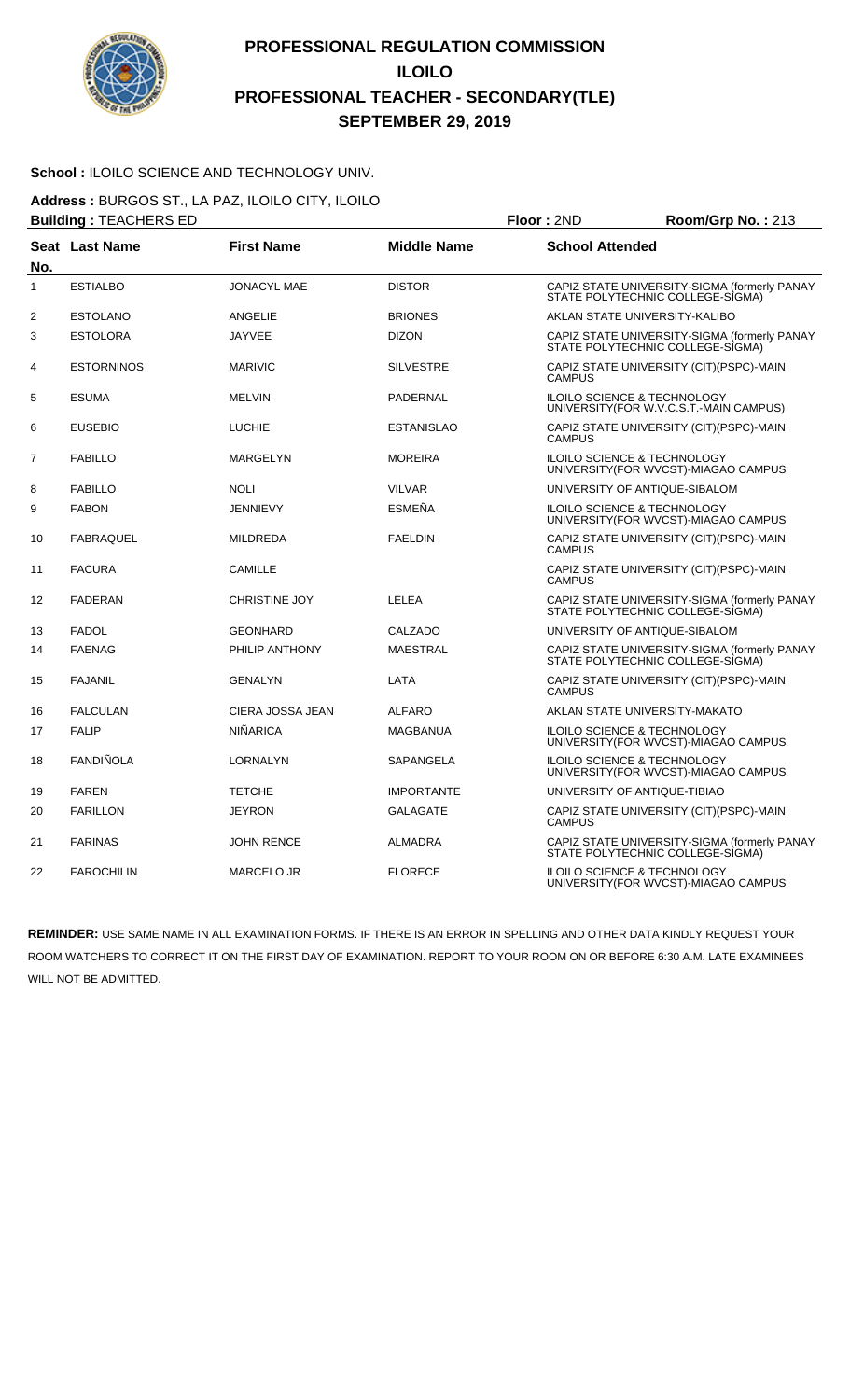# PROFESSIONAL REGULATION COMMISSION
# ILOILO
# PROFESSIONAL TEACHER - SECONDARY(TLE)
# SEPTEMBER 29, 2019

**School :** ILOILO SCIENCE AND TECHNOLOGY UNIV.

**Address :** BURGOS ST., LA PAZ, ILOILO CITY, ILOILO

**Building :** TEACHERS ED **Floor :** 2ND **Room/Grp No. :** 213

| Seat No. | Last Name | First Name | Middle Name | School Attended |
|---|---|---|---|---|
| 1 | ESTIALBO | JONACYL MAE | DISTOR | CAPIZ STATE UNIVERSITY-SIGMA (formerly PANAY STATE POLYTECHNIC COLLEGE-SIGMA) |
| 2 | ESTOLANO | ANGELIE | BRIONES | AKLAN STATE UNIVERSITY-KALIBO |
| 3 | ESTOLORA | JAYVEE | DIZON | CAPIZ STATE UNIVERSITY-SIGMA (formerly PANAY STATE POLYTECHNIC COLLEGE-SIGMA) |
| 4 | ESTORNINOS | MARIVIC | SILVESTRE | CAPIZ STATE UNIVERSITY (CIT)(PSPC)-MAIN CAMPUS |
| 5 | ESUMA | MELVIN | PADERNAL | ILOILO SCIENCE & TECHNOLOGY UNIVERSITY(FOR W.V.C.S.T.-MAIN CAMPUS) |
| 6 | EUSEBIO | LUCHIE | ESTANISLAO | CAPIZ STATE UNIVERSITY (CIT)(PSPC)-MAIN CAMPUS |
| 7 | FABILLO | MARGELYN | MOREIRA | ILOILO SCIENCE & TECHNOLOGY UNIVERSITY(FOR WVCST)-MIAGAO CAMPUS |
| 8 | FABILLO | NOLI | VILVAR | UNIVERSITY OF ANTIQUE-SIBALOM |
| 9 | FABON | JENNIEVY | ESMEÑA | ILOILO SCIENCE & TECHNOLOGY UNIVERSITY(FOR WVCST)-MIAGAO CAMPUS |
| 10 | FABRAQUEL | MILDREDA | FAELDIN | CAPIZ STATE UNIVERSITY (CIT)(PSPC)-MAIN CAMPUS |
| 11 | FACURA | CAMILLE | | CAPIZ STATE UNIVERSITY (CIT)(PSPC)-MAIN CAMPUS |
| 12 | FADERAN | CHRISTINE JOY | LELEA | CAPIZ STATE UNIVERSITY-SIGMA (formerly PANAY STATE POLYTECHNIC COLLEGE-SIGMA) |
| 13 | FADOL | GEONHARD | CALZADO | UNIVERSITY OF ANTIQUE-SIBALOM |
| 14 | FAENAG | PHILIP ANTHONY | MAESTRAL | CAPIZ STATE UNIVERSITY-SIGMA (formerly PANAY STATE POLYTECHNIC COLLEGE-SIGMA) |
| 15 | FAJANIL | GENALYN | LATA | CAPIZ STATE UNIVERSITY (CIT)(PSPC)-MAIN CAMPUS |
| 16 | FALCULAN | CIERA JOSSA JEAN | ALFARO | AKLAN STATE UNIVERSITY-MAKATO |
| 17 | FALIP | NIÑARICA | MAGBANUA | ILOILO SCIENCE & TECHNOLOGY UNIVERSITY(FOR WVCST)-MIAGAO CAMPUS |
| 18 | FANDIÑOLA | LORNALYN | SAPANGELA | ILOILO SCIENCE & TECHNOLOGY UNIVERSITY(FOR WVCST)-MIAGAO CAMPUS |
| 19 | FAREN | TETCHE | IMPORTANTE | UNIVERSITY OF ANTIQUE-TIBIAO |
| 20 | FARILLON | JEYRON | GALAGATE | CAPIZ STATE UNIVERSITY (CIT)(PSPC)-MAIN CAMPUS |
| 21 | FARINAS | JOHN RENCE | ALMADRA | CAPIZ STATE UNIVERSITY-SIGMA (formerly PANAY STATE POLYTECHNIC COLLEGE-SIGMA) |
| 22 | FAROCHILIN | MARCELO JR | FLORECE | ILOILO SCIENCE & TECHNOLOGY UNIVERSITY(FOR WVCST)-MIAGAO CAMPUS |

**REMINDER:** USE SAME NAME IN ALL EXAMINATION FORMS. IF THERE IS AN ERROR IN SPELLING AND OTHER DATA KINDLY REQUEST YOUR ROOM WATCHERS TO CORRECT IT ON THE FIRST DAY OF EXAMINATION. REPORT TO YOUR ROOM ON OR BEFORE 6:30 A.M. LATE EXAMINEES WILL NOT BE ADMITTED.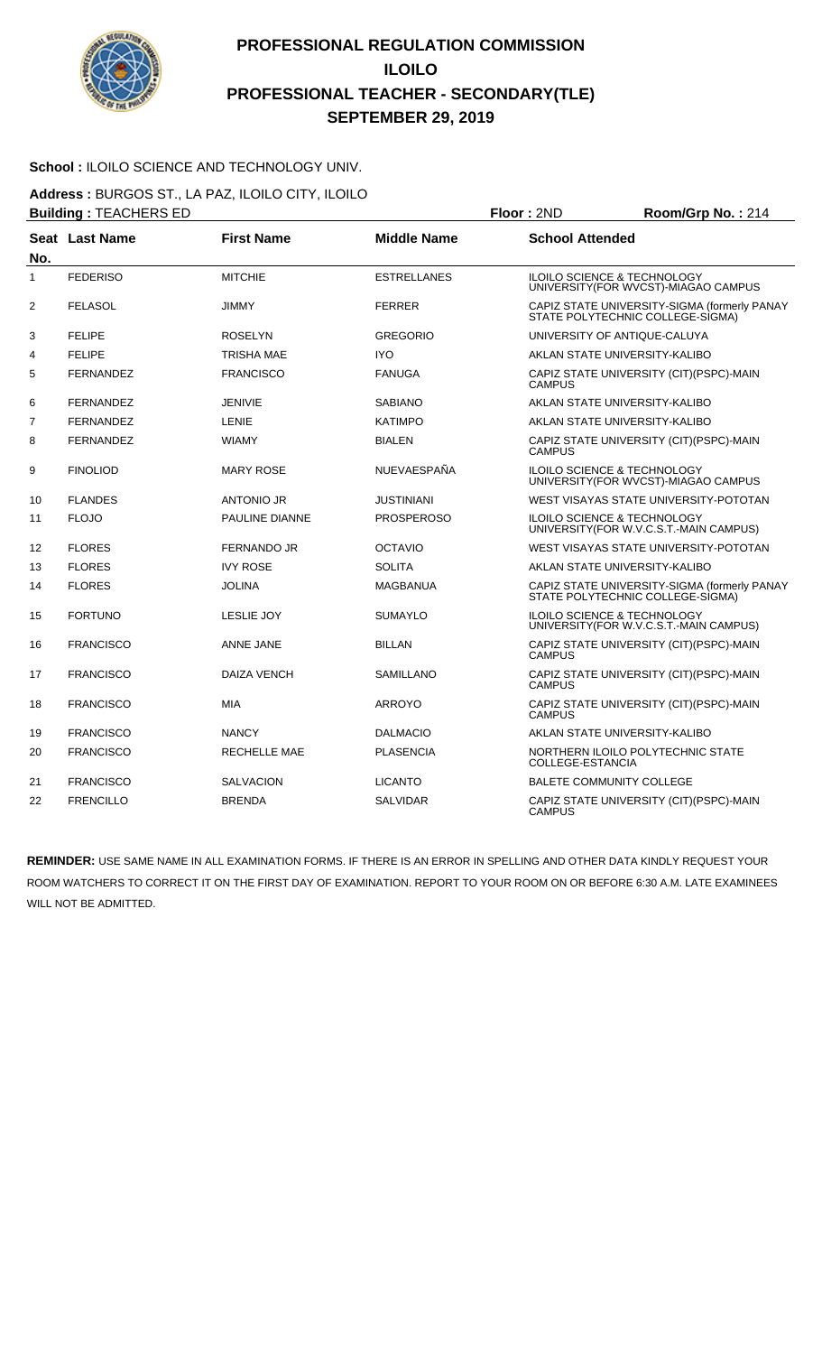# PROFESSIONAL REGULATION COMMISSION
## ILOILO
## PROFESSIONAL TEACHER - SECONDARY(TLE)
## SEPTEMBER 29, 2019

**School :** ILOILO SCIENCE AND TECHNOLOGY UNIV.

**Address :** BURGOS ST., LA PAZ, ILOILO CITY, ILOILO

**Building :** TEACHERS ED | **Floor :** 2ND | **Room/Grp No. :** 214

| Seat No. | Last Name | First Name | Middle Name | School Attended |
|---|---|---|---|---|
| 1 | FEDERISO | MITCHIE | ESTRELLANES | ILOILO SCIENCE & TECHNOLOGY UNIVERSITY(FOR WVCST)-MIAGAO CAMPUS |
| 2 | FELASOL | JIMMY | FERRER | CAPIZ STATE UNIVERSITY-SIGMA (formerly PANAY STATE POLYTECHNIC COLLEGE-SIGMA) |
| 3 | FELIPE | ROSELYN | GREGORIO | UNIVERSITY OF ANTIQUE-CALUYA |
| 4 | FELIPE | TRISHA MAE | IYO | AKLAN STATE UNIVERSITY-KALIBO |
| 5 | FERNANDEZ | FRANCISCO | FANUGA | CAPIZ STATE UNIVERSITY (CIT)(PSPC)-MAIN CAMPUS |
| 6 | FERNANDEZ | JENIVIE | SABIANO | AKLAN STATE UNIVERSITY-KALIBO |
| 7 | FERNANDEZ | LENIE | KATIMPO | AKLAN STATE UNIVERSITY-KALIBO |
| 8 | FERNANDEZ | WIAMY | BIALEN | CAPIZ STATE UNIVERSITY (CIT)(PSPC)-MAIN CAMPUS |
| 9 | FINOLIOD | MARY ROSE | NUEVAESPAÑA | ILOILO SCIENCE & TECHNOLOGY UNIVERSITY(FOR WVCST)-MIAGAO CAMPUS |
| 10 | FLANDES | ANTONIO JR | JUSTINIANI | WEST VISAYAS STATE UNIVERSITY-POTOTAN |
| 11 | FLOJO | PAULINE DIANNE | PROSPEROSO | ILOILO SCIENCE & TECHNOLOGY UNIVERSITY(FOR W.V.C.S.T.-MAIN CAMPUS) |
| 12 | FLORES | FERNANDO JR | OCTAVIO | WEST VISAYAS STATE UNIVERSITY-POTOTAN |
| 13 | FLORES | IVY ROSE | SOLITA | AKLAN STATE UNIVERSITY-KALIBO |
| 14 | FLORES | JOLINA | MAGBANUA | CAPIZ STATE UNIVERSITY-SIGMA (formerly PANAY STATE POLYTECHNIC COLLEGE-SIGMA) |
| 15 | FORTUNO | LESLIE JOY | SUMAYLO | ILOILO SCIENCE & TECHNOLOGY UNIVERSITY(FOR W.V.C.S.T.-MAIN CAMPUS) |
| 16 | FRANCISCO | ANNE JANE | BILLAN | CAPIZ STATE UNIVERSITY (CIT)(PSPC)-MAIN CAMPUS |
| 17 | FRANCISCO | DAIZA VENCH | SAMILLANO | CAPIZ STATE UNIVERSITY (CIT)(PSPC)-MAIN CAMPUS |
| 18 | FRANCISCO | MIA | ARROYO | CAPIZ STATE UNIVERSITY (CIT)(PSPC)-MAIN CAMPUS |
| 19 | FRANCISCO | NANCY | DALMACIO | AKLAN STATE UNIVERSITY-KALIBO |
| 20 | FRANCISCO | RECHELLE MAE | PLASENCIA | NORTHERN ILOILO POLYTECHNIC STATE COLLEGE-ESTANCIA |
| 21 | FRANCISCO | SALVACION | LICANTO | BALETE COMMUNITY COLLEGE |
| 22 | FRENCILLO | BRENDA | SALVIDAR | CAPIZ STATE UNIVERSITY (CIT)(PSPC)-MAIN CAMPUS |

**REMINDER:** USE SAME NAME IN ALL EXAMINATION FORMS. IF THERE IS AN ERROR IN SPELLING AND OTHER DATA KINDLY REQUEST YOUR ROOM WATCHERS TO CORRECT IT ON THE FIRST DAY OF EXAMINATION. REPORT TO YOUR ROOM ON OR BEFORE 6:30 A.M. LATE EXAMINEES WILL NOT BE ADMITTED.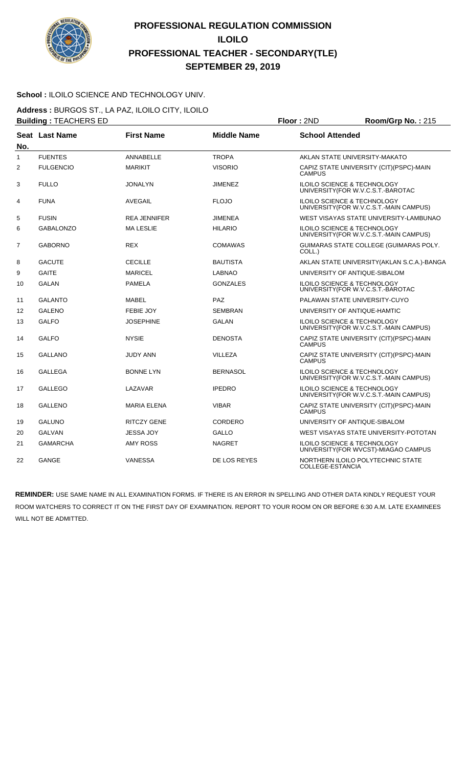# PROFESSIONAL REGULATION COMMISSION
## ILOILO
## PROFESSIONAL TEACHER - SECONDARY(TLE)
## SEPTEMBER 29, 2019

**School :** ILOILO SCIENCE AND TECHNOLOGY UNIV.

**Address :** BURGOS ST., LA PAZ, ILOILO CITY, ILOILO

**Building :** TEACHERS ED **Floor :** 2ND **Room/Grp No. :** 215

| Seat No. | Last Name | First Name | Middle Name | School Attended |
|---|---|---|---|---|
| 1 | FUENTES | ANNABELLE | TROPA | AKLAN STATE UNIVERSITY-MAKATO |
| 2 | FULGENCIO | MARIKIT | VISORIO | CAPIZ STATE UNIVERSITY (CIT)(PSPC)-MAIN CAMPUS |
| 3 | FULLO | JONALYN | JIMENEZ | ILOILO SCIENCE & TECHNOLOGY UNIVERSITY(FOR W.V.C.S.T.-BAROTAC |
| 4 | FUNA | AVEGAIL | FLOJO | ILOILO SCIENCE & TECHNOLOGY UNIVERSITY(FOR W.V.C.S.T.-MAIN CAMPUS) |
| 5 | FUSIN | REA JENNIFER | JIMENEA | WEST VISAYAS STATE UNIVERSITY-LAMBUNAO |
| 6 | GABALONZO | MA LESLIE | HILARIO | ILOILO SCIENCE & TECHNOLOGY UNIVERSITY(FOR W.V.C.S.T.-MAIN CAMPUS) |
| 7 | GABORNO | REX | COMAWAS | GUIMARAS STATE COLLEGE (GUIMARAS POLY. COLL.) |
| 8 | GACUTE | CECILLE | BAUTISTA | AKLAN STATE UNIVERSITY(AKLAN S.C.A.)-BANGA |
| 9 | GAITE | MARICEL | LABNAO | UNIVERSITY OF ANTIQUE-SIBALOM |
| 10 | GALAN | PAMELA | GONZALES | ILOILO SCIENCE & TECHNOLOGY UNIVERSITY(FOR W.V.C.S.T.-BAROTAC |
| 11 | GALANTO | MABEL | PAZ | PALAWAN STATE UNIVERSITY-CUYO |
| 12 | GALENO | FEBIE JOY | SEMBRAN | UNIVERSITY OF ANTIQUE-HAMTIC |
| 13 | GALFO | JOSEPHINE | GALAN | ILOILO SCIENCE & TECHNOLOGY UNIVERSITY(FOR W.V.C.S.T.-MAIN CAMPUS) |
| 14 | GALFO | NYSIE | DENOSTA | CAPIZ STATE UNIVERSITY (CIT)(PSPC)-MAIN CAMPUS |
| 15 | GALLANO | JUDY ANN | VILLEZA | CAPIZ STATE UNIVERSITY (CIT)(PSPC)-MAIN CAMPUS |
| 16 | GALLEGA | BONNE LYN | BERNASOL | ILOILO SCIENCE & TECHNOLOGY UNIVERSITY(FOR W.V.C.S.T.-MAIN CAMPUS) |
| 17 | GALLEGO | LAZAVAR | IPEDRO | ILOILO SCIENCE & TECHNOLOGY UNIVERSITY(FOR W.V.C.S.T.-MAIN CAMPUS) |
| 18 | GALLENO | MARIA ELENA | VIBAR | CAPIZ STATE UNIVERSITY (CIT)(PSPC)-MAIN CAMPUS |
| 19 | GALUNO | RITCZY GENE | CORDERO | UNIVERSITY OF ANTIQUE-SIBALOM |
| 20 | GALVAN | JESSA JOY | GALLO | WEST VISAYAS STATE UNIVERSITY-POTOTAN |
| 21 | GAMARCHA | AMY ROSS | NAGRET | ILOILO SCIENCE & TECHNOLOGY UNIVERSITY(FOR WVCST)-MIAGAO CAMPUS |
| 22 | GANGE | VANESSA | DE LOS REYES | NORTHERN ILOILO POLYTECHNIC STATE COLLEGE-ESTANCIA |

**REMINDER:** USE SAME NAME IN ALL EXAMINATION FORMS. IF THERE IS AN ERROR IN SPELLING AND OTHER DATA KINDLY REQUEST YOUR ROOM WATCHERS TO CORRECT IT ON THE FIRST DAY OF EXAMINATION. REPORT TO YOUR ROOM ON OR BEFORE 6:30 A.M. LATE EXAMINEES WILL NOT BE ADMITTED.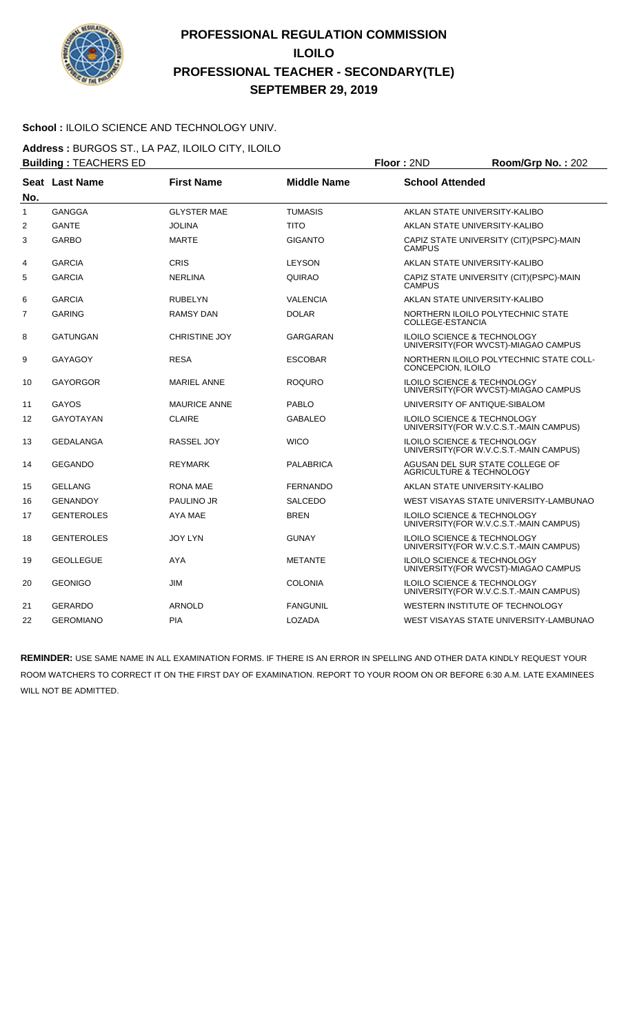# PROFESSIONAL REGULATION COMMISSION
## ILOILO
## PROFESSIONAL TEACHER - SECONDARY(TLE)
## SEPTEMBER 29, 2019

**School :** ILOILO SCIENCE AND TECHNOLOGY UNIV.

**Address :** BURGOS ST., LA PAZ, ILOILO CITY, ILOILO

**Building :** TEACHERS ED **Floor :** 2ND **Room/Grp No. :** 202

| Seat No. | Last Name | First Name | Middle Name | School Attended |
|---|---|---|---|---|
| 1 | GANGGA | GLYSTER MAE | TUMASIS | AKLAN STATE UNIVERSITY-KALIBO |
| 2 | GANTE | JOLINA | TITO | AKLAN STATE UNIVERSITY-KALIBO |
| 3 | GARBO | MARTE | GIGANTO | CAPIZ STATE UNIVERSITY (CIT)(PSPC)-MAIN CAMPUS |
| 4 | GARCIA | CRIS | LEYSON | AKLAN STATE UNIVERSITY-KALIBO |
| 5 | GARCIA | NERLINA | QUIRAO | CAPIZ STATE UNIVERSITY (CIT)(PSPC)-MAIN CAMPUS |
| 6 | GARCIA | RUBELYN | VALENCIA | AKLAN STATE UNIVERSITY-KALIBO |
| 7 | GARING | RAMSY DAN | DOLAR | NORTHERN ILOILO POLYTECHNIC STATE COLLEGE-ESTANCIA |
| 8 | GATUNGAN | CHRISTINE JOY | GARGARAN | ILOILO SCIENCE & TECHNOLOGY UNIVERSITY(FOR WVCST)-MIAGAO CAMPUS |
| 9 | GAYAGOY | RESA | ESCOBAR | NORTHERN ILOILO POLYTECHNIC STATE COLL-CONCEPCION, ILOILO |
| 10 | GAYORGOR | MARIEL ANNE | ROQURO | ILOILO SCIENCE & TECHNOLOGY UNIVERSITY(FOR WVCST)-MIAGAO CAMPUS |
| 11 | GAYOS | MAURICE ANNE | PABLO | UNIVERSITY OF ANTIQUE-SIBALOM |
| 12 | GAYOTAYAN | CLAIRE | GABALEO | ILOILO SCIENCE & TECHNOLOGY UNIVERSITY(FOR W.V.C.S.T.-MAIN CAMPUS) |
| 13 | GEDALANGA | RASSEL JOY | WICO | ILOILO SCIENCE & TECHNOLOGY UNIVERSITY(FOR W.V.C.S.T.-MAIN CAMPUS) |
| 14 | GEGANDO | REYMARK | PALABRICA | AGUSAN DEL SUR STATE COLLEGE OF AGRICULTURE & TECHNOLOGY |
| 15 | GELLANG | RONA MAE | FERNANDO | AKLAN STATE UNIVERSITY-KALIBO |
| 16 | GENANDOY | PAULINO JR | SALCEDO | WEST VISAYAS STATE UNIVERSITY-LAMBUNAO |
| 17 | GENTEROLES | AYA MAE | BREN | ILOILO SCIENCE & TECHNOLOGY UNIVERSITY(FOR W.V.C.S.T.-MAIN CAMPUS) |
| 18 | GENTEROLES | JOY LYN | GUNAY | ILOILO SCIENCE & TECHNOLOGY UNIVERSITY(FOR W.V.C.S.T.-MAIN CAMPUS) |
| 19 | GEOLLEGUE | AYA | METANTE | ILOILO SCIENCE & TECHNOLOGY UNIVERSITY(FOR WVCST)-MIAGAO CAMPUS |
| 20 | GEONIGO | JIM | COLONIA | ILOILO SCIENCE & TECHNOLOGY UNIVERSITY(FOR W.V.C.S.T.-MAIN CAMPUS) |
| 21 | GERARDO | ARNOLD | FANGUNIL | WESTERN INSTITUTE OF TECHNOLOGY |
| 22 | GEROMIANO | PIA | LOZADA | WEST VISAYAS STATE UNIVERSITY-LAMBUNAO |

**REMINDER:** USE SAME NAME IN ALL EXAMINATION FORMS. IF THERE IS AN ERROR IN SPELLING AND OTHER DATA KINDLY REQUEST YOUR ROOM WATCHERS TO CORRECT IT ON THE FIRST DAY OF EXAMINATION. REPORT TO YOUR ROOM ON OR BEFORE 6:30 A.M. LATE EXAMINEES WILL NOT BE ADMITTED.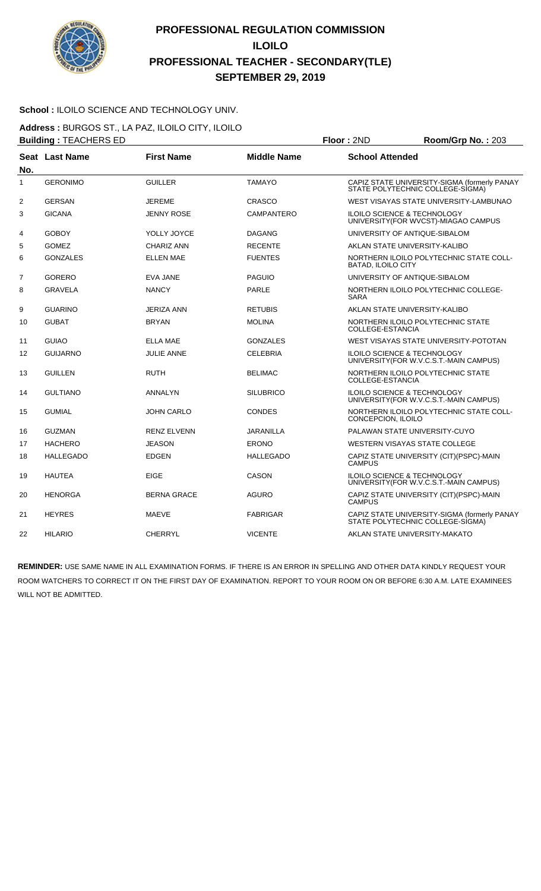# PROFESSIONAL REGULATION COMMISSION
# ILOILO
# PROFESSIONAL TEACHER - SECONDARY(TLE)
# SEPTEMBER 29, 2019

**School :** ILOILO SCIENCE AND TECHNOLOGY UNIV.

**Address :** BURGOS ST., LA PAZ, ILOILO CITY, ILOILO

**Building :** TEACHERS ED **Floor :** 2ND **Room/Grp No. :** 203

| Seat No. | Last Name | First Name | Middle Name | School Attended |
|---|---|---|---|---|
| 1 | GERONIMO | GUILLER | TAMAYO | CAPIZ STATE UNIVERSITY-SIGMA (formerly PANAY STATE POLYTECHNIC COLLEGE-SIGMA) |
| 2 | GERSAN | JEREME | CRASCO | WEST VISAYAS STATE UNIVERSITY-LAMBUNAO |
| 3 | GICANA | JENNY ROSE | CAMPANTERO | ILOILO SCIENCE & TECHNOLOGY UNIVERSITY(FOR WVCST)-MIAGAO CAMPUS |
| 4 | GOBOY | YOLLY JOYCE | DAGANG | UNIVERSITY OF ANTIQUE-SIBALOM |
| 5 | GOMEZ | CHARIZ ANN | RECENTE | AKLAN STATE UNIVERSITY-KALIBO |
| 6 | GONZALES | ELLEN MAE | FUENTES | NORTHERN ILOILO POLYTECHNIC STATE COLL-BATAD, ILOILO CITY |
| 7 | GORERO | EVA JANE | PAGUIO | UNIVERSITY OF ANTIQUE-SIBALOM |
| 8 | GRAVELA | NANCY | PARLE | NORTHERN ILOILO POLYTECHNIC COLLEGE-SARA |
| 9 | GUARINO | JERIZA ANN | RETUBIS | AKLAN STATE UNIVERSITY-KALIBO |
| 10 | GUBAT | BRYAN | MOLINA | NORTHERN ILOILO POLYTECHNIC STATE COLLEGE-ESTANCIA |
| 11 | GUIAO | ELLA MAE | GONZALES | WEST VISAYAS STATE UNIVERSITY-POTOTAN |
| 12 | GUIJARNO | JULIE ANNE | CELEBRIA | ILOILO SCIENCE & TECHNOLOGY UNIVERSITY(FOR W.V.C.S.T.-MAIN CAMPUS) |
| 13 | GUILLEN | RUTH | BELIMAC | NORTHERN ILOILO POLYTECHNIC STATE COLLEGE-ESTANCIA |
| 14 | GULTIANO | ANNALYN | SILUBRICO | ILOILO SCIENCE & TECHNOLOGY UNIVERSITY(FOR W.V.C.S.T.-MAIN CAMPUS) |
| 15 | GUMIAL | JOHN CARLO | CONDES | NORTHERN ILOILO POLYTECHNIC STATE COLL-CONCEPCION, ILOILO |
| 16 | GUZMAN | RENZ ELVENN | JARANILLA | PALAWAN STATE UNIVERSITY-CUYO |
| 17 | HACHERO | JEASON | ERONO | WESTERN VISAYAS STATE COLLEGE |
| 18 | HALLEGADO | EDGEN | HALLEGADO | CAPIZ STATE UNIVERSITY (CIT)(PSPC)-MAIN CAMPUS |
| 19 | HAUTEA | EIGE | CASON | ILOILO SCIENCE & TECHNOLOGY UNIVERSITY(FOR W.V.C.S.T.-MAIN CAMPUS) |
| 20 | HENORGA | BERNA GRACE | AGURO | CAPIZ STATE UNIVERSITY (CIT)(PSPC)-MAIN CAMPUS |
| 21 | HEYRES | MAEVE | FABRIGAR | CAPIZ STATE UNIVERSITY-SIGMA (formerly PANAY STATE POLYTECHNIC COLLEGE-SIGMA) |
| 22 | HILARIO | CHERRYL | VICENTE | AKLAN STATE UNIVERSITY-MAKATO |

**REMINDER:** USE SAME NAME IN ALL EXAMINATION FORMS. IF THERE IS AN ERROR IN SPELLING AND OTHER DATA KINDLY REQUEST YOUR ROOM WATCHERS TO CORRECT IT ON THE FIRST DAY OF EXAMINATION. REPORT TO YOUR ROOM ON OR BEFORE 6:30 A.M. LATE EXAMINEES WILL NOT BE ADMITTED.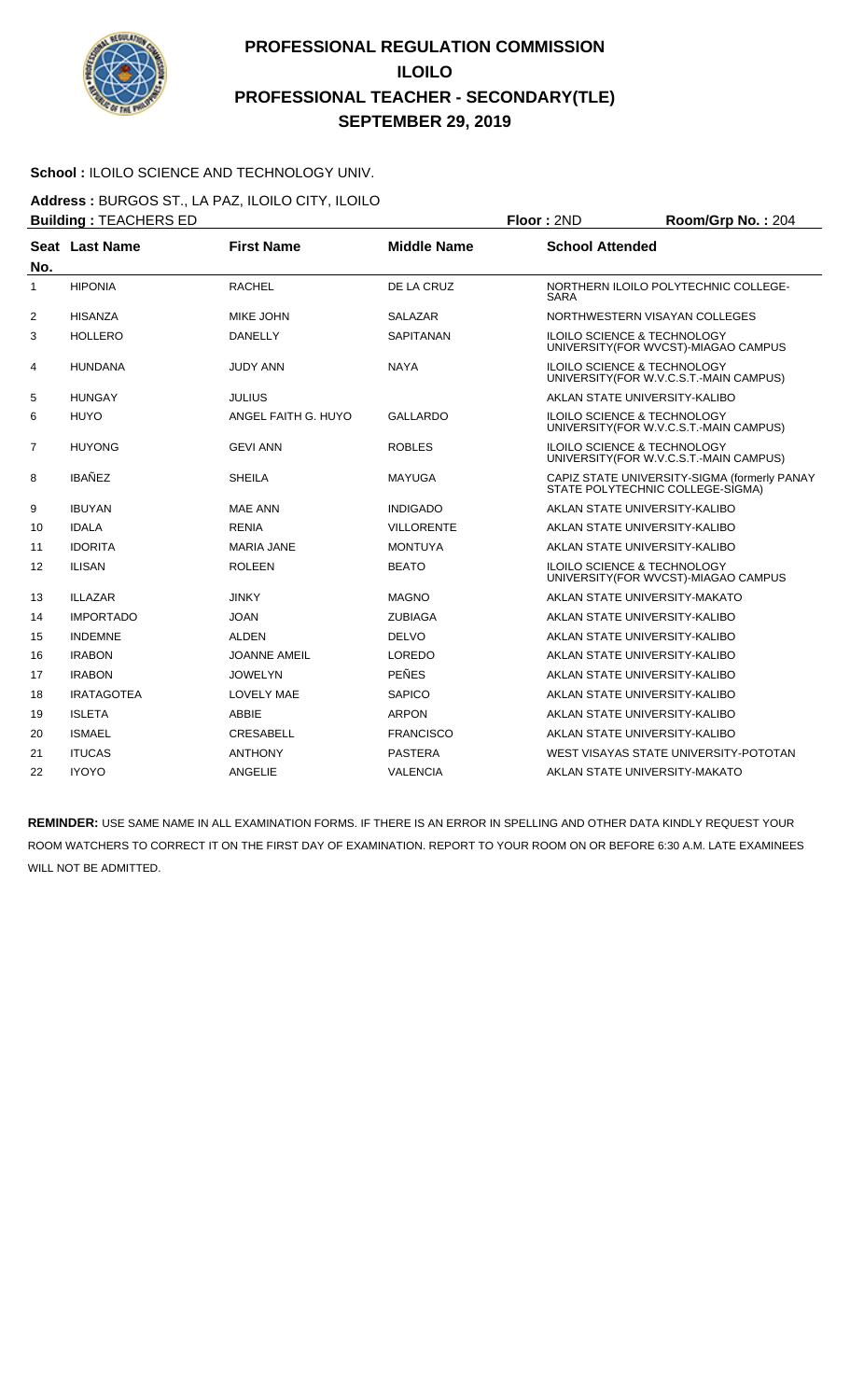# PROFESSIONAL REGULATION COMMISSION
# ILOILO
# PROFESSIONAL TEACHER - SECONDARY(TLE)
# SEPTEMBER 29, 2019

**School :** ILOILO SCIENCE AND TECHNOLOGY UNIV.

**Address :** BURGOS ST., LA PAZ, ILOILO CITY, ILOILO

**Building :** TEACHERS ED　　**Floor :** 2ND　　**Room/Grp No. :** 204

| Seat No. | Last Name | First Name | Middle Name | School Attended |
|---|---|---|---|---|
| 1 | HIPONIA | RACHEL | DE LA CRUZ | NORTHERN ILOILO POLYTECHNIC COLLEGE-SARA |
| 2 | HISANZA | MIKE JOHN | SALAZAR | NORTHWESTERN VISAYAN COLLEGES |
| 3 | HOLLERO | DANELLY | SAPITANAN | ILOILO SCIENCE & TECHNOLOGY UNIVERSITY(FOR WVCST)-MIAGAO CAMPUS |
| 4 | HUNDANA | JUDY ANN | NAYA | ILOILO SCIENCE & TECHNOLOGY UNIVERSITY(FOR W.V.C.S.T.-MAIN CAMPUS) |
| 5 | HUNGAY | JULIUS | | AKLAN STATE UNIVERSITY-KALIBO |
| 6 | HUYO | ANGEL FAITH G. HUYO | GALLARDO | ILOILO SCIENCE & TECHNOLOGY UNIVERSITY(FOR W.V.C.S.T.-MAIN CAMPUS) |
| 7 | HUYONG | GEVI ANN | ROBLES | ILOILO SCIENCE & TECHNOLOGY UNIVERSITY(FOR W.V.C.S.T.-MAIN CAMPUS) |
| 8 | IBAÑEZ | SHEILA | MAYUGA | CAPIZ STATE UNIVERSITY-SIGMA (formerly PANAY STATE POLYTECHNIC COLLEGE-SIGMA) |
| 9 | IBUYAN | MAE ANN | INDIGADO | AKLAN STATE UNIVERSITY-KALIBO |
| 10 | IDALA | RENIA | VILLORENTE | AKLAN STATE UNIVERSITY-KALIBO |
| 11 | IDORITA | MARIA JANE | MONTUYA | AKLAN STATE UNIVERSITY-KALIBO |
| 12 | ILISAN | ROLEEN | BEATO | ILOILO SCIENCE & TECHNOLOGY UNIVERSITY(FOR WVCST)-MIAGAO CAMPUS |
| 13 | ILLAZAR | JINKY | MAGNO | AKLAN STATE UNIVERSITY-MAKATO |
| 14 | IMPORTADO | JOAN | ZUBIAGA | AKLAN STATE UNIVERSITY-KALIBO |
| 15 | INDEMNE | ALDEN | DELVO | AKLAN STATE UNIVERSITY-KALIBO |
| 16 | IRABON | JOANNE AMEIL | LOREDO | AKLAN STATE UNIVERSITY-KALIBO |
| 17 | IRABON | JOWELYN | PEÑES | AKLAN STATE UNIVERSITY-KALIBO |
| 18 | IRATAGOTEA | LOVELY MAE | SAPICO | AKLAN STATE UNIVERSITY-KALIBO |
| 19 | ISLETA | ABBIE | ARPON | AKLAN STATE UNIVERSITY-KALIBO |
| 20 | ISMAEL | CRESABELL | FRANCISCO | AKLAN STATE UNIVERSITY-KALIBO |
| 21 | ITUCAS | ANTHONY | PASTERA | WEST VISAYAS STATE UNIVERSITY-POTOTAN |
| 22 | IYOYO | ANGELIE | VALENCIA | AKLAN STATE UNIVERSITY-MAKATO |

**REMINDER:** USE SAME NAME IN ALL EXAMINATION FORMS. IF THERE IS AN ERROR IN SPELLING AND OTHER DATA KINDLY REQUEST YOUR ROOM WATCHERS TO CORRECT IT ON THE FIRST DAY OF EXAMINATION. REPORT TO YOUR ROOM ON OR BEFORE 6:30 A.M. LATE EXAMINEES WILL NOT BE ADMITTED.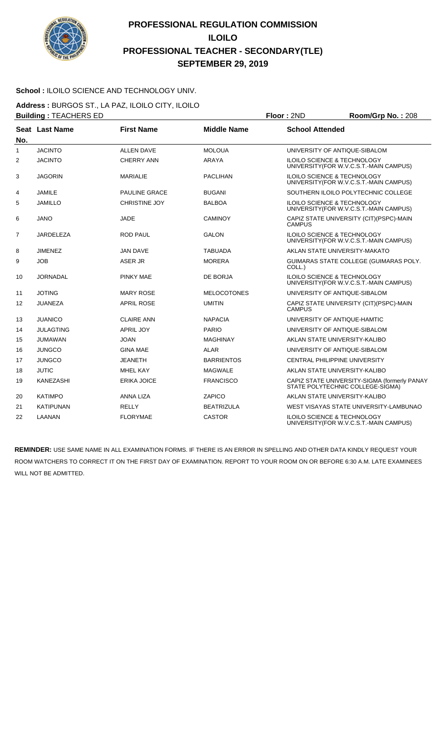# PROFESSIONAL REGULATION COMMISSION
# ILOILO
# PROFESSIONAL TEACHER - SECONDARY(TLE)
# SEPTEMBER 29, 2019

**School :** ILOILO SCIENCE AND TECHNOLOGY UNIV.

**Address :** BURGOS ST., LA PAZ, ILOILO CITY, ILOILO

**Building :** TEACHERS ED **Floor :** 2ND **Room/Grp No. :** 208

| Seat No. | Last Name | First Name | Middle Name | School Attended |
|---|---|---|---|---|
| 1 | JACINTO | ALLEN DAVE | MOLOUA | UNIVERSITY OF ANTIQUE-SIBALOM |
| 2 | JACINTO | CHERRY ANN | ARAYA | ILOILO SCIENCE & TECHNOLOGY UNIVERSITY(FOR W.V.C.S.T.-MAIN CAMPUS) |
| 3 | JAGORIN | MARIALIE | PACLIHAN | ILOILO SCIENCE & TECHNOLOGY UNIVERSITY(FOR W.V.C.S.T.-MAIN CAMPUS) |
| 4 | JAMILE | PAULINE GRACE | BUGANI | SOUTHERN ILOILO POLYTECHNIC COLLEGE |
| 5 | JAMILLO | CHRISTINE JOY | BALBOA | ILOILO SCIENCE & TECHNOLOGY UNIVERSITY(FOR W.V.C.S.T.-MAIN CAMPUS) |
| 6 | JANO | JADE | CAMINOY | CAPIZ STATE UNIVERSITY (CIT)(PSPC)-MAIN CAMPUS |
| 7 | JARDELEZA | ROD PAUL | GALON | ILOILO SCIENCE & TECHNOLOGY UNIVERSITY(FOR W.V.C.S.T.-MAIN CAMPUS) |
| 8 | JIMENEZ | JAN DAVE | TABUADA | AKLAN STATE UNIVERSITY-MAKATO |
| 9 | JOB | ASER JR | MORERA | GUIMARAS STATE COLLEGE (GUIMARAS POLY. COLL.) |
| 10 | JORNADAL | PINKY MAE | DE BORJA | ILOILO SCIENCE & TECHNOLOGY UNIVERSITY(FOR W.V.C.S.T.-MAIN CAMPUS) |
| 11 | JOTING | MARY ROSE | MELOCOTONES | UNIVERSITY OF ANTIQUE-SIBALOM |
| 12 | JUANEZA | APRIL ROSE | UMITIN | CAPIZ STATE UNIVERSITY (CIT)(PSPC)-MAIN CAMPUS |
| 13 | JUANICO | CLAIRE ANN | NAPACIA | UNIVERSITY OF ANTIQUE-HAMTIC |
| 14 | JULAGTING | APRIL JOY | PARIO | UNIVERSITY OF ANTIQUE-SIBALOM |
| 15 | JUMAWAN | JOAN | MAGHINAY | AKLAN STATE UNIVERSITY-KALIBO |
| 16 | JUNGCO | GINA MAE | ALAR | UNIVERSITY OF ANTIQUE-SIBALOM |
| 17 | JUNGCO | JEANETH | BARRIENTOS | CENTRAL PHILIPPINE UNIVERSITY |
| 18 | JUTIC | MHEL KAY | MAGWALE | AKLAN STATE UNIVERSITY-KALIBO |
| 19 | KANEZASHI | ERIKA JOICE | FRANCISCO | CAPIZ STATE UNIVERSITY-SIGMA (formerly PANAY STATE POLYTECHNIC COLLEGE-SIGMA) |
| 20 | KATIMPO | ANNA LIZA | ZAPICO | AKLAN STATE UNIVERSITY-KALIBO |
| 21 | KATIPUNAN | RELLY | BEATRIZULA | WEST VISAYAS STATE UNIVERSITY-LAMBUNAO |
| 22 | LAANAN | FLORYMAE | CASTOR | ILOILO SCIENCE & TECHNOLOGY UNIVERSITY(FOR W.V.C.S.T.-MAIN CAMPUS) |

**REMINDER:** USE SAME NAME IN ALL EXAMINATION FORMS. IF THERE IS AN ERROR IN SPELLING AND OTHER DATA KINDLY REQUEST YOUR ROOM WATCHERS TO CORRECT IT ON THE FIRST DAY OF EXAMINATION. REPORT TO YOUR ROOM ON OR BEFORE 6:30 A.M. LATE EXAMINEES WILL NOT BE ADMITTED.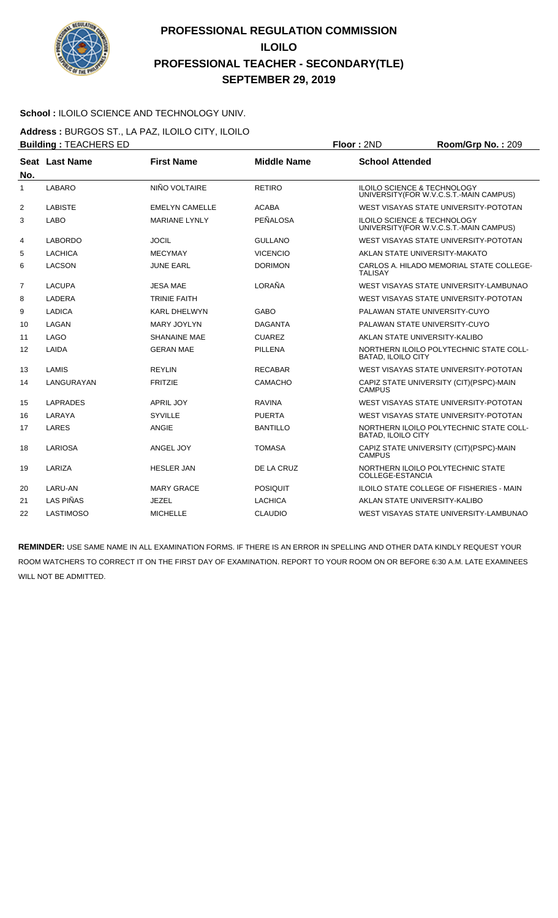# PROFESSIONAL REGULATION COMMISSION
# ILOILO
# PROFESSIONAL TEACHER - SECONDARY(TLE)
# SEPTEMBER 29, 2019

**School :** ILOILO SCIENCE AND TECHNOLOGY UNIV.

**Address :** BURGOS ST., LA PAZ, ILOILO CITY, ILOILO

**Building :** TEACHERS ED **Floor :** 2ND **Room/Grp No. :** 209

| Seat No. | Last Name | First Name | Middle Name | School Attended |
|---|---|---|---|---|
| 1 | LABARO | NIÑO VOLTAIRE | RETIRO | ILOILO SCIENCE & TECHNOLOGY UNIVERSITY(FOR W.V.C.S.T.-MAIN CAMPUS) |
| 2 | LABISTE | EMELYN CAMELLE | ACABA | WEST VISAYAS STATE UNIVERSITY-POTOTAN |
| 3 | LABO | MARIANE LYNLY | PEÑALOSA | ILOILO SCIENCE & TECHNOLOGY UNIVERSITY(FOR W.V.C.S.T.-MAIN CAMPUS) |
| 4 | LABORDO | JOCIL | GULLANO | WEST VISAYAS STATE UNIVERSITY-POTOTAN |
| 5 | LACHICA | MECYMAY | VICENCIO | AKLAN STATE UNIVERSITY-MAKATO |
| 6 | LACSON | JUNE EARL | DORIMON | CARLOS A. HILADO MEMORIAL STATE COLLEGE-TALISAY |
| 7 | LACUPA | JESA MAE | LORAÑA | WEST VISAYAS STATE UNIVERSITY-LAMBUNAO |
| 8 | LADERA | TRINIE FAITH | | WEST VISAYAS STATE UNIVERSITY-POTOTAN |
| 9 | LADICA | KARL DHELWYN | GABO | PALAWAN STATE UNIVERSITY-CUYO |
| 10 | LAGAN | MARY JOYLYN | DAGANTA | PALAWAN STATE UNIVERSITY-CUYO |
| 11 | LAGO | SHANAINE MAE | CUAREZ | AKLAN STATE UNIVERSITY-KALIBO |
| 12 | LAIDA | GERAN MAE | PILLENA | NORTHERN ILOILO POLYTECHNIC STATE COLL-BATAD, ILOILO CITY |
| 13 | LAMIS | REYLIN | RECABAR | WEST VISAYAS STATE UNIVERSITY-POTOTAN |
| 14 | LANGURAYAN | FRITZIE | CAMACHO | CAPIZ STATE UNIVERSITY (CIT)(PSPC)-MAIN CAMPUS |
| 15 | LAPRADES | APRIL JOY | RAVINA | WEST VISAYAS STATE UNIVERSITY-POTOTAN |
| 16 | LARAYA | SYVILLE | PUERTA | WEST VISAYAS STATE UNIVERSITY-POTOTAN |
| 17 | LARES | ANGIE | BANTILLO | NORTHERN ILOILO POLYTECHNIC STATE COLL-BATAD, ILOILO CITY |
| 18 | LARIOSA | ANGEL JOY | TOMASA | CAPIZ STATE UNIVERSITY (CIT)(PSPC)-MAIN CAMPUS |
| 19 | LARIZA | HESLER JAN | DE LA CRUZ | NORTHERN ILOILO POLYTECHNIC STATE COLLEGE-ESTANCIA |
| 20 | LARU-AN | MARY GRACE | POSIQUIT | ILOILO STATE COLLEGE OF FISHERIES - MAIN |
| 21 | LAS PIÑAS | JEZEL | LACHICA | AKLAN STATE UNIVERSITY-KALIBO |
| 22 | LASTIMOSO | MICHELLE | CLAUDIO | WEST VISAYAS STATE UNIVERSITY-LAMBUNAO |

**REMINDER:** USE SAME NAME IN ALL EXAMINATION FORMS. IF THERE IS AN ERROR IN SPELLING AND OTHER DATA KINDLY REQUEST YOUR ROOM WATCHERS TO CORRECT IT ON THE FIRST DAY OF EXAMINATION. REPORT TO YOUR ROOM ON OR BEFORE 6:30 A.M. LATE EXAMINEES WILL NOT BE ADMITTED.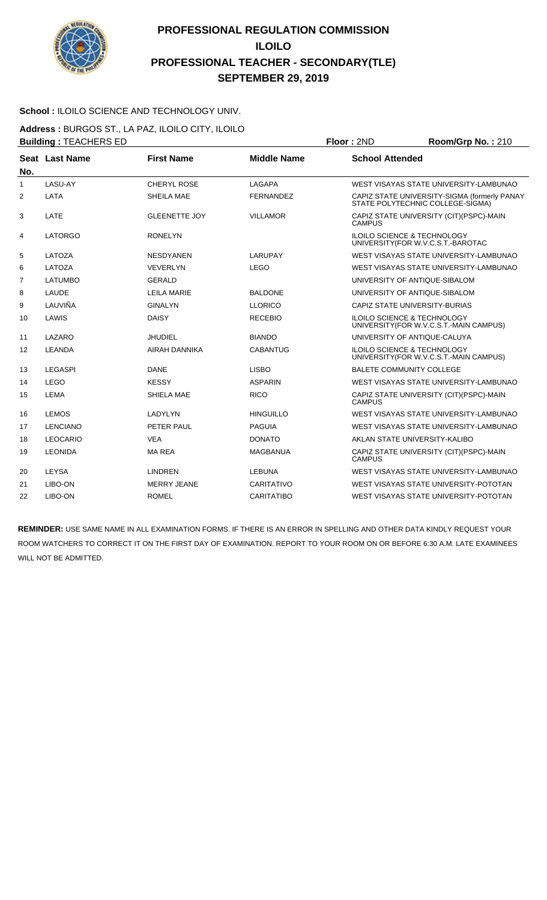# PROFESSIONAL REGULATION COMMISSION
# ILOILO
# PROFESSIONAL TEACHER - SECONDARY(TLE)
# SEPTEMBER 29, 2019

**School :** ILOILO SCIENCE AND TECHNOLOGY UNIV.

**Address :** BURGOS ST., LA PAZ, ILOILO CITY, ILOILO

**Building :** TEACHERS ED **Floor :** 2ND **Room/Grp No. :** 210

| Seat No. | Last Name | First Name | Middle Name | School Attended |
|---|---|---|---|---|
| 1 | LASU-AY | CHERYL ROSE | LAGAPA | WEST VISAYAS STATE UNIVERSITY-LAMBUNAO |
| 2 | LATA | SHEILA MAE | FERNANDEZ | CAPIZ STATE UNIVERSITY-SIGMA (formerly PANAY STATE POLYTECHNIC COLLEGE-SIGMA) |
| 3 | LATE | GLEENETTE JOY | VILLAMOR | CAPIZ STATE UNIVERSITY (CIT)(PSPC)-MAIN CAMPUS |
| 4 | LATORGO | RONELYN | | ILOILO SCIENCE & TECHNOLOGY UNIVERSITY(FOR W.V.C.S.T.-BAROTAC |
| 5 | LATOZA | NESDYANEN | LARUPAY | WEST VISAYAS STATE UNIVERSITY-LAMBUNAO |
| 6 | LATOZA | VEVERLYN | LEGO | WEST VISAYAS STATE UNIVERSITY-LAMBUNAO |
| 7 | LATUMBO | GERALD | | UNIVERSITY OF ANTIQUE-SIBALOM |
| 8 | LAUDE | LEILA MARIE | BALDONE | UNIVERSITY OF ANTIQUE-SIBALOM |
| 9 | LAUVIÑA | GINALYN | LLORICO | CAPIZ STATE UNIVERSITY-BURIAS |
| 10 | LAWIS | DAISY | RECEBIO | ILOILO SCIENCE & TECHNOLOGY UNIVERSITY(FOR W.V.C.S.T.-MAIN CAMPUS) |
| 11 | LAZARO | JHUDIEL | BIANDO | UNIVERSITY OF ANTIQUE-CALUYA |
| 12 | LEANDA | AIRAH DANNIKA | CABANTUG | ILOILO SCIENCE & TECHNOLOGY UNIVERSITY(FOR W.V.C.S.T.-MAIN CAMPUS) |
| 13 | LEGASPI | DANE | LISBO | BALETE COMMUNITY COLLEGE |
| 14 | LEGO | KESSY | ASPARIN | WEST VISAYAS STATE UNIVERSITY-LAMBUNAO |
| 15 | LEMA | SHIELA MAE | RICO | CAPIZ STATE UNIVERSITY (CIT)(PSPC)-MAIN CAMPUS |
| 16 | LEMOS | LADYLYN | HINGUILLO | WEST VISAYAS STATE UNIVERSITY-LAMBUNAO |
| 17 | LENCIANO | PETER PAUL | PAGUIA | WEST VISAYAS STATE UNIVERSITY-LAMBUNAO |
| 18 | LEOCARIO | VEA | DONATO | AKLAN STATE UNIVERSITY-KALIBO |
| 19 | LEONIDA | MA REA | MAGBANUA | CAPIZ STATE UNIVERSITY (CIT)(PSPC)-MAIN CAMPUS |
| 20 | LEYSA | LINDREN | LEBUNA | WEST VISAYAS STATE UNIVERSITY-LAMBUNAO |
| 21 | LIBO-ON | MERRY JEANE | CARITATIVO | WEST VISAYAS STATE UNIVERSITY-POTOTAN |
| 22 | LIBO-ON | ROMEL | CARITATIBO | WEST VISAYAS STATE UNIVERSITY-POTOTAN |

**REMINDER:** USE SAME NAME IN ALL EXAMINATION FORMS. IF THERE IS AN ERROR IN SPELLING AND OTHER DATA KINDLY REQUEST YOUR ROOM WATCHERS TO CORRECT IT ON THE FIRST DAY OF EXAMINATION. REPORT TO YOUR ROOM ON OR BEFORE 6:30 A.M. LATE EXAMINEES WILL NOT BE ADMITTED.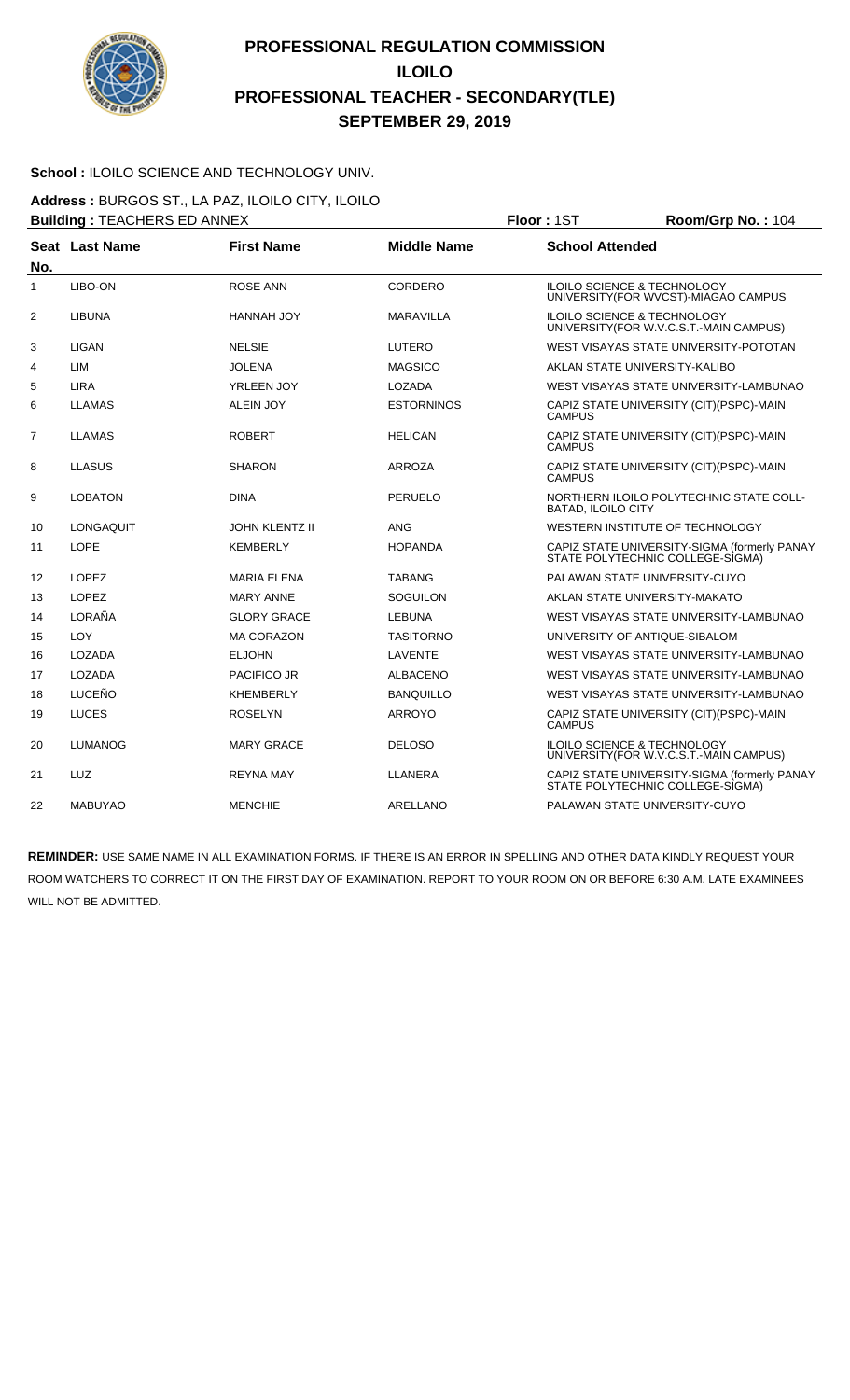# PROFESSIONAL REGULATION COMMISSION
## ILOILO
## PROFESSIONAL TEACHER - SECONDARY(TLE)
## SEPTEMBER 29, 2019

**School :** ILOILO SCIENCE AND TECHNOLOGY UNIV.

**Address :** BURGOS ST., LA PAZ, ILOILO CITY, ILOILO

**Building :** TEACHERS ED ANNEX **Floor :** 1ST **Room/Grp No. :** 104

| Seat No. | Last Name | First Name | Middle Name | School Attended |
|---|---|---|---|---|
| 1 | LIBO-ON | ROSE ANN | CORDERO | ILOILO SCIENCE & TECHNOLOGY UNIVERSITY(FOR WVCST)-MIAGAO CAMPUS |
| 2 | LIBUNA | HANNAH JOY | MARAVILLA | ILOILO SCIENCE & TECHNOLOGY UNIVERSITY(FOR W.V.C.S.T.-MAIN CAMPUS) |
| 3 | LIGAN | NELSIE | LUTERO | WEST VISAYAS STATE UNIVERSITY-POTOTAN |
| 4 | LIM | JOLENA | MAGSICO | AKLAN STATE UNIVERSITY-KALIBO |
| 5 | LIRA | YRLEEN JOY | LOZADA | WEST VISAYAS STATE UNIVERSITY-LAMBUNAO |
| 6 | LLAMAS | ALEIN JOY | ESTORNINOS | CAPIZ STATE UNIVERSITY (CIT)(PSPC)-MAIN CAMPUS |
| 7 | LLAMAS | ROBERT | HELICAN | CAPIZ STATE UNIVERSITY (CIT)(PSPC)-MAIN CAMPUS |
| 8 | LLASUS | SHARON | ARROZA | CAPIZ STATE UNIVERSITY (CIT)(PSPC)-MAIN CAMPUS |
| 9 | LOBATON | DINA | PERUELO | NORTHERN ILOILO POLYTECHNIC STATE COLL-BATAD, ILOILO CITY |
| 10 | LONGAQUIT | JOHN KLENTZ II | ANG | WESTERN INSTITUTE OF TECHNOLOGY |
| 11 | LOPE | KEMBERLY | HOPANDA | CAPIZ STATE UNIVERSITY-SIGMA (formerly PANAY STATE POLYTECHNIC COLLEGE-SIGMA) |
| 12 | LOPEZ | MARIA ELENA | TABANG | PALAWAN STATE UNIVERSITY-CUYO |
| 13 | LOPEZ | MARY ANNE | SOGUILON | AKLAN STATE UNIVERSITY-MAKATO |
| 14 | LORAÑA | GLORY GRACE | LEBUNA | WEST VISAYAS STATE UNIVERSITY-LAMBUNAO |
| 15 | LOY | MA CORAZON | TASITORNO | UNIVERSITY OF ANTIQUE-SIBALOM |
| 16 | LOZADA | ELJOHN | LAVENTE | WEST VISAYAS STATE UNIVERSITY-LAMBUNAO |
| 17 | LOZADA | PACIFICO JR | ALBACENO | WEST VISAYAS STATE UNIVERSITY-LAMBUNAO |
| 18 | LUCEÑO | KHEMBERLY | BANQUILLO | WEST VISAYAS STATE UNIVERSITY-LAMBUNAO |
| 19 | LUCES | ROSELYN | ARROYO | CAPIZ STATE UNIVERSITY (CIT)(PSPC)-MAIN CAMPUS |
| 20 | LUMANOG | MARY GRACE | DELOSO | ILOILO SCIENCE & TECHNOLOGY UNIVERSITY(FOR W.V.C.S.T.-MAIN CAMPUS) |
| 21 | LUZ | REYNA MAY | LLANERA | CAPIZ STATE UNIVERSITY-SIGMA (formerly PANAY STATE POLYTECHNIC COLLEGE-SIGMA) |
| 22 | MABUYAO | MENCHIE | ARELLANO | PALAWAN STATE UNIVERSITY-CUYO |

**REMINDER:** USE SAME NAME IN ALL EXAMINATION FORMS. IF THERE IS AN ERROR IN SPELLING AND OTHER DATA KINDLY REQUEST YOUR ROOM WATCHERS TO CORRECT IT ON THE FIRST DAY OF EXAMINATION. REPORT TO YOUR ROOM ON OR BEFORE 6:30 A.M. LATE EXAMINEES WILL NOT BE ADMITTED.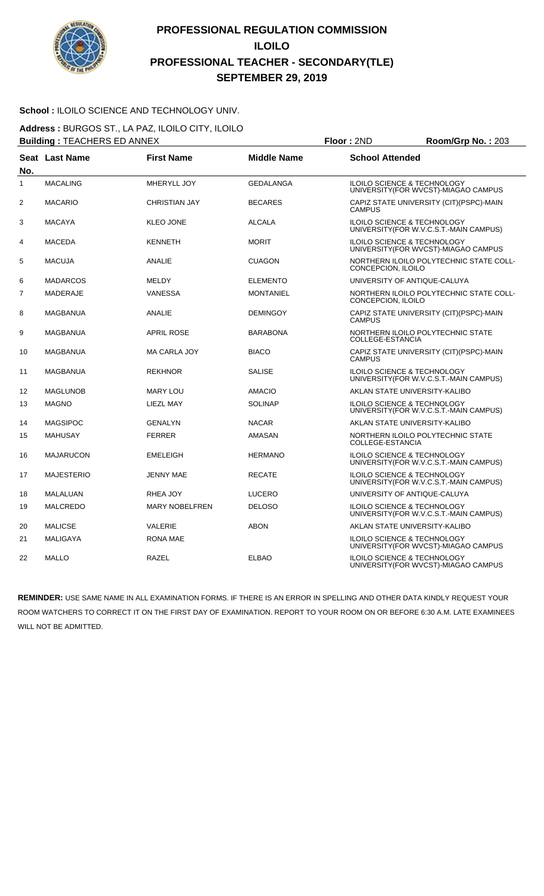# PROFESSIONAL REGULATION COMMISSION
# ILOILO
# PROFESSIONAL TEACHER - SECONDARY(TLE)
# SEPTEMBER 29, 2019

**School :** ILOILO SCIENCE AND TECHNOLOGY UNIV.

**Address :** BURGOS ST., LA PAZ, ILOILO CITY, ILOILO

**Building :** TEACHERS ED ANNEX **Floor :** 2ND **Room/Grp No. :** 203

| Seat No. | Last Name | First Name | Middle Name | School Attended |
|---|---|---|---|---|
| 1 | MACALING | MHERYLL JOY | GEDALANGA | ILOILO SCIENCE & TECHNOLOGY UNIVERSITY(FOR WVCST)-MIAGAO CAMPUS |
| 2 | MACARIO | CHRISTIAN JAY | BECARES | CAPIZ STATE UNIVERSITY (CIT)(PSPC)-MAIN CAMPUS |
| 3 | MACAYA | KLEO JONE | ALCALA | ILOILO SCIENCE & TECHNOLOGY UNIVERSITY(FOR W.V.C.S.T.-MAIN CAMPUS) |
| 4 | MACEDA | KENNETH | MORIT | ILOILO SCIENCE & TECHNOLOGY UNIVERSITY(FOR WVCST)-MIAGAO CAMPUS |
| 5 | MACUJA | ANALIE | CUAGON | NORTHERN ILOILO POLYTECHNIC STATE COLL-CONCEPCION, ILOILO |
| 6 | MADARCOS | MELDY | ELEMENTO | UNIVERSITY OF ANTIQUE-CALUYA |
| 7 | MADERAJE | VANESSA | MONTANIEL | NORTHERN ILOILO POLYTECHNIC STATE COLL-CONCEPCION, ILOILO |
| 8 | MAGBANUA | ANALIE | DEMINGOY | CAPIZ STATE UNIVERSITY (CIT)(PSPC)-MAIN CAMPUS |
| 9 | MAGBANUA | APRIL ROSE | BARABONA | NORTHERN ILOILO POLYTECHNIC STATE COLLEGE-ESTANCIA |
| 10 | MAGBANUA | MA CARLA JOY | BIACO | CAPIZ STATE UNIVERSITY (CIT)(PSPC)-MAIN CAMPUS |
| 11 | MAGBANUA | REKHNOR | SALISE | ILOILO SCIENCE & TECHNOLOGY UNIVERSITY(FOR W.V.C.S.T.-MAIN CAMPUS) |
| 12 | MAGLUNOB | MARY LOU | AMACIO | AKLAN STATE UNIVERSITY-KALIBO |
| 13 | MAGNO | LIEZL MAY | SOLINAP | ILOILO SCIENCE & TECHNOLOGY UNIVERSITY(FOR W.V.C.S.T.-MAIN CAMPUS) |
| 14 | MAGSIPOC | GENALYN | NACAR | AKLAN STATE UNIVERSITY-KALIBO |
| 15 | MAHUSAY | FERRER | AMASAN | NORTHERN ILOILO POLYTECHNIC STATE COLLEGE-ESTANCIA |
| 16 | MAJARUCON | EMELEIGH | HERMANO | ILOILO SCIENCE & TECHNOLOGY UNIVERSITY(FOR W.V.C.S.T.-MAIN CAMPUS) |
| 17 | MAJESTERIO | JENNY MAE | RECATE | ILOILO SCIENCE & TECHNOLOGY UNIVERSITY(FOR W.V.C.S.T.-MAIN CAMPUS) |
| 18 | MALALUAN | RHEA JOY | LUCERO | UNIVERSITY OF ANTIQUE-CALUYA |
| 19 | MALCREDO | MARY NOBELFREN | DELOSO | ILOILO SCIENCE & TECHNOLOGY UNIVERSITY(FOR W.V.C.S.T.-MAIN CAMPUS) |
| 20 | MALICSE | VALERIE | ABON | AKLAN STATE UNIVERSITY-KALIBO |
| 21 | MALIGAYA | RONA MAE | | ILOILO SCIENCE & TECHNOLOGY UNIVERSITY(FOR WVCST)-MIAGAO CAMPUS |
| 22 | MALLO | RAZEL | ELBAO | ILOILO SCIENCE & TECHNOLOGY UNIVERSITY(FOR WVCST)-MIAGAO CAMPUS |

**REMINDER:** USE SAME NAME IN ALL EXAMINATION FORMS. IF THERE IS AN ERROR IN SPELLING AND OTHER DATA KINDLY REQUEST YOUR ROOM WATCHERS TO CORRECT IT ON THE FIRST DAY OF EXAMINATION. REPORT TO YOUR ROOM ON OR BEFORE 6:30 A.M. LATE EXAMINEES WILL NOT BE ADMITTED.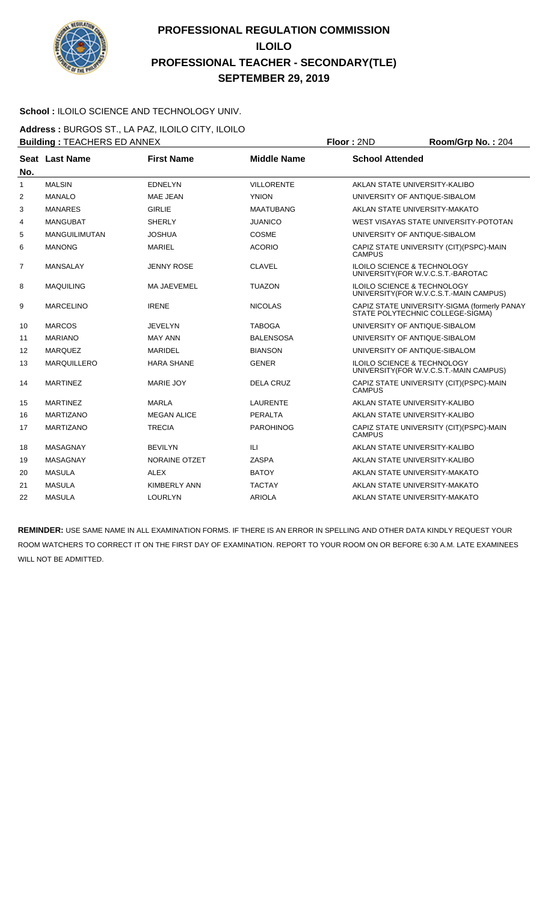# PROFESSIONAL REGULATION COMMISSION
## ILOILO
## PROFESSIONAL TEACHER - SECONDARY(TLE)
## SEPTEMBER 29, 2019

**School :** ILOILO SCIENCE AND TECHNOLOGY UNIV.

**Address :** BURGOS ST., LA PAZ, ILOILO CITY, ILOILO

**Building :** TEACHERS ED ANNEX **Floor :** 2ND **Room/Grp No. :** 204

| Seat No. | Last Name | First Name | Middle Name | School Attended |
|---|---|---|---|---|
| 1 | MALSIN | EDNELYN | VILLORENTE | AKLAN STATE UNIVERSITY-KALIBO |
| 2 | MANALO | MAE JEAN | YNION | UNIVERSITY OF ANTIQUE-SIBALOM |
| 3 | MANARES | GIRLIE | MAATUBANG | AKLAN STATE UNIVERSITY-MAKATO |
| 4 | MANGUBAT | SHERLY | JUANICO | WEST VISAYAS STATE UNIVERSITY-POTOTAN |
| 5 | MANGUILIMUTAN | JOSHUA | COSME | UNIVERSITY OF ANTIQUE-SIBALOM |
| 6 | MANONG | MARIEL | ACORIO | CAPIZ STATE UNIVERSITY (CIT)(PSPC)-MAIN CAMPUS |
| 7 | MANSALAY | JENNY ROSE | CLAVEL | ILOILO SCIENCE & TECHNOLOGY UNIVERSITY(FOR W.V.C.S.T.-BAROTAC |
| 8 | MAQUILING | MA JAEVEMEL | TUAZON | ILOILO SCIENCE & TECHNOLOGY UNIVERSITY(FOR W.V.C.S.T.-MAIN CAMPUS) |
| 9 | MARCELINO | IRENE | NICOLAS | CAPIZ STATE UNIVERSITY-SIGMA (formerly PANAY STATE POLYTECHNIC COLLEGE-SIGMA) |
| 10 | MARCOS | JEVELYN | TABOGA | UNIVERSITY OF ANTIQUE-SIBALOM |
| 11 | MARIANO | MAY ANN | BALENSOSA | UNIVERSITY OF ANTIQUE-SIBALOM |
| 12 | MARQUEZ | MARIDEL | BIANSON | UNIVERSITY OF ANTIQUE-SIBALOM |
| 13 | MARQUILLERO | HARA SHANE | GENER | ILOILO SCIENCE & TECHNOLOGY UNIVERSITY(FOR W.V.C.S.T.-MAIN CAMPUS) |
| 14 | MARTINEZ | MARIE JOY | DELA CRUZ | CAPIZ STATE UNIVERSITY (CIT)(PSPC)-MAIN CAMPUS |
| 15 | MARTINEZ | MARLA | LAURENTE | AKLAN STATE UNIVERSITY-KALIBO |
| 16 | MARTIZANO | MEGAN ALICE | PERALTA | AKLAN STATE UNIVERSITY-KALIBO |
| 17 | MARTIZANO | TRECIA | PAROHINOG | CAPIZ STATE UNIVERSITY (CIT)(PSPC)-MAIN CAMPUS |
| 18 | MASAGNAY | BEVILYN | ILI | AKLAN STATE UNIVERSITY-KALIBO |
| 19 | MASAGNAY | NORAINE OTZET | ZASPA | AKLAN STATE UNIVERSITY-KALIBO |
| 20 | MASULA | ALEX | BATOY | AKLAN STATE UNIVERSITY-MAKATO |
| 21 | MASULA | KIMBERLY ANN | TACTAY | AKLAN STATE UNIVERSITY-MAKATO |
| 22 | MASULA | LOURLYN | ARIOLA | AKLAN STATE UNIVERSITY-MAKATO |

**REMINDER:** USE SAME NAME IN ALL EXAMINATION FORMS. IF THERE IS AN ERROR IN SPELLING AND OTHER DATA KINDLY REQUEST YOUR ROOM WATCHERS TO CORRECT IT ON THE FIRST DAY OF EXAMINATION. REPORT TO YOUR ROOM ON OR BEFORE 6:30 A.M. LATE EXAMINEES WILL NOT BE ADMITTED.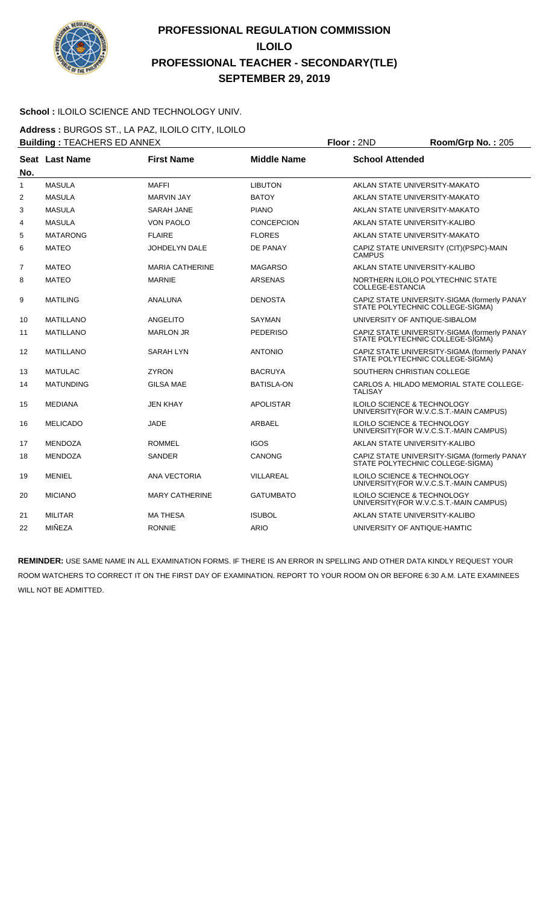# PROFESSIONAL REGULATION COMMISSION
# ILOILO
# PROFESSIONAL TEACHER - SECONDARY(TLE)
# SEPTEMBER 29, 2019

**School :** ILOILO SCIENCE AND TECHNOLOGY UNIV.

**Address :** BURGOS ST., LA PAZ, ILOILO CITY, ILOILO

**Building :** TEACHERS ED ANNEX **Floor :** 2ND **Room/Grp No. :** 205

| Seat No. | Last Name | First Name | Middle Name | School Attended |
|---|---|---|---|---|
| 1 | MASULA | MAFFI | LIBUTON | AKLAN STATE UNIVERSITY-MAKATO |
| 2 | MASULA | MARVIN JAY | BATOY | AKLAN STATE UNIVERSITY-MAKATO |
| 3 | MASULA | SARAH JANE | PIANO | AKLAN STATE UNIVERSITY-MAKATO |
| 4 | MASULA | VON PAOLO | CONCEPCION | AKLAN STATE UNIVERSITY-KALIBO |
| 5 | MATARONG | FLAIRE | FLORES | AKLAN STATE UNIVERSITY-MAKATO |
| 6 | MATEO | JOHDELYN DALE | DE PANAY | CAPIZ STATE UNIVERSITY (CIT)(PSPC)-MAIN CAMPUS |
| 7 | MATEO | MARIA CATHERINE | MAGARSO | AKLAN STATE UNIVERSITY-KALIBO |
| 8 | MATEO | MARNIE | ARSENAS | NORTHERN ILOILO POLYTECHNIC STATE COLLEGE-ESTANCIA |
| 9 | MATILING | ANALUNA | DENOSTA | CAPIZ STATE UNIVERSITY-SIGMA (formerly PANAY STATE POLYTECHNIC COLLEGE-SIGMA) |
| 10 | MATILLANO | ANGELITO | SAYMAN | UNIVERSITY OF ANTIQUE-SIBALOM |
| 11 | MATILLANO | MARLON JR | PEDERISO | CAPIZ STATE UNIVERSITY-SIGMA (formerly PANAY STATE POLYTECHNIC COLLEGE-SIGMA) |
| 12 | MATILLANO | SARAH LYN | ANTONIO | CAPIZ STATE UNIVERSITY-SIGMA (formerly PANAY STATE POLYTECHNIC COLLEGE-SIGMA) |
| 13 | MATULAC | ZYRON | BACRUYA | SOUTHERN CHRISTIAN COLLEGE |
| 14 | MATUNDING | GILSA MAE | BATISLA-ON | CARLOS A. HILADO MEMORIAL STATE COLLEGE-TALISAY |
| 15 | MEDIANA | JEN KHAY | APOLISTAR | ILOILO SCIENCE & TECHNOLOGY UNIVERSITY(FOR W.V.C.S.T.-MAIN CAMPUS) |
| 16 | MELICADO | JADE | ARBAEL | ILOILO SCIENCE & TECHNOLOGY UNIVERSITY(FOR W.V.C.S.T.-MAIN CAMPUS) |
| 17 | MENDOZA | ROMMEL | IGOS | AKLAN STATE UNIVERSITY-KALIBO |
| 18 | MENDOZA | SANDER | CANONG | CAPIZ STATE UNIVERSITY-SIGMA (formerly PANAY STATE POLYTECHNIC COLLEGE-SIGMA) |
| 19 | MENIEL | ANA VECTORIA | VILLAREAL | ILOILO SCIENCE & TECHNOLOGY UNIVERSITY(FOR W.V.C.S.T.-MAIN CAMPUS) |
| 20 | MICIANO | MARY CATHERINE | GATUMBATO | ILOILO SCIENCE & TECHNOLOGY UNIVERSITY(FOR W.V.C.S.T.-MAIN CAMPUS) |
| 21 | MILITAR | MA THESA | ISUBOL | AKLAN STATE UNIVERSITY-KALIBO |
| 22 | MIÑEZA | RONNIE | ARIO | UNIVERSITY OF ANTIQUE-HAMTIC |

**REMINDER:** USE SAME NAME IN ALL EXAMINATION FORMS. IF THERE IS AN ERROR IN SPELLING AND OTHER DATA KINDLY REQUEST YOUR ROOM WATCHERS TO CORRECT IT ON THE FIRST DAY OF EXAMINATION. REPORT TO YOUR ROOM ON OR BEFORE 6:30 A.M. LATE EXAMINEES WILL NOT BE ADMITTED.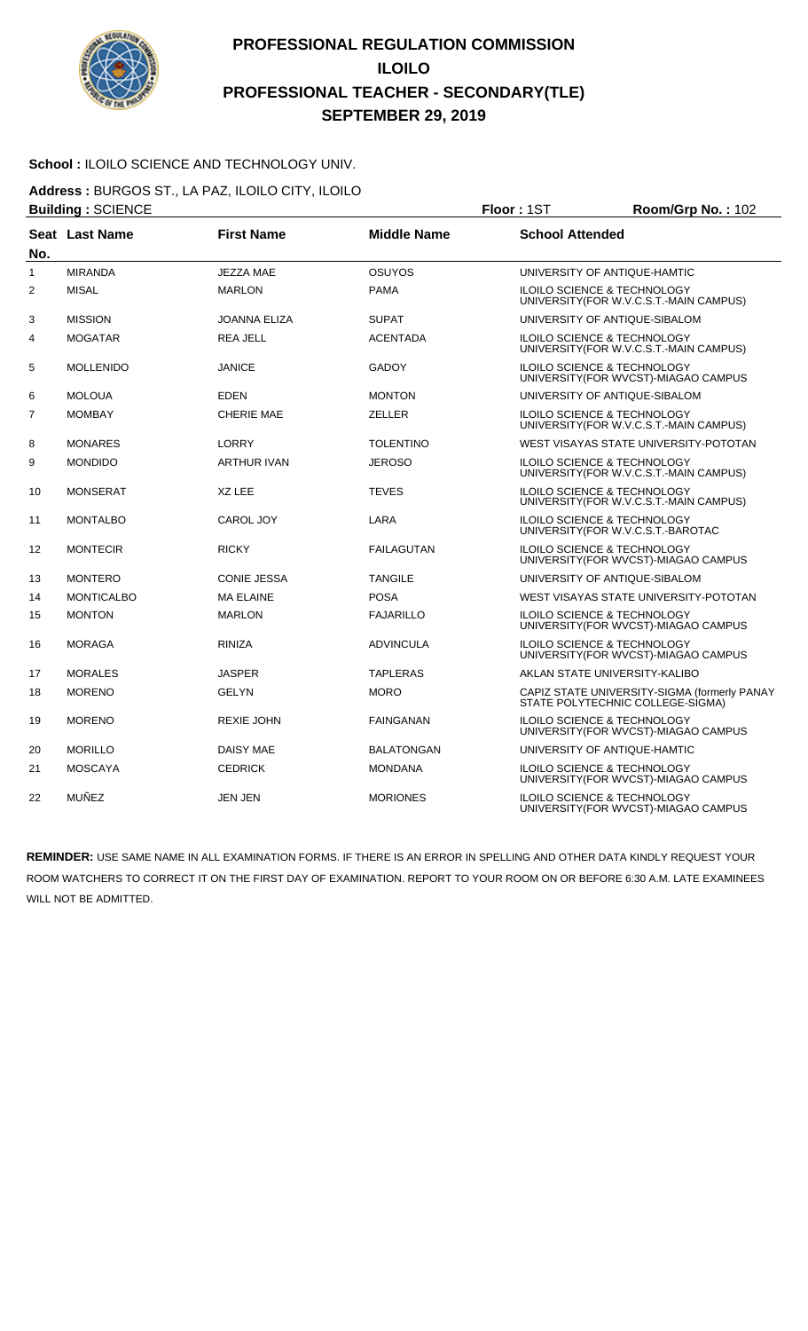# PROFESSIONAL REGULATION COMMISSION
## ILOILO
## PROFESSIONAL TEACHER - SECONDARY(TLE)
## SEPTEMBER 29, 2019

**School :** ILOILO SCIENCE AND TECHNOLOGY UNIV.

**Address :** BURGOS ST., LA PAZ, ILOILO CITY, ILOILO

**Building :** SCIENCE **Floor :** 1ST **Room/Grp No. :** 102

| Seat No. | Last Name | First Name | Middle Name | School Attended |
|---|---|---|---|---|
| 1 | MIRANDA | JEZZA MAE | OSUYOS | UNIVERSITY OF ANTIQUE-HAMTIC |
| 2 | MISAL | MARLON | PAMA | ILOILO SCIENCE & TECHNOLOGY UNIVERSITY(FOR W.V.C.S.T.-MAIN CAMPUS) |
| 3 | MISSION | JOANNA ELIZA | SUPAT | UNIVERSITY OF ANTIQUE-SIBALOM |
| 4 | MOGATAR | REA JELL | ACENTADA | ILOILO SCIENCE & TECHNOLOGY UNIVERSITY(FOR W.V.C.S.T.-MAIN CAMPUS) |
| 5 | MOLLENIDO | JANICE | GADOY | ILOILO SCIENCE & TECHNOLOGY UNIVERSITY(FOR WVCST)-MIAGAO CAMPUS |
| 6 | MOLOUA | EDEN | MONTON | UNIVERSITY OF ANTIQUE-SIBALOM |
| 7 | MOMBAY | CHERIE MAE | ZELLER | ILOILO SCIENCE & TECHNOLOGY UNIVERSITY(FOR W.V.C.S.T.-MAIN CAMPUS) |
| 8 | MONARES | LORRY | TOLENTINO | WEST VISAYAS STATE UNIVERSITY-POTOTAN |
| 9 | MONDIDO | ARTHUR IVAN | JEROSO | ILOILO SCIENCE & TECHNOLOGY UNIVERSITY(FOR W.V.C.S.T.-MAIN CAMPUS) |
| 10 | MONSERAT | XZ LEE | TEVES | ILOILO SCIENCE & TECHNOLOGY UNIVERSITY(FOR W.V.C.S.T.-MAIN CAMPUS) |
| 11 | MONTALBO | CAROL JOY | LARA | ILOILO SCIENCE & TECHNOLOGY UNIVERSITY(FOR W.V.C.S.T.-BAROTAC |
| 12 | MONTECIR | RICKY | FAILAGUTAN | ILOILO SCIENCE & TECHNOLOGY UNIVERSITY(FOR WVCST)-MIAGAO CAMPUS |
| 13 | MONTERO | CONIE JESSA | TANGILE | UNIVERSITY OF ANTIQUE-SIBALOM |
| 14 | MONTICALBO | MA ELAINE | POSA | WEST VISAYAS STATE UNIVERSITY-POTOTAN |
| 15 | MONTON | MARLON | FAJARILLO | ILOILO SCIENCE & TECHNOLOGY UNIVERSITY(FOR WVCST)-MIAGAO CAMPUS |
| 16 | MORAGA | RINIZA | ADVINCULA | ILOILO SCIENCE & TECHNOLOGY UNIVERSITY(FOR WVCST)-MIAGAO CAMPUS |
| 17 | MORALES | JASPER | TAPLERAS | AKLAN STATE UNIVERSITY-KALIBO |
| 18 | MORENO | GELYN | MORO | CAPIZ STATE UNIVERSITY-SIGMA (formerly PANAY STATE POLYTECHNIC COLLEGE-SIGMA) |
| 19 | MORENO | REXIE JOHN | FAINGANAN | ILOILO SCIENCE & TECHNOLOGY UNIVERSITY(FOR WVCST)-MIAGAO CAMPUS |
| 20 | MORILLO | DAISY MAE | BALATONGAN | UNIVERSITY OF ANTIQUE-HAMTIC |
| 21 | MOSCAYA | CEDRICK | MONDANA | ILOILO SCIENCE & TECHNOLOGY UNIVERSITY(FOR WVCST)-MIAGAO CAMPUS |
| 22 | MUÑEZ | JEN JEN | MORIONES | ILOILO SCIENCE & TECHNOLOGY UNIVERSITY(FOR WVCST)-MIAGAO CAMPUS |

**REMINDER:** USE SAME NAME IN ALL EXAMINATION FORMS. IF THERE IS AN ERROR IN SPELLING AND OTHER DATA KINDLY REQUEST YOUR ROOM WATCHERS TO CORRECT IT ON THE FIRST DAY OF EXAMINATION. REPORT TO YOUR ROOM ON OR BEFORE 6:30 A.M. LATE EXAMINEES WILL NOT BE ADMITTED.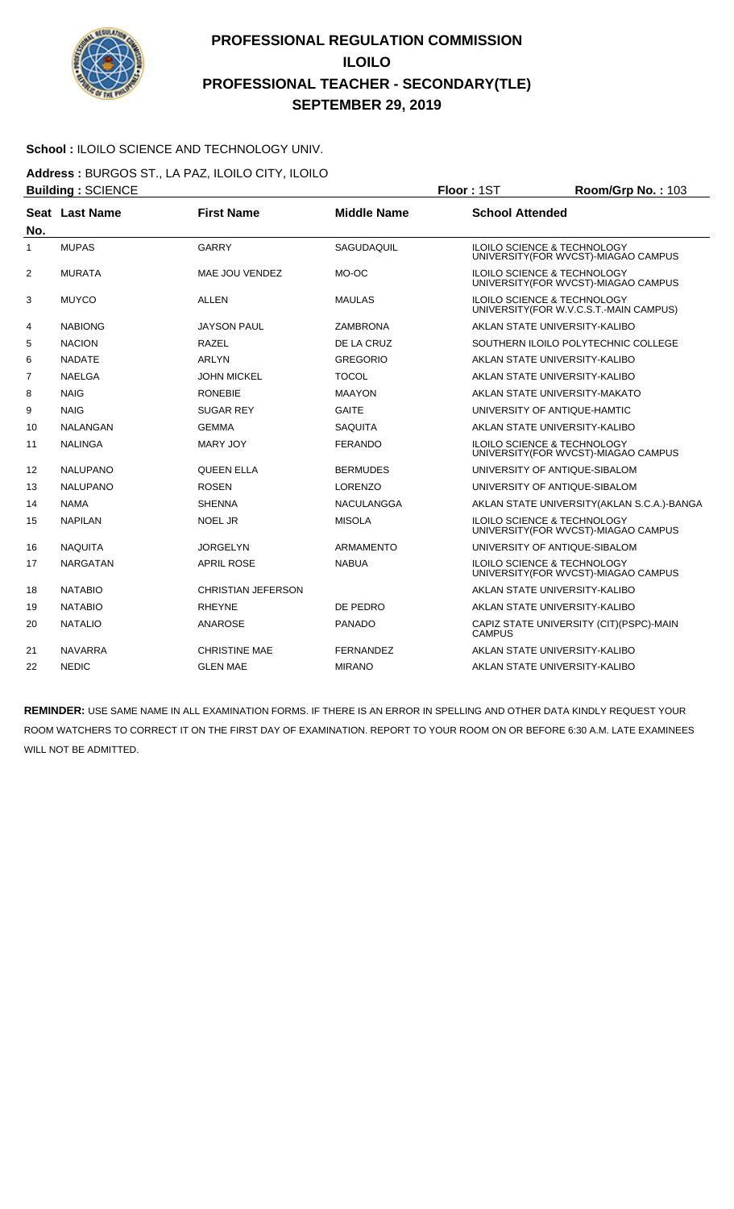# PROFESSIONAL REGULATION COMMISSION
## ILOILO
## PROFESSIONAL TEACHER - SECONDARY(TLE)
## SEPTEMBER 29, 2019

**School :** ILOILO SCIENCE AND TECHNOLOGY UNIV.

**Address :** BURGOS ST., LA PAZ, ILOILO CITY, ILOILO

**Building :** SCIENCE **Floor :** 1ST **Room/Grp No. :** 103

| Seat No. | Last Name | First Name | Middle Name | School Attended |
|---|---|---|---|---|
| 1 | MUPAS | GARRY | SAGUDAQUIL | ILOILO SCIENCE & TECHNOLOGY UNIVERSITY(FOR WVCST)-MIAGAO CAMPUS |
| 2 | MURATA | MAE JOU VENDEZ | MO-OC | ILOILO SCIENCE & TECHNOLOGY UNIVERSITY(FOR WVCST)-MIAGAO CAMPUS |
| 3 | MUYCO | ALLEN | MAULAS | ILOILO SCIENCE & TECHNOLOGY UNIVERSITY(FOR W.V.C.S.T.-MAIN CAMPUS) |
| 4 | NABIONG | JAYSON PAUL | ZAMBRONA | AKLAN STATE UNIVERSITY-KALIBO |
| 5 | NACION | RAZEL | DE LA CRUZ | SOUTHERN ILOILO POLYTECHNIC COLLEGE |
| 6 | NADATE | ARLYN | GREGORIO | AKLAN STATE UNIVERSITY-KALIBO |
| 7 | NAELGA | JOHN MICKEL | TOCOL | AKLAN STATE UNIVERSITY-KALIBO |
| 8 | NAIG | RONEBIE | MAAYON | AKLAN STATE UNIVERSITY-MAKATO |
| 9 | NAIG | SUGAR REY | GAITE | UNIVERSITY OF ANTIQUE-HAMTIC |
| 10 | NALANGAN | GEMMA | SAQUITA | AKLAN STATE UNIVERSITY-KALIBO |
| 11 | NALINGA | MARY JOY | FERANDO | ILOILO SCIENCE & TECHNOLOGY UNIVERSITY(FOR WVCST)-MIAGAO CAMPUS |
| 12 | NALUPANO | QUEEN ELLA | BERMUDES | UNIVERSITY OF ANTIQUE-SIBALOM |
| 13 | NALUPANO | ROSEN | LORENZO | UNIVERSITY OF ANTIQUE-SIBALOM |
| 14 | NAMA | SHENNA | NACULANGGA | AKLAN STATE UNIVERSITY(AKLAN S.C.A.)-BANGA |
| 15 | NAPILAN | NOEL JR | MISOLA | ILOILO SCIENCE & TECHNOLOGY UNIVERSITY(FOR WVCST)-MIAGAO CAMPUS |
| 16 | NAQUITA | JORGELYN | ARMAMENTO | UNIVERSITY OF ANTIQUE-SIBALOM |
| 17 | NARGATAN | APRIL ROSE | NABUA | ILOILO SCIENCE & TECHNOLOGY UNIVERSITY(FOR WVCST)-MIAGAO CAMPUS |
| 18 | NATABIO | CHRISTIAN JEFERSON | | AKLAN STATE UNIVERSITY-KALIBO |
| 19 | NATABIO | RHEYNE | DE PEDRO | AKLAN STATE UNIVERSITY-KALIBO |
| 20 | NATALIO | ANAROSE | PANADO | CAPIZ STATE UNIVERSITY (CIT)(PSPC)-MAIN CAMPUS |
| 21 | NAVARRA | CHRISTINE MAE | FERNANDEZ | AKLAN STATE UNIVERSITY-KALIBO |
| 22 | NEDIC | GLEN MAE | MIRANO | AKLAN STATE UNIVERSITY-KALIBO |

**REMINDER:** USE SAME NAME IN ALL EXAMINATION FORMS. IF THERE IS AN ERROR IN SPELLING AND OTHER DATA KINDLY REQUEST YOUR ROOM WATCHERS TO CORRECT IT ON THE FIRST DAY OF EXAMINATION. REPORT TO YOUR ROOM ON OR BEFORE 6:30 A.M. LATE EXAMINEES WILL NOT BE ADMITTED.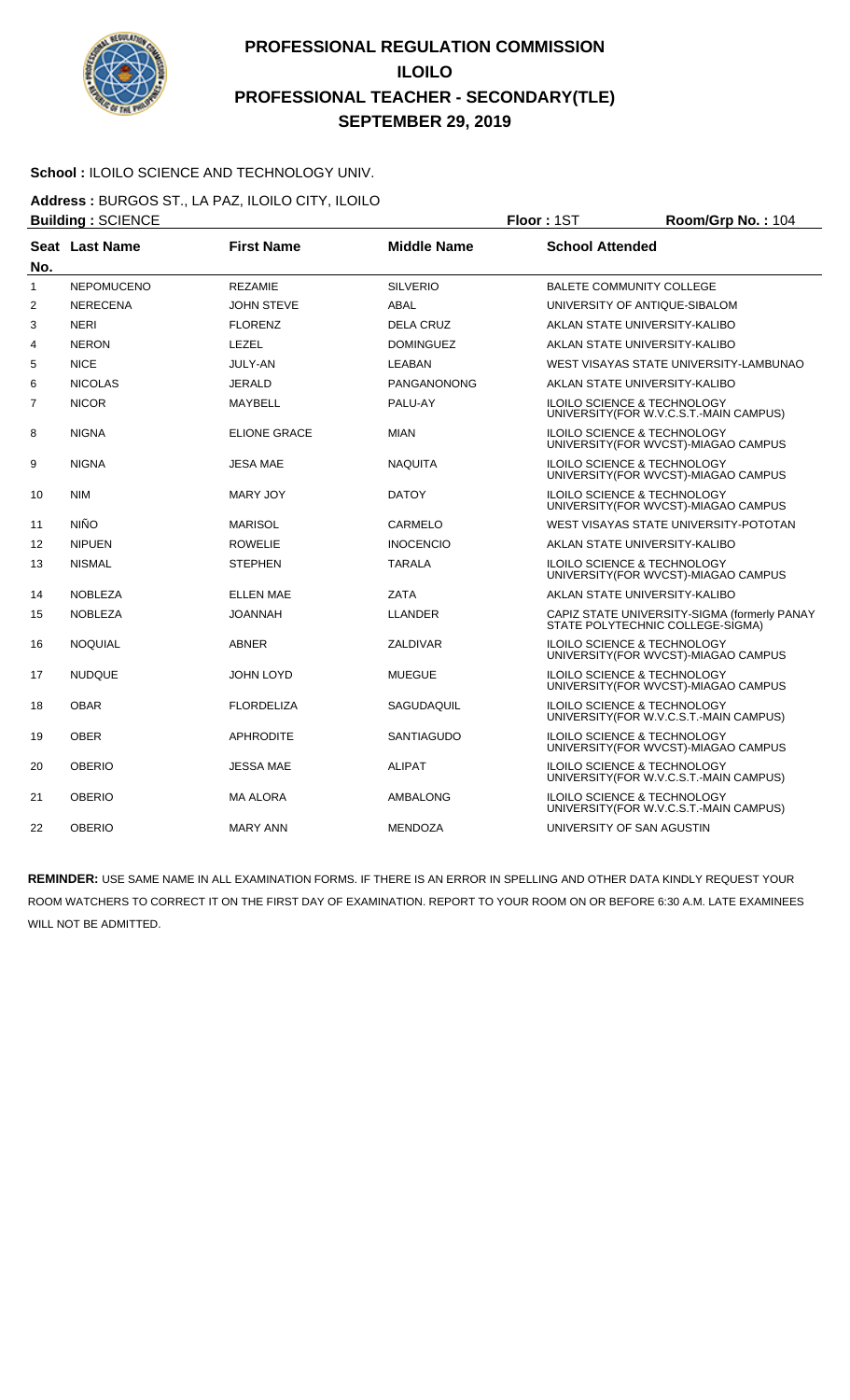# PROFESSIONAL REGULATION COMMISSION
## ILOILO
## PROFESSIONAL TEACHER - SECONDARY(TLE)
## SEPTEMBER 29, 2019

**School :** ILOILO SCIENCE AND TECHNOLOGY UNIV.

**Address :** BURGOS ST., LA PAZ, ILOILO CITY, ILOILO

**Building :** SCIENCE **Floor :** 1ST **Room/Grp No. :** 104

| Seat No. | Last Name | First Name | Middle Name | School Attended |
|---|---|---|---|---|
| 1 | NEPOMUCENO | REZAMIE | SILVERIO | BALETE COMMUNITY COLLEGE |
| 2 | NERECENA | JOHN STEVE | ABAL | UNIVERSITY OF ANTIQUE-SIBALOM |
| 3 | NERI | FLORENZ | DELA CRUZ | AKLAN STATE UNIVERSITY-KALIBO |
| 4 | NERON | LEZEL | DOMINGUEZ | AKLAN STATE UNIVERSITY-KALIBO |
| 5 | NICE | JULY-AN | LEABAN | WEST VISAYAS STATE UNIVERSITY-LAMBUNAO |
| 6 | NICOLAS | JERALD | PANGANONONG | AKLAN STATE UNIVERSITY-KALIBO |
| 7 | NICOR | MAYBELL | PALU-AY | ILOILO SCIENCE & TECHNOLOGY UNIVERSITY(FOR W.V.C.S.T.-MAIN CAMPUS) |
| 8 | NIGNA | ELIONE GRACE | MIAN | ILOILO SCIENCE & TECHNOLOGY UNIVERSITY(FOR WVCST)-MIAGAO CAMPUS |
| 9 | NIGNA | JESA MAE | NAQUITA | ILOILO SCIENCE & TECHNOLOGY UNIVERSITY(FOR WVCST)-MIAGAO CAMPUS |
| 10 | NIM | MARY JOY | DATOY | ILOILO SCIENCE & TECHNOLOGY UNIVERSITY(FOR WVCST)-MIAGAO CAMPUS |
| 11 | NIÑO | MARISOL | CARMELO | WEST VISAYAS STATE UNIVERSITY-POTOTAN |
| 12 | NIPUEN | ROWELIE | INOCENCIO | AKLAN STATE UNIVERSITY-KALIBO |
| 13 | NISMAL | STEPHEN | TARALA | ILOILO SCIENCE & TECHNOLOGY UNIVERSITY(FOR WVCST)-MIAGAO CAMPUS |
| 14 | NOBLEZA | ELLEN MAE | ZATA | AKLAN STATE UNIVERSITY-KALIBO |
| 15 | NOBLEZA | JOANNAH | LLANDER | CAPIZ STATE UNIVERSITY-SIGMA (formerly PANAY STATE POLYTECHNIC COLLEGE-SIGMA) |
| 16 | NOQUIAL | ABNER | ZALDIVAR | ILOILO SCIENCE & TECHNOLOGY UNIVERSITY(FOR WVCST)-MIAGAO CAMPUS |
| 17 | NUDQUE | JOHN LOYD | MUEGUE | ILOILO SCIENCE & TECHNOLOGY UNIVERSITY(FOR WVCST)-MIAGAO CAMPUS |
| 18 | OBAR | FLORDELIZA | SAGUDAQUIL | ILOILO SCIENCE & TECHNOLOGY UNIVERSITY(FOR W.V.C.S.T.-MAIN CAMPUS) |
| 19 | OBER | APHRODITE | SANTIAGUDO | ILOILO SCIENCE & TECHNOLOGY UNIVERSITY(FOR WVCST)-MIAGAO CAMPUS |
| 20 | OBERIO | JESSA MAE | ALIPAT | ILOILO SCIENCE & TECHNOLOGY UNIVERSITY(FOR W.V.C.S.T.-MAIN CAMPUS) |
| 21 | OBERIO | MA ALORA | AMBALONG | ILOILO SCIENCE & TECHNOLOGY UNIVERSITY(FOR W.V.C.S.T.-MAIN CAMPUS) |
| 22 | OBERIO | MARY ANN | MENDOZA | UNIVERSITY OF SAN AGUSTIN |

**REMINDER:** USE SAME NAME IN ALL EXAMINATION FORMS. IF THERE IS AN ERROR IN SPELLING AND OTHER DATA KINDLY REQUEST YOUR ROOM WATCHERS TO CORRECT IT ON THE FIRST DAY OF EXAMINATION. REPORT TO YOUR ROOM ON OR BEFORE 6:30 A.M. LATE EXAMINEES WILL NOT BE ADMITTED.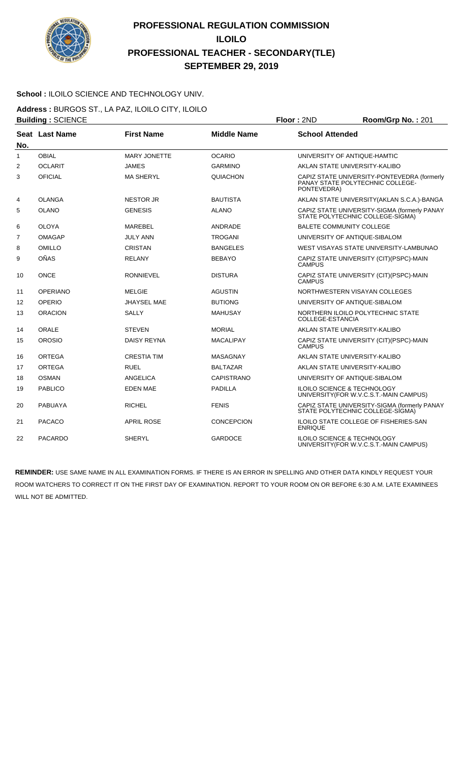# PROFESSIONAL REGULATION COMMISSION
## ILOILO
## PROFESSIONAL TEACHER - SECONDARY(TLE)
## SEPTEMBER 29, 2019

**School :** ILOILO SCIENCE AND TECHNOLOGY UNIV.

**Address :** BURGOS ST., LA PAZ, ILOILO CITY, ILOILO

**Building :** SCIENCE **Floor :** 2ND **Room/Grp No. :** 201

| Seat No. | Last Name | First Name | Middle Name | School Attended |
|---|---|---|---|---|
| 1 | OBIAL | MARY JONETTE | OCARIO | UNIVERSITY OF ANTIQUE-HAMTIC |
| 2 | OCLARIT | JAMES | GARMINO | AKLAN STATE UNIVERSITY-KALIBO |
| 3 | OFICIAL | MA SHERYL | QUIACHON | CAPIZ STATE UNIVERSITY-PONTEVEDRA (formerly PANAY STATE POLYTECHNIC COLLEGE-PONTEVEDRA) |
| 4 | OLANGA | NESTOR JR | BAUTISTA | AKLAN STATE UNIVERSITY(AKLAN S.C.A.)-BANGA |
| 5 | OLANO | GENESIS | ALANO | CAPIZ STATE UNIVERSITY-SIGMA (formerly PANAY STATE POLYTECHNIC COLLEGE-SIGMA) |
| 6 | OLOYA | MAREBEL | ANDRADE | BALETE COMMUNITY COLLEGE |
| 7 | OMAGAP | JULY ANN | TROGANI | UNIVERSITY OF ANTIQUE-SIBALOM |
| 8 | OMILLO | CRISTAN | BANGELES | WEST VISAYAS STATE UNIVERSITY-LAMBUNAO |
| 9 | OÑAS | RELANY | BEBAYO | CAPIZ STATE UNIVERSITY (CIT)(PSPC)-MAIN CAMPUS |
| 10 | ONCE | RONNIEVEL | DISTURA | CAPIZ STATE UNIVERSITY (CIT)(PSPC)-MAIN CAMPUS |
| 11 | OPERIANO | MELGIE | AGUSTIN | NORTHWESTERN VISAYAN COLLEGES |
| 12 | OPERIO | JHAYSEL MAE | BUTIONG | UNIVERSITY OF ANTIQUE-SIBALOM |
| 13 | ORACION | SALLY | MAHUSAY | NORTHERN ILOILO POLYTECHNIC STATE COLLEGE-ESTANCIA |
| 14 | ORALE | STEVEN | MORIAL | AKLAN STATE UNIVERSITY-KALIBO |
| 15 | OROSIO | DAISY REYNA | MACALIPAY | CAPIZ STATE UNIVERSITY (CIT)(PSPC)-MAIN CAMPUS |
| 16 | ORTEGA | CRESTIA TIM | MASAGNAY | AKLAN STATE UNIVERSITY-KALIBO |
| 17 | ORTEGA | RUEL | BALTAZAR | AKLAN STATE UNIVERSITY-KALIBO |
| 18 | OSMAN | ANGELICA | CAPISTRANO | UNIVERSITY OF ANTIQUE-SIBALOM |
| 19 | PABLICO | EDEN MAE | PADILLA | ILOILO SCIENCE & TECHNOLOGY UNIVERSITY(FOR W.V.C.S.T.-MAIN CAMPUS) |
| 20 | PABUAYA | RICHEL | FENIS | CAPIZ STATE UNIVERSITY-SIGMA (formerly PANAY STATE POLYTECHNIC COLLEGE-SIGMA) |
| 21 | PACACO | APRIL ROSE | CONCEPCION | ILOILO STATE COLLEGE OF FISHERIES-SAN ENRIQUE |
| 22 | PACARDO | SHERYL | GARDOCE | ILOILO SCIENCE & TECHNOLOGY UNIVERSITY(FOR W.V.C.S.T.-MAIN CAMPUS) |

**REMINDER:** USE SAME NAME IN ALL EXAMINATION FORMS. IF THERE IS AN ERROR IN SPELLING AND OTHER DATA KINDLY REQUEST YOUR ROOM WATCHERS TO CORRECT IT ON THE FIRST DAY OF EXAMINATION. REPORT TO YOUR ROOM ON OR BEFORE 6:30 A.M. LATE EXAMINEES WILL NOT BE ADMITTED.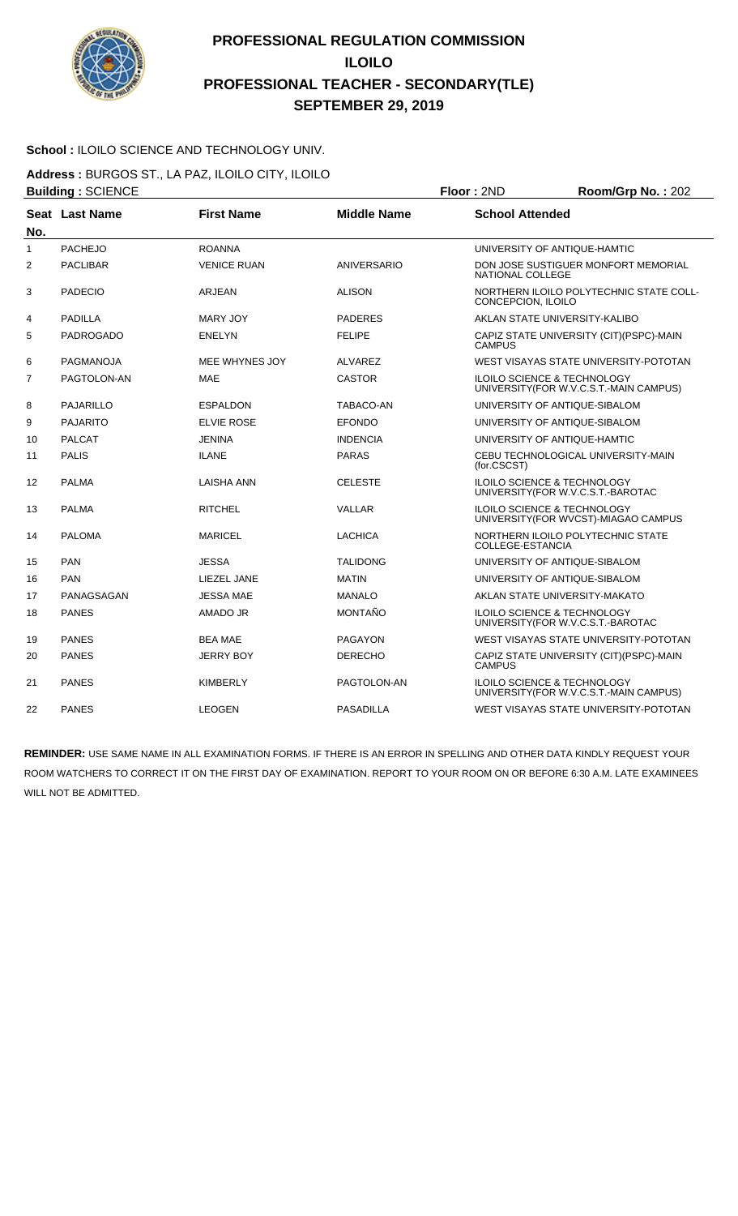# PROFESSIONAL REGULATION COMMISSION
# ILOILO
# PROFESSIONAL TEACHER - SECONDARY(TLE)
# SEPTEMBER 29, 2019

**School :** ILOILO SCIENCE AND TECHNOLOGY UNIV.

**Address :** BURGOS ST., LA PAZ, ILOILO CITY, ILOILO

**Building :** SCIENCE **Floor :** 2ND **Room/Grp No. :** 202

| Seat No. | Last Name | First Name | Middle Name | School Attended |
|---|---|---|---|---|
| 1 | PACHEJO | ROANNA | | UNIVERSITY OF ANTIQUE-HAMTIC |
| 2 | PACLIBAR | VENICE RUAN | ANIVERSARIO | DON JOSE SUSTIGUER MONFORT MEMORIAL NATIONAL COLLEGE |
| 3 | PADECIO | ARJEAN | ALISON | NORTHERN ILOILO POLYTECHNIC STATE COLL-CONCEPCION, ILOILO |
| 4 | PADILLA | MARY JOY | PADERES | AKLAN STATE UNIVERSITY-KALIBO |
| 5 | PADROGADO | ENELYN | FELIPE | CAPIZ STATE UNIVERSITY (CIT)(PSPC)-MAIN CAMPUS |
| 6 | PAGMANOJA | MEE WHYNES JOY | ALVAREZ | WEST VISAYAS STATE UNIVERSITY-POTOTAN |
| 7 | PAGTOLON-AN | MAE | CASTOR | ILOILO SCIENCE & TECHNOLOGY UNIVERSITY(FOR W.V.C.S.T.-MAIN CAMPUS) |
| 8 | PAJARILLO | ESPALDON | TABACO-AN | UNIVERSITY OF ANTIQUE-SIBALOM |
| 9 | PAJARITO | ELVIE ROSE | EFONDO | UNIVERSITY OF ANTIQUE-SIBALOM |
| 10 | PALCAT | JENINA | INDENCIA | UNIVERSITY OF ANTIQUE-HAMTIC |
| 11 | PALIS | ILANE | PARAS | CEBU TECHNOLOGICAL UNIVERSITY-MAIN (for.CSCST) |
| 12 | PALMA | LAISHA ANN | CELESTE | ILOILO SCIENCE & TECHNOLOGY UNIVERSITY(FOR W.V.C.S.T.-BAROTAC |
| 13 | PALMA | RITCHEL | VALLAR | ILOILO SCIENCE & TECHNOLOGY UNIVERSITY(FOR WVCST)-MIAGAO CAMPUS |
| 14 | PALOMA | MARICEL | LACHICA | NORTHERN ILOILO POLYTECHNIC STATE COLLEGE-ESTANCIA |
| 15 | PAN | JESSA | TALIDONG | UNIVERSITY OF ANTIQUE-SIBALOM |
| 16 | PAN | LIEZEL JANE | MATIN | UNIVERSITY OF ANTIQUE-SIBALOM |
| 17 | PANAGSAGAN | JESSA MAE | MANALO | AKLAN STATE UNIVERSITY-MAKATO |
| 18 | PANES | AMADO JR | MONTAÑO | ILOILO SCIENCE & TECHNOLOGY UNIVERSITY(FOR W.V.C.S.T.-BAROTAC |
| 19 | PANES | BEA MAE | PAGAYON | WEST VISAYAS STATE UNIVERSITY-POTOTAN |
| 20 | PANES | JERRY BOY | DERECHO | CAPIZ STATE UNIVERSITY (CIT)(PSPC)-MAIN CAMPUS |
| 21 | PANES | KIMBERLY | PAGTOLON-AN | ILOILO SCIENCE & TECHNOLOGY UNIVERSITY(FOR W.V.C.S.T.-MAIN CAMPUS) |
| 22 | PANES | LEOGEN | PASADILLA | WEST VISAYAS STATE UNIVERSITY-POTOTAN |

**REMINDER:** USE SAME NAME IN ALL EXAMINATION FORMS. IF THERE IS AN ERROR IN SPELLING AND OTHER DATA KINDLY REQUEST YOUR ROOM WATCHERS TO CORRECT IT ON THE FIRST DAY OF EXAMINATION. REPORT TO YOUR ROOM ON OR BEFORE 6:30 A.M. LATE EXAMINEES WILL NOT BE ADMITTED.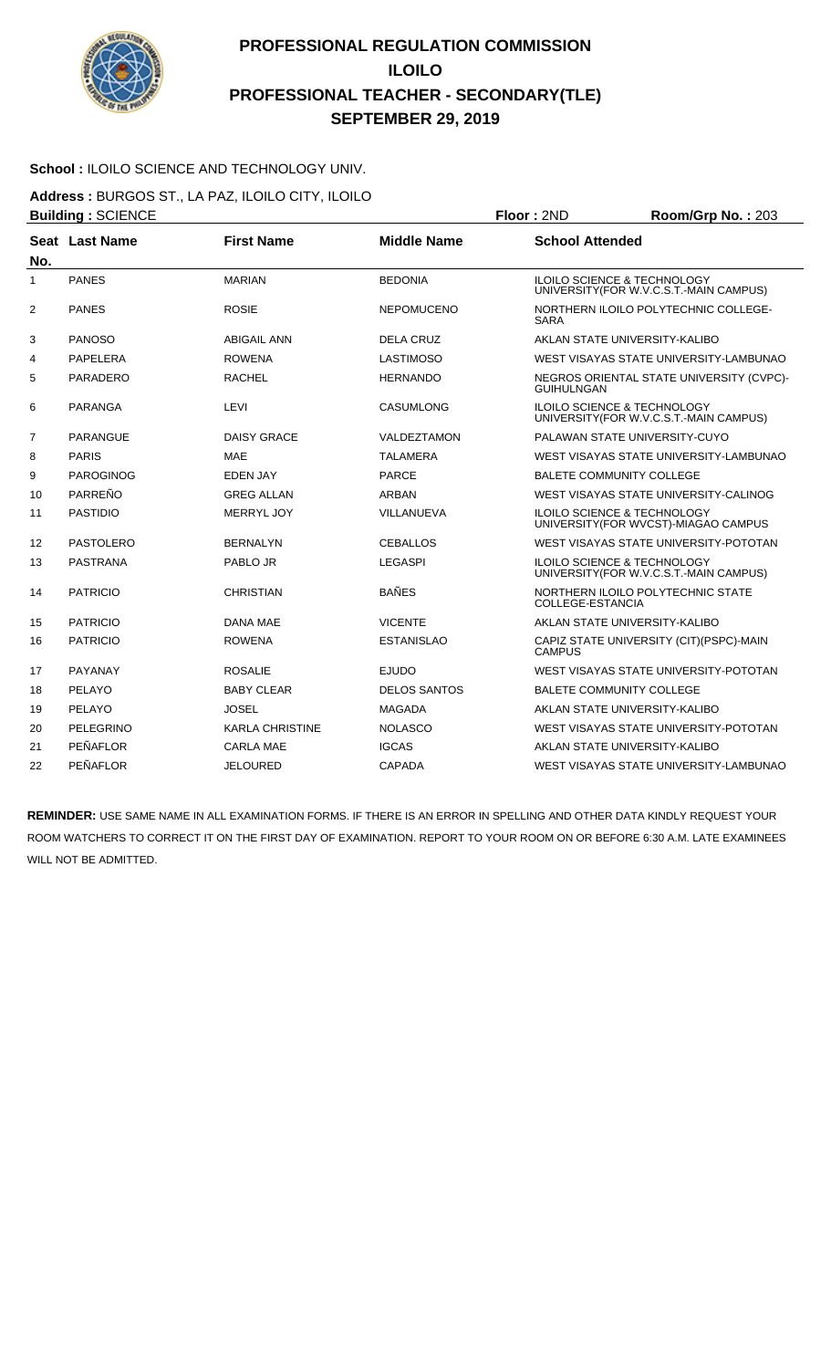# PROFESSIONAL REGULATION COMMISSION
# ILOILO
# PROFESSIONAL TEACHER - SECONDARY(TLE)
# SEPTEMBER 29, 2019

**School :** ILOILO SCIENCE AND TECHNOLOGY UNIV.

**Address :** BURGOS ST., LA PAZ, ILOILO CITY, ILOILO

**Building :** SCIENCE **Floor :** 2ND **Room/Grp No. :** 203

| Seat No. | Last Name | First Name | Middle Name | School Attended |
|---|---|---|---|---|
| 1 | PANES | MARIAN | BEDONIA | ILOILO SCIENCE & TECHNOLOGY UNIVERSITY(FOR W.V.C.S.T.-MAIN CAMPUS) |
| 2 | PANES | ROSIE | NEPOMUCENO | NORTHERN ILOILO POLYTECHNIC COLLEGE-SARA |
| 3 | PANOSO | ABIGAIL ANN | DELA CRUZ | AKLAN STATE UNIVERSITY-KALIBO |
| 4 | PAPELERA | ROWENA | LASTIMOSO | WEST VISAYAS STATE UNIVERSITY-LAMBUNAO |
| 5 | PARADERO | RACHEL | HERNANDO | NEGROS ORIENTAL STATE UNIVERSITY (CVPC)-GUIHULNGAN |
| 6 | PARANGA | LEVI | CASUMLONG | ILOILO SCIENCE & TECHNOLOGY UNIVERSITY(FOR W.V.C.S.T.-MAIN CAMPUS) |
| 7 | PARANGUE | DAISY GRACE | VALDEZTAMON | PALAWAN STATE UNIVERSITY-CUYO |
| 8 | PARIS | MAE | TALAMERA | WEST VISAYAS STATE UNIVERSITY-LAMBUNAO |
| 9 | PAROGINOG | EDEN JAY | PARCE | BALETE COMMUNITY COLLEGE |
| 10 | PARREÑO | GREG ALLAN | ARBAN | WEST VISAYAS STATE UNIVERSITY-CALINOG |
| 11 | PASTIDIO | MERRYL JOY | VILLANUEVA | ILOILO SCIENCE & TECHNOLOGY UNIVERSITY(FOR WVCST)-MIAGAO CAMPUS |
| 12 | PASTOLERO | BERNALYN | CEBALLOS | WEST VISAYAS STATE UNIVERSITY-POTOTAN |
| 13 | PASTRANA | PABLO JR | LEGASPI | ILOILO SCIENCE & TECHNOLOGY UNIVERSITY(FOR W.V.C.S.T.-MAIN CAMPUS) |
| 14 | PATRICIO | CHRISTIAN | BAÑES | NORTHERN ILOILO POLYTECHNIC STATE COLLEGE-ESTANCIA |
| 15 | PATRICIO | DANA MAE | VICENTE | AKLAN STATE UNIVERSITY-KALIBO |
| 16 | PATRICIO | ROWENA | ESTANISLAO | CAPIZ STATE UNIVERSITY (CIT)(PSPC)-MAIN CAMPUS |
| 17 | PAYANAY | ROSALIE | EJUDO | WEST VISAYAS STATE UNIVERSITY-POTOTAN |
| 18 | PELAYO | BABY CLEAR | DELOS SANTOS | BALETE COMMUNITY COLLEGE |
| 19 | PELAYO | JOSEL | MAGADA | AKLAN STATE UNIVERSITY-KALIBO |
| 20 | PELEGRINO | KARLA CHRISTINE | NOLASCO | WEST VISAYAS STATE UNIVERSITY-POTOTAN |
| 21 | PEÑAFLOR | CARLA MAE | IGCAS | AKLAN STATE UNIVERSITY-KALIBO |
| 22 | PEÑAFLOR | JELOURED | CAPADA | WEST VISAYAS STATE UNIVERSITY-LAMBUNAO |

**REMINDER:** USE SAME NAME IN ALL EXAMINATION FORMS. IF THERE IS AN ERROR IN SPELLING AND OTHER DATA KINDLY REQUEST YOUR ROOM WATCHERS TO CORRECT IT ON THE FIRST DAY OF EXAMINATION. REPORT TO YOUR ROOM ON OR BEFORE 6:30 A.M. LATE EXAMINEES WILL NOT BE ADMITTED.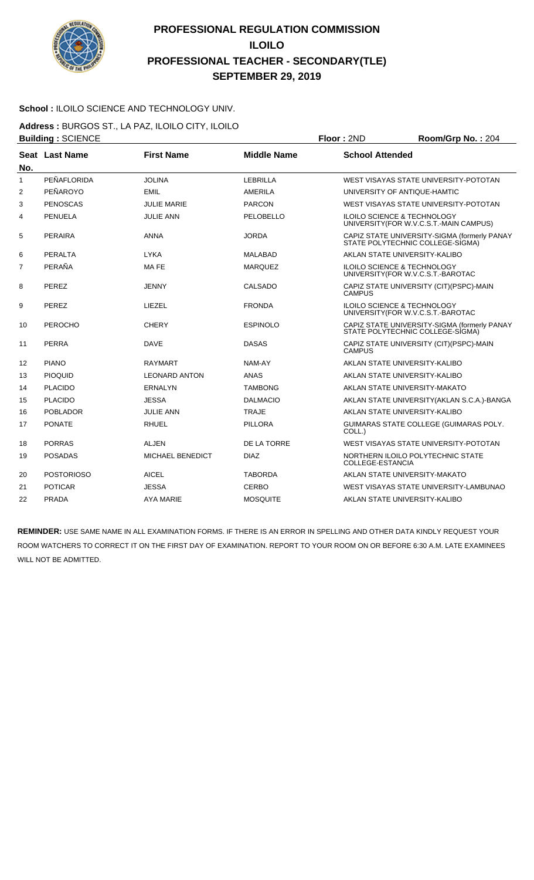# PROFESSIONAL REGULATION COMMISSION
## ILOILO
## PROFESSIONAL TEACHER - SECONDARY(TLE)
## SEPTEMBER 29, 2019

**School :** ILOILO SCIENCE AND TECHNOLOGY UNIV.

**Address :** BURGOS ST., LA PAZ, ILOILO CITY, ILOILO

**Building :** SCIENCE **Floor :** 2ND **Room/Grp No. :** 204

| Seat No. | Last Name | First Name | Middle Name | School Attended |
|---|---|---|---|---|
| 1 | PEÑAFLORIDA | JOLINA | LEBRILLA | WEST VISAYAS STATE UNIVERSITY-POTOTAN |
| 2 | PEÑAROYO | EMIL | AMERILA | UNIVERSITY OF ANTIQUE-HAMTIC |
| 3 | PENOSCAS | JULIE MARIE | PARCON | WEST VISAYAS STATE UNIVERSITY-POTOTAN |
| 4 | PENUELA | JULIE ANN | PELOBELLO | ILOILO SCIENCE & TECHNOLOGY UNIVERSITY(FOR W.V.C.S.T.-MAIN CAMPUS) |
| 5 | PERAIRA | ANNA | JORDA | CAPIZ STATE UNIVERSITY-SIGMA (formerly PANAY STATE POLYTECHNIC COLLEGE-SIGMA) |
| 6 | PERALTA | LYKA | MALABAD | AKLAN STATE UNIVERSITY-KALIBO |
| 7 | PERAÑA | MA FE | MARQUEZ | ILOILO SCIENCE & TECHNOLOGY UNIVERSITY(FOR W.V.C.S.T.-BAROTAC |
| 8 | PEREZ | JENNY | CALSADO | CAPIZ STATE UNIVERSITY (CIT)(PSPC)-MAIN CAMPUS |
| 9 | PEREZ | LIEZEL | FRONDA | ILOILO SCIENCE & TECHNOLOGY UNIVERSITY(FOR W.V.C.S.T.-BAROTAC |
| 10 | PEROCHO | CHERY | ESPINOLO | CAPIZ STATE UNIVERSITY-SIGMA (formerly PANAY STATE POLYTECHNIC COLLEGE-SIGMA) |
| 11 | PERRA | DAVE | DASAS | CAPIZ STATE UNIVERSITY (CIT)(PSPC)-MAIN CAMPUS |
| 12 | PIANO | RAYMART | NAM-AY | AKLAN STATE UNIVERSITY-KALIBO |
| 13 | PIOQUID | LEONARD ANTON | ANAS | AKLAN STATE UNIVERSITY-KALIBO |
| 14 | PLACIDO | ERNALYN | TAMBONG | AKLAN STATE UNIVERSITY-MAKATO |
| 15 | PLACIDO | JESSA | DALMACIO | AKLAN STATE UNIVERSITY(AKLAN S.C.A.)-BANGA |
| 16 | POBLADOR | JULIE ANN | TRAJE | AKLAN STATE UNIVERSITY-KALIBO |
| 17 | PONATE | RHUEL | PILLORA | GUIMARAS STATE COLLEGE (GUIMARAS POLY. COLL.) |
| 18 | PORRAS | ALJEN | DE LA TORRE | WEST VISAYAS STATE UNIVERSITY-POTOTAN |
| 19 | POSADAS | MICHAEL BENEDICT | DIAZ | NORTHERN ILOILO POLYTECHNIC STATE COLLEGE-ESTANCIA |
| 20 | POSTORIOSO | AICEL | TABORDA | AKLAN STATE UNIVERSITY-MAKATO |
| 21 | POTICAR | JESSA | CERBO | WEST VISAYAS STATE UNIVERSITY-LAMBUNAO |
| 22 | PRADA | AYA MARIE | MOSQUITE | AKLAN STATE UNIVERSITY-KALIBO |

**REMINDER:** USE SAME NAME IN ALL EXAMINATION FORMS. IF THERE IS AN ERROR IN SPELLING AND OTHER DATA KINDLY REQUEST YOUR ROOM WATCHERS TO CORRECT IT ON THE FIRST DAY OF EXAMINATION. REPORT TO YOUR ROOM ON OR BEFORE 6:30 A.M. LATE EXAMINEES WILL NOT BE ADMITTED.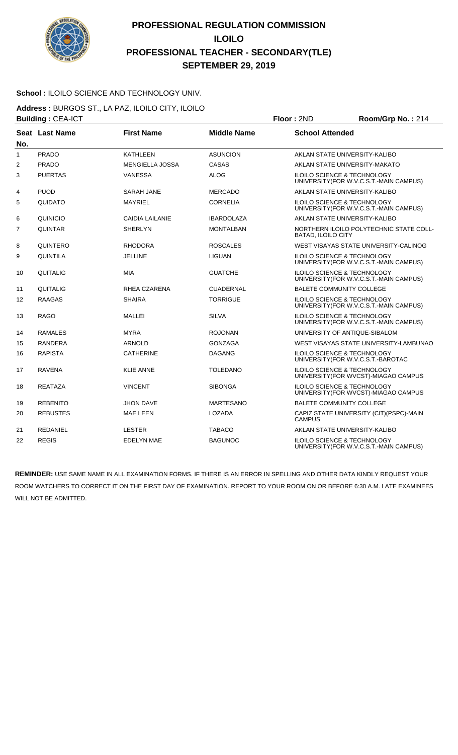# PROFESSIONAL REGULATION COMMISSION
## ILOILO
## PROFESSIONAL TEACHER - SECONDARY(TLE)
## SEPTEMBER 29, 2019

**School :** ILOILO SCIENCE AND TECHNOLOGY UNIV.

**Address :** BURGOS ST., LA PAZ, ILOILO CITY, ILOILO

**Building :** CEA-ICT **Floor :** 2ND **Room/Grp No. :** 214

| Seat No. | Last Name | First Name | Middle Name | School Attended |
|---|---|---|---|---|
| 1 | PRADO | KATHLEEN | ASUNCION | AKLAN STATE UNIVERSITY-KALIBO |
| 2 | PRADO | MENGIELLA JOSSA | CASAS | AKLAN STATE UNIVERSITY-MAKATO |
| 3 | PUERTAS | VANESSA | ALOG | ILOILO SCIENCE & TECHNOLOGY UNIVERSITY(FOR W.V.C.S.T.-MAIN CAMPUS) |
| 4 | PUOD | SARAH JANE | MERCADO | AKLAN STATE UNIVERSITY-KALIBO |
| 5 | QUIDATO | MAYRIEL | CORNELIA | ILOILO SCIENCE & TECHNOLOGY UNIVERSITY(FOR W.V.C.S.T.-MAIN CAMPUS) |
| 6 | QUINICIO | CAIDIA LAILANIE | IBARDOLAZA | AKLAN STATE UNIVERSITY-KALIBO |
| 7 | QUINTAR | SHERLYN | MONTALBAN | NORTHERN ILOILO POLYTECHNIC STATE COLL-BATAD, ILOILO CITY |
| 8 | QUINTERO | RHODORA | ROSCALES | WEST VISAYAS STATE UNIVERSITY-CALINOG |
| 9 | QUINTILA | JELLINE | LIGUAN | ILOILO SCIENCE & TECHNOLOGY UNIVERSITY(FOR W.V.C.S.T.-MAIN CAMPUS) |
| 10 | QUITALIG | MIA | GUATCHE | ILOILO SCIENCE & TECHNOLOGY UNIVERSITY(FOR W.V.C.S.T.-MAIN CAMPUS) |
| 11 | QUITALIG | RHEA CZARENA | CUADERNAL | BALETE COMMUNITY COLLEGE |
| 12 | RAAGAS | SHAIRA | TORRIGUE | ILOILO SCIENCE & TECHNOLOGY UNIVERSITY(FOR W.V.C.S.T.-MAIN CAMPUS) |
| 13 | RAGO | MALLEI | SILVA | ILOILO SCIENCE & TECHNOLOGY UNIVERSITY(FOR W.V.C.S.T.-MAIN CAMPUS) |
| 14 | RAMALES | MYRA | ROJONAN | UNIVERSITY OF ANTIQUE-SIBALOM |
| 15 | RANDERA | ARNOLD | GONZAGA | WEST VISAYAS STATE UNIVERSITY-LAMBUNAO |
| 16 | RAPISTA | CATHERINE | DAGANG | ILOILO SCIENCE & TECHNOLOGY UNIVERSITY(FOR W.V.C.S.T.-BAROTAC |
| 17 | RAVENA | KLIE ANNE | TOLEDANO | ILOILO SCIENCE & TECHNOLOGY UNIVERSITY(FOR WVCST)-MIAGAO CAMPUS |
| 18 | REATAZA | VINCENT | SIBONGA | ILOILO SCIENCE & TECHNOLOGY UNIVERSITY(FOR WVCST)-MIAGAO CAMPUS |
| 19 | REBENITO | JHON DAVE | MARTESANO | BALETE COMMUNITY COLLEGE |
| 20 | REBUSTES | MAE LEEN | LOZADA | CAPIZ STATE UNIVERSITY (CIT)(PSPC)-MAIN CAMPUS |
| 21 | REDANIEL | LESTER | TABACO | AKLAN STATE UNIVERSITY-KALIBO |
| 22 | REGIS | EDELYN MAE | BAGUNOC | ILOILO SCIENCE & TECHNOLOGY UNIVERSITY(FOR W.V.C.S.T.-MAIN CAMPUS) |

**REMINDER:** USE SAME NAME IN ALL EXAMINATION FORMS. IF THERE IS AN ERROR IN SPELLING AND OTHER DATA KINDLY REQUEST YOUR ROOM WATCHERS TO CORRECT IT ON THE FIRST DAY OF EXAMINATION. REPORT TO YOUR ROOM ON OR BEFORE 6:30 A.M. LATE EXAMINEES WILL NOT BE ADMITTED.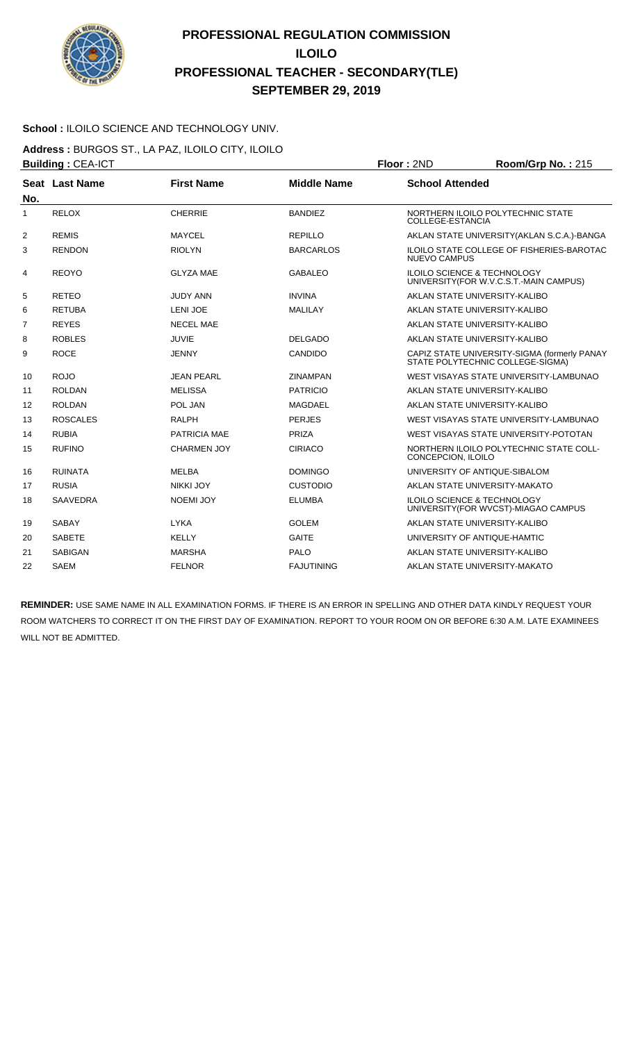# PROFESSIONAL REGULATION COMMISSION
## ILOILO
## PROFESSIONAL TEACHER - SECONDARY(TLE)
## SEPTEMBER 29, 2019

**School :** ILOILO SCIENCE AND TECHNOLOGY UNIV.

**Address :** BURGOS ST., LA PAZ, ILOILO CITY, ILOILO

**Building :** CEA-ICT **Floor :** 2ND **Room/Grp No. :** 215

| Seat No. | Last Name | First Name | Middle Name | School Attended |
|---|---|---|---|---|
| 1 | RELOX | CHERRIE | BANDIEZ | NORTHERN ILOILO POLYTECHNIC STATE COLLEGE-ESTANCIA |
| 2 | REMIS | MAYCEL | REPILLO | AKLAN STATE UNIVERSITY(AKLAN S.C.A.)-BANGA |
| 3 | RENDON | RIOLYN | BARCARLOS | ILOILO STATE COLLEGE OF FISHERIES-BAROTAC NUEVO CAMPUS |
| 4 | REOYO | GLYZA MAE | GABALEO | ILOILO SCIENCE & TECHNOLOGY UNIVERSITY(FOR W.V.C.S.T.-MAIN CAMPUS) |
| 5 | RETEO | JUDY ANN | INVINA | AKLAN STATE UNIVERSITY-KALIBO |
| 6 | RETUBA | LENI JOE | MALILAY | AKLAN STATE UNIVERSITY-KALIBO |
| 7 | REYES | NECEL MAE | | AKLAN STATE UNIVERSITY-KALIBO |
| 8 | ROBLES | JUVIE | DELGADO | AKLAN STATE UNIVERSITY-KALIBO |
| 9 | ROCE | JENNY | CANDIDO | CAPIZ STATE UNIVERSITY-SIGMA (formerly PANAY STATE POLYTECHNIC COLLEGE-SIGMA) |
| 10 | ROJO | JEAN PEARL | ZINAMPAN | WEST VISAYAS STATE UNIVERSITY-LAMBUNAO |
| 11 | ROLDAN | MELISSA | PATRICIO | AKLAN STATE UNIVERSITY-KALIBO |
| 12 | ROLDAN | POL JAN | MAGDAEL | AKLAN STATE UNIVERSITY-KALIBO |
| 13 | ROSCALES | RALPH | PERJES | WEST VISAYAS STATE UNIVERSITY-LAMBUNAO |
| 14 | RUBIA | PATRICIA MAE | PRIZA | WEST VISAYAS STATE UNIVERSITY-POTOTAN |
| 15 | RUFINO | CHARMEN JOY | CIRIACO | NORTHERN ILOILO POLYTECHNIC STATE COLL-CONCEPCION, ILOILO |
| 16 | RUINATA | MELBA | DOMINGO | UNIVERSITY OF ANTIQUE-SIBALOM |
| 17 | RUSIA | NIKKI JOY | CUSTODIO | AKLAN STATE UNIVERSITY-MAKATO |
| 18 | SAAVEDRA | NOEMI JOY | ELUMBA | ILOILO SCIENCE & TECHNOLOGY UNIVERSITY(FOR WVCST)-MIAGAO CAMPUS |
| 19 | SABAY | LYKA | GOLEM | AKLAN STATE UNIVERSITY-KALIBO |
| 20 | SABETE | KELLY | GAITE | UNIVERSITY OF ANTIQUE-HAMTIC |
| 21 | SABIGAN | MARSHA | PALO | AKLAN STATE UNIVERSITY-KALIBO |
| 22 | SAEM | FELNOR | FAJUTINING | AKLAN STATE UNIVERSITY-MAKATO |

**REMINDER:** USE SAME NAME IN ALL EXAMINATION FORMS. IF THERE IS AN ERROR IN SPELLING AND OTHER DATA KINDLY REQUEST YOUR ROOM WATCHERS TO CORRECT IT ON THE FIRST DAY OF EXAMINATION. REPORT TO YOUR ROOM ON OR BEFORE 6:30 A.M. LATE EXAMINEES WILL NOT BE ADMITTED.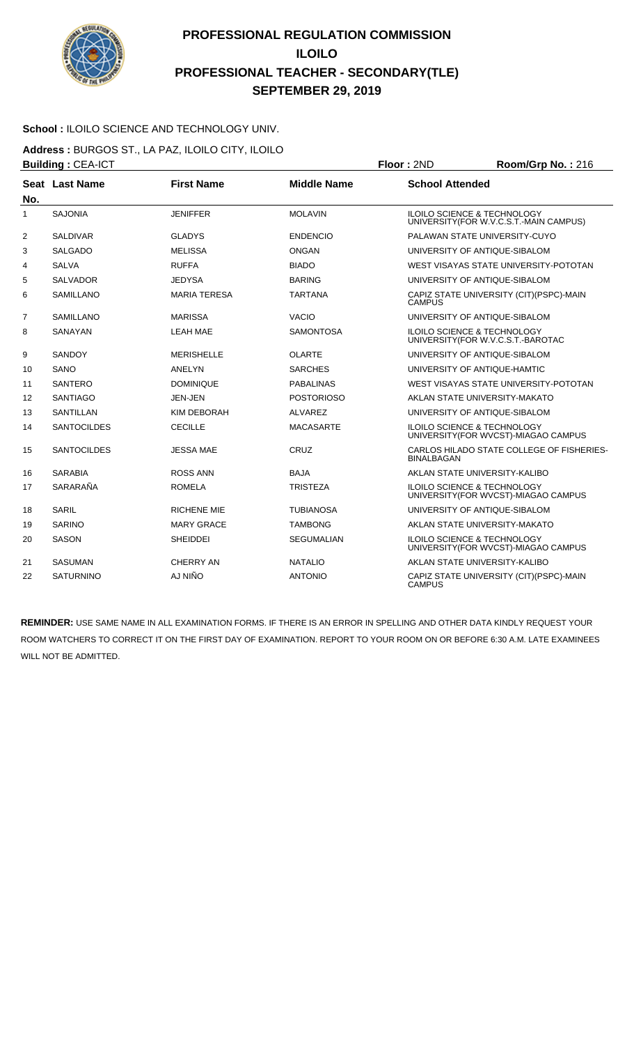# PROFESSIONAL REGULATION COMMISSION
# ILOILO
# PROFESSIONAL TEACHER - SECONDARY(TLE)
# SEPTEMBER 29, 2019

**School :** ILOILO SCIENCE AND TECHNOLOGY UNIV.

**Address :** BURGOS ST., LA PAZ, ILOILO CITY, ILOILO

**Building :** CEA-ICT **Floor :** 2ND **Room/Grp No. :** 216

| Seat No. | Last Name | First Name | Middle Name | School Attended |
|---|---|---|---|---|
| 1 | SAJONIA | JENIFFER | MOLAVIN | ILOILO SCIENCE & TECHNOLOGY UNIVERSITY(FOR W.V.C.S.T.-MAIN CAMPUS) |
| 2 | SALDIVAR | GLADYS | ENDENCIO | PALAWAN STATE UNIVERSITY-CUYO |
| 3 | SALGADO | MELISSA | ONGAN | UNIVERSITY OF ANTIQUE-SIBALOM |
| 4 | SALVA | RUFFA | BIADO | WEST VISAYAS STATE UNIVERSITY-POTOTAN |
| 5 | SALVADOR | JEDYSA | BARING | UNIVERSITY OF ANTIQUE-SIBALOM |
| 6 | SAMILLANO | MARIA TERESA | TARTANA | CAPIZ STATE UNIVERSITY (CIT)(PSPC)-MAIN CAMPUS |
| 7 | SAMILLANO | MARISSA | VACIO | UNIVERSITY OF ANTIQUE-SIBALOM |
| 8 | SANAYAN | LEAH MAE | SAMONTOSA | ILOILO SCIENCE & TECHNOLOGY UNIVERSITY(FOR W.V.C.S.T.-BAROTAC |
| 9 | SANDOY | MERISHELLE | OLARTE | UNIVERSITY OF ANTIQUE-SIBALOM |
| 10 | SANO | ANELYN | SARCHES | UNIVERSITY OF ANTIQUE-HAMTIC |
| 11 | SANTERO | DOMINIQUE | PABALINAS | WEST VISAYAS STATE UNIVERSITY-POTOTAN |
| 12 | SANTIAGO | JEN-JEN | POSTORIOSO | AKLAN STATE UNIVERSITY-MAKATO |
| 13 | SANTILLAN | KIM DEBORAH | ALVAREZ | UNIVERSITY OF ANTIQUE-SIBALOM |
| 14 | SANTOCILDES | CECILLE | MACASARTE | ILOILO SCIENCE & TECHNOLOGY UNIVERSITY(FOR WVCST)-MIAGAO CAMPUS |
| 15 | SANTOCILDES | JESSA MAE | CRUZ | CARLOS HILADO STATE COLLEGE OF FISHERIES-BINALBAGAN |
| 16 | SARABIA | ROSS ANN | BAJA | AKLAN STATE UNIVERSITY-KALIBO |
| 17 | SARARAÑA | ROMELA | TRISTEZA | ILOILO SCIENCE & TECHNOLOGY UNIVERSITY(FOR WVCST)-MIAGAO CAMPUS |
| 18 | SARIL | RICHENE MIE | TUBIANOSA | UNIVERSITY OF ANTIQUE-SIBALOM |
| 19 | SARINO | MARY GRACE | TAMBONG | AKLAN STATE UNIVERSITY-MAKATO |
| 20 | SASON | SHEIDDEI | SEGUMALIAN | ILOILO SCIENCE & TECHNOLOGY UNIVERSITY(FOR WVCST)-MIAGAO CAMPUS |
| 21 | SASUMAN | CHERRY AN | NATALIO | AKLAN STATE UNIVERSITY-KALIBO |
| 22 | SATURNINO | AJ NIÑO | ANTONIO | CAPIZ STATE UNIVERSITY (CIT)(PSPC)-MAIN CAMPUS |

**REMINDER:** USE SAME NAME IN ALL EXAMINATION FORMS. IF THERE IS AN ERROR IN SPELLING AND OTHER DATA KINDLY REQUEST YOUR ROOM WATCHERS TO CORRECT IT ON THE FIRST DAY OF EXAMINATION. REPORT TO YOUR ROOM ON OR BEFORE 6:30 A.M. LATE EXAMINEES WILL NOT BE ADMITTED.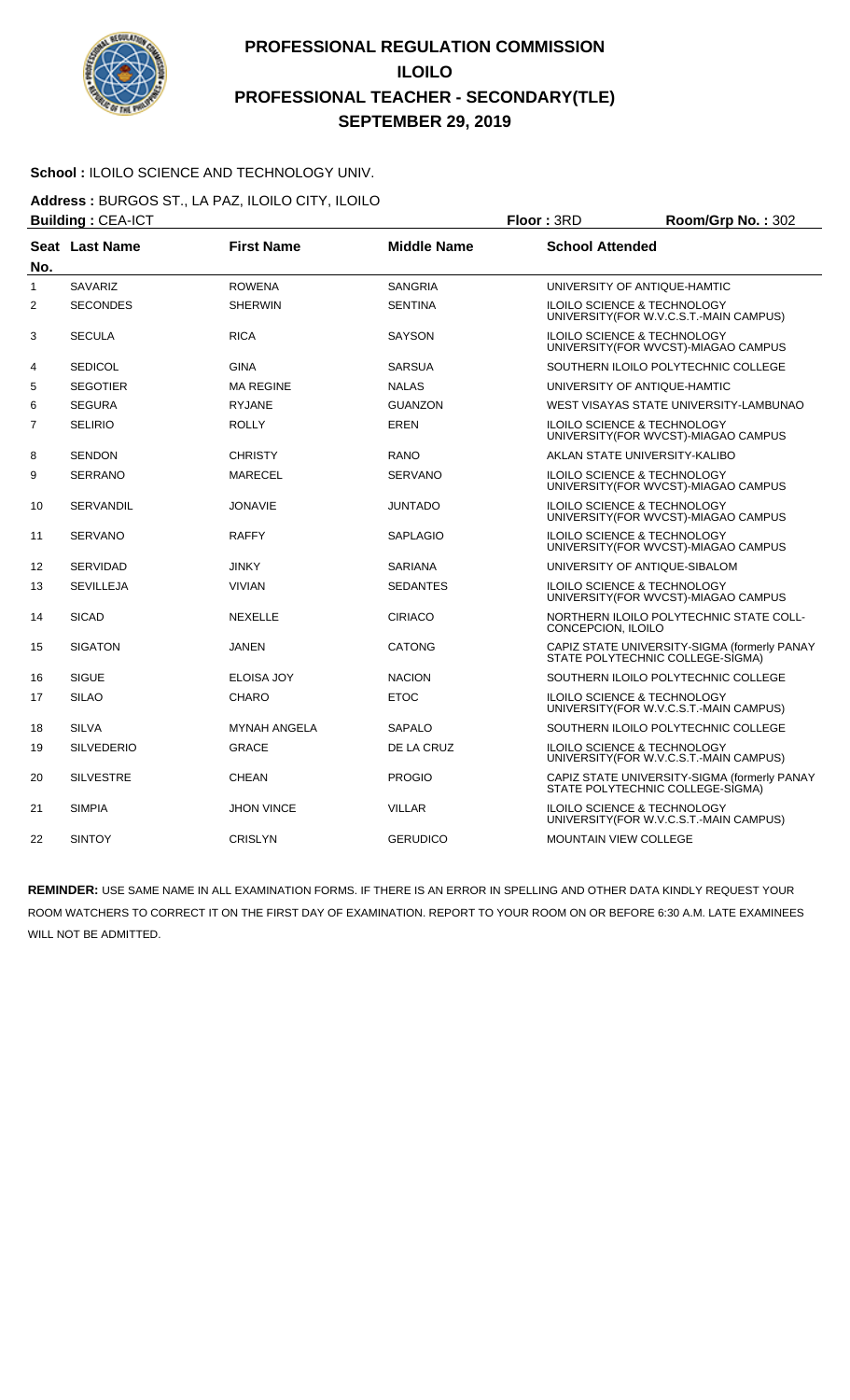# PROFESSIONAL REGULATION COMMISSION
# ILOILO
# PROFESSIONAL TEACHER - SECONDARY(TLE)
# SEPTEMBER 29, 2019

**School :** ILOILO SCIENCE AND TECHNOLOGY UNIV.

**Address :** BURGOS ST., LA PAZ, ILOILO CITY, ILOILO

**Building :** CEA-ICT **Floor :** 3RD **Room/Grp No. :** 302

| Seat No. | Last Name | First Name | Middle Name | School Attended |
|---|---|---|---|---|
| 1 | SAVARIZ | ROWENA | SANGRIA | UNIVERSITY OF ANTIQUE-HAMTIC |
| 2 | SECONDES | SHERWIN | SENTINA | ILOILO SCIENCE & TECHNOLOGY UNIVERSITY(FOR W.V.C.S.T.-MAIN CAMPUS) |
| 3 | SECULA | RICA | SAYSON | ILOILO SCIENCE & TECHNOLOGY UNIVERSITY(FOR WVCST)-MIAGAO CAMPUS |
| 4 | SEDICOL | GINA | SARSUA | SOUTHERN ILOILO POLYTECHNIC COLLEGE |
| 5 | SEGOTIER | MA REGINE | NALAS | UNIVERSITY OF ANTIQUE-HAMTIC |
| 6 | SEGURA | RYJANE | GUANZON | WEST VISAYAS STATE UNIVERSITY-LAMBUNAO |
| 7 | SELIRIO | ROLLY | EREN | ILOILO SCIENCE & TECHNOLOGY UNIVERSITY(FOR WVCST)-MIAGAO CAMPUS |
| 8 | SENDON | CHRISTY | RANO | AKLAN STATE UNIVERSITY-KALIBO |
| 9 | SERRANO | MARECEL | SERVANO | ILOILO SCIENCE & TECHNOLOGY UNIVERSITY(FOR WVCST)-MIAGAO CAMPUS |
| 10 | SERVANDIL | JONAVIE | JUNTADO | ILOILO SCIENCE & TECHNOLOGY UNIVERSITY(FOR WVCST)-MIAGAO CAMPUS |
| 11 | SERVANO | RAFFY | SAPLAGIO | ILOILO SCIENCE & TECHNOLOGY UNIVERSITY(FOR WVCST)-MIAGAO CAMPUS |
| 12 | SERVIDAD | JINKY | SARIANA | UNIVERSITY OF ANTIQUE-SIBALOM |
| 13 | SEVILLEJA | VIVIAN | SEDANTES | ILOILO SCIENCE & TECHNOLOGY UNIVERSITY(FOR WVCST)-MIAGAO CAMPUS |
| 14 | SICAD | NEXELLE | CIRIACO | NORTHERN ILOILO POLYTECHNIC STATE COLL-CONCEPCION, ILOILO |
| 15 | SIGATON | JANEN | CATONG | CAPIZ STATE UNIVERSITY-SIGMA (formerly PANAY STATE POLYTECHNIC COLLEGE-SIGMA) |
| 16 | SIGUE | ELOISA JOY | NACION | SOUTHERN ILOILO POLYTECHNIC COLLEGE |
| 17 | SILAO | CHARO | ETOC | ILOILO SCIENCE & TECHNOLOGY UNIVERSITY(FOR W.V.C.S.T.-MAIN CAMPUS) |
| 18 | SILVA | MYNAH ANGELA | SAPALO | SOUTHERN ILOILO POLYTECHNIC COLLEGE |
| 19 | SILVEDERIO | GRACE | DE LA CRUZ | ILOILO SCIENCE & TECHNOLOGY UNIVERSITY(FOR W.V.C.S.T.-MAIN CAMPUS) |
| 20 | SILVESTRE | CHEAN | PROGIO | CAPIZ STATE UNIVERSITY-SIGMA (formerly PANAY STATE POLYTECHNIC COLLEGE-SIGMA) |
| 21 | SIMPIA | JHON VINCE | VILLAR | ILOILO SCIENCE & TECHNOLOGY UNIVERSITY(FOR W.V.C.S.T.-MAIN CAMPUS) |
| 22 | SINTOY | CRISLYN | GERUDICO | MOUNTAIN VIEW COLLEGE |

**REMINDER:** USE SAME NAME IN ALL EXAMINATION FORMS. IF THERE IS AN ERROR IN SPELLING AND OTHER DATA KINDLY REQUEST YOUR ROOM WATCHERS TO CORRECT IT ON THE FIRST DAY OF EXAMINATION. REPORT TO YOUR ROOM ON OR BEFORE 6:30 A.M. LATE EXAMINEES WILL NOT BE ADMITTED.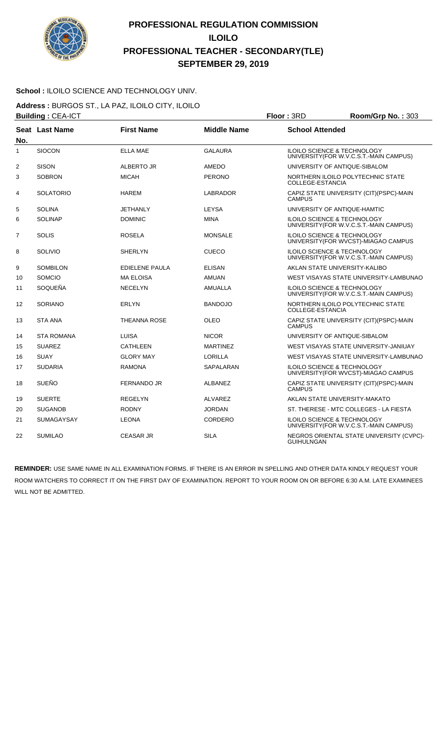# PROFESSIONAL REGULATION COMMISSION
# ILOILO
# PROFESSIONAL TEACHER - SECONDARY(TLE)
# SEPTEMBER 29, 2019

**School :** ILOILO SCIENCE AND TECHNOLOGY UNIV.

**Address :** BURGOS ST., LA PAZ, ILOILO CITY, ILOILO

**Building :** CEA-ICT **Floor :** 3RD **Room/Grp No. :** 303

| Seat No. | Last Name | First Name | Middle Name | School Attended |
|---|---|---|---|---|
| 1 | SIOCON | ELLA MAE | GALAURA | ILOILO SCIENCE & TECHNOLOGY UNIVERSITY(FOR W.V.C.S.T.-MAIN CAMPUS) |
| 2 | SISON | ALBERTO JR | AMEDO | UNIVERSITY OF ANTIQUE-SIBALOM |
| 3 | SOBRON | MICAH | PERONO | NORTHERN ILOILO POLYTECHNIC STATE COLLEGE-ESTANCIA |
| 4 | SOLATORIO | HAREM | LABRADOR | CAPIZ STATE UNIVERSITY (CIT)(PSPC)-MAIN CAMPUS |
| 5 | SOLINA | JETHANLY | LEYSA | UNIVERSITY OF ANTIQUE-HAMTIC |
| 6 | SOLINAP | DOMINIC | MINA | ILOILO SCIENCE & TECHNOLOGY UNIVERSITY(FOR W.V.C.S.T.-MAIN CAMPUS) |
| 7 | SOLIS | ROSELA | MONSALE | ILOILO SCIENCE & TECHNOLOGY UNIVERSITY(FOR WVCST)-MIAGAO CAMPUS |
| 8 | SOLIVIO | SHERLYN | CUECO | ILOILO SCIENCE & TECHNOLOGY UNIVERSITY(FOR W.V.C.S.T.-MAIN CAMPUS) |
| 9 | SOMBILON | EDIELENE PAULA | ELISAN | AKLAN STATE UNIVERSITY-KALIBO |
| 10 | SOMCIO | MA ELOISA | AMUAN | WEST VISAYAS STATE UNIVERSITY-LAMBUNAO |
| 11 | SOQUEÑA | NECELYN | AMUALLA | ILOILO SCIENCE & TECHNOLOGY UNIVERSITY(FOR W.V.C.S.T.-MAIN CAMPUS) |
| 12 | SORIANO | ERLYN | BANDOJO | NORTHERN ILOILO POLYTECHNIC STATE COLLEGE-ESTANCIA |
| 13 | STA ANA | THEANNA ROSE | OLEO | CAPIZ STATE UNIVERSITY (CIT)(PSPC)-MAIN CAMPUS |
| 14 | STA ROMANA | LUISA | NICOR | UNIVERSITY OF ANTIQUE-SIBALOM |
| 15 | SUAREZ | CATHLEEN | MARTINEZ | WEST VISAYAS STATE UNIVERSITY-JANIUAY |
| 16 | SUAY | GLORY MAY | LORILLA | WEST VISAYAS STATE UNIVERSITY-LAMBUNAO |
| 17 | SUDARIA | RAMONA | SAPALARAN | ILOILO SCIENCE & TECHNOLOGY UNIVERSITY(FOR WVCST)-MIAGAO CAMPUS |
| 18 | SUEÑO | FERNANDO JR | ALBANEZ | CAPIZ STATE UNIVERSITY (CIT)(PSPC)-MAIN CAMPUS |
| 19 | SUERTE | REGELYN | ALVAREZ | AKLAN STATE UNIVERSITY-MAKATO |
| 20 | SUGANOB | RODNY | JORDAN | ST. THERESE - MTC COLLEGES - LA FIESTA |
| 21 | SUMAGAYSAY | LEONA | CORDERO | ILOILO SCIENCE & TECHNOLOGY UNIVERSITY(FOR W.V.C.S.T.-MAIN CAMPUS) |
| 22 | SUMILAO | CEASAR JR | SILA | NEGROS ORIENTAL STATE UNIVERSITY (CVPC)-GUIHULNGAN |

**REMINDER:** USE SAME NAME IN ALL EXAMINATION FORMS. IF THERE IS AN ERROR IN SPELLING AND OTHER DATA KINDLY REQUEST YOUR ROOM WATCHERS TO CORRECT IT ON THE FIRST DAY OF EXAMINATION. REPORT TO YOUR ROOM ON OR BEFORE 6:30 A.M. LATE EXAMINEES WILL NOT BE ADMITTED.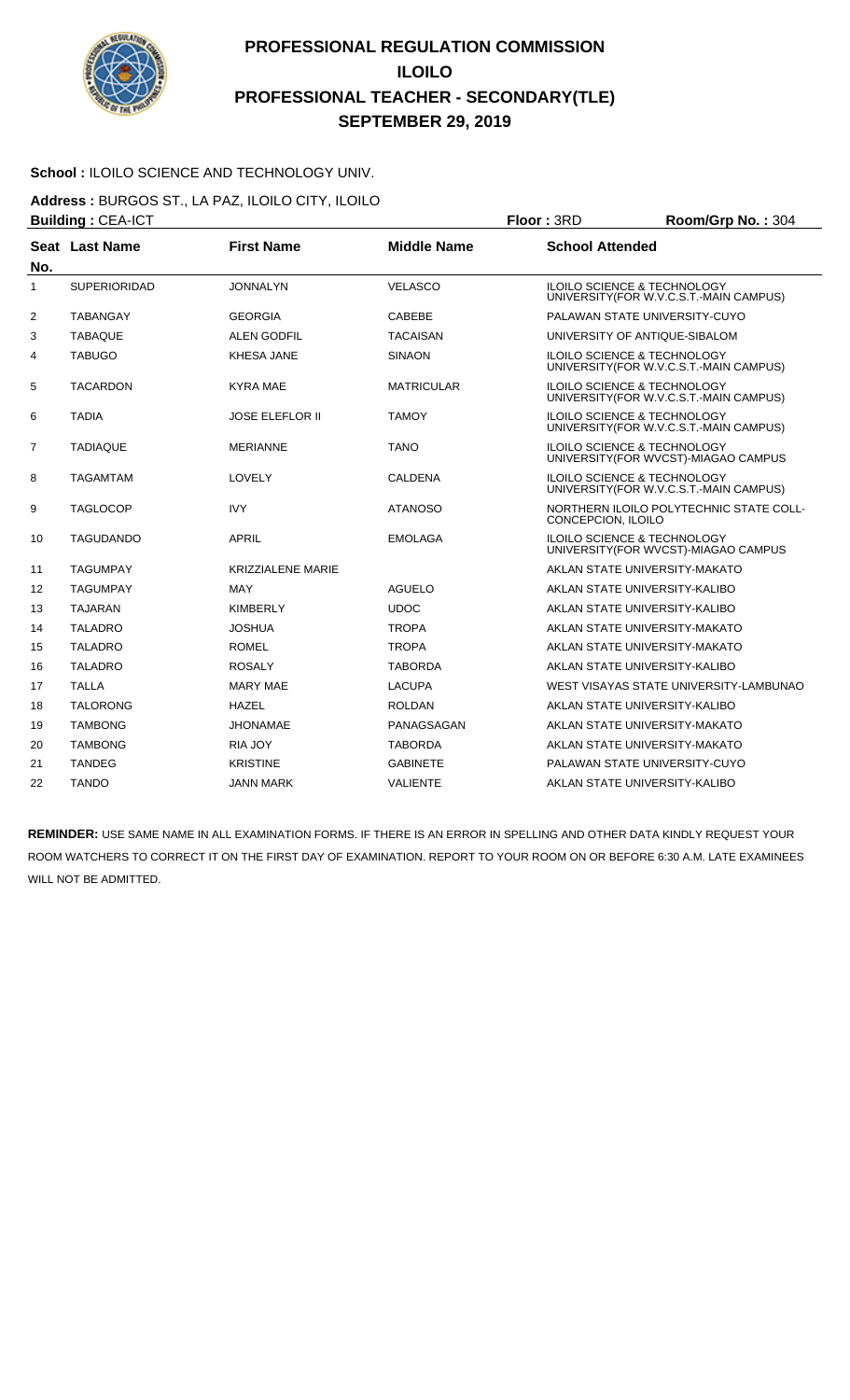# PROFESSIONAL REGULATION COMMISSION
# ILOILO
# PROFESSIONAL TEACHER - SECONDARY(TLE)
# SEPTEMBER 29, 2019

**School :** ILOILO SCIENCE AND TECHNOLOGY UNIV.

**Address :** BURGOS ST., LA PAZ, ILOILO CITY, ILOILO

**Building :** CEA-ICT | **Floor :** 3RD | **Room/Grp No. :** 304

| Seat No. | Last Name | First Name | Middle Name | School Attended |
|---|---|---|---|---|
| 1 | SUPERIORIDAD | JONNALYN | VELASCO | ILOILO SCIENCE & TECHNOLOGY UNIVERSITY(FOR W.V.C.S.T.-MAIN CAMPUS) |
| 2 | TABANGAY | GEORGIA | CABEBE | PALAWAN STATE UNIVERSITY-CUYO |
| 3 | TABAQUE | ALEN GODFIL | TACAISAN | UNIVERSITY OF ANTIQUE-SIBALOM |
| 4 | TABUGO | KHESA JANE | SINAON | ILOILO SCIENCE & TECHNOLOGY UNIVERSITY(FOR W.V.C.S.T.-MAIN CAMPUS) |
| 5 | TACARDON | KYRA MAE | MATRICULAR | ILOILO SCIENCE & TECHNOLOGY UNIVERSITY(FOR W.V.C.S.T.-MAIN CAMPUS) |
| 6 | TADIA | JOSE ELEFLOR II | TAMOY | ILOILO SCIENCE & TECHNOLOGY UNIVERSITY(FOR W.V.C.S.T.-MAIN CAMPUS) |
| 7 | TADIAQUE | MERIANNE | TANO | ILOILO SCIENCE & TECHNOLOGY UNIVERSITY(FOR WVCST)-MIAGAO CAMPUS |
| 8 | TAGAMTAM | LOVELY | CALDENA | ILOILO SCIENCE & TECHNOLOGY UNIVERSITY(FOR W.V.C.S.T.-MAIN CAMPUS) |
| 9 | TAGLOCOP | IVY | ATANOSO | NORTHERN ILOILO POLYTECHNIC STATE COLL-CONCEPCION, ILOILO |
| 10 | TAGUDANDO | APRIL | EMOLAGA | ILOILO SCIENCE & TECHNOLOGY UNIVERSITY(FOR WVCST)-MIAGAO CAMPUS |
| 11 | TAGUMPAY | KRIZZIALENE MARIE | | AKLAN STATE UNIVERSITY-MAKATO |
| 12 | TAGUMPAY | MAY | AGUELO | AKLAN STATE UNIVERSITY-KALIBO |
| 13 | TAJARAN | KIMBERLY | UDOC | AKLAN STATE UNIVERSITY-KALIBO |
| 14 | TALADRO | JOSHUA | TROPA | AKLAN STATE UNIVERSITY-MAKATO |
| 15 | TALADRO | ROMEL | TROPA | AKLAN STATE UNIVERSITY-MAKATO |
| 16 | TALADRO | ROSALY | TABORDA | AKLAN STATE UNIVERSITY-KALIBO |
| 17 | TALLA | MARY MAE | LACUPA | WEST VISAYAS STATE UNIVERSITY-LAMBUNAO |
| 18 | TALORONG | HAZEL | ROLDAN | AKLAN STATE UNIVERSITY-KALIBO |
| 19 | TAMBONG | JHONAMAE | PANAGSAGAN | AKLAN STATE UNIVERSITY-MAKATO |
| 20 | TAMBONG | RIA JOY | TABORDA | AKLAN STATE UNIVERSITY-MAKATO |
| 21 | TANDEG | KRISTINE | GABINETE | PALAWAN STATE UNIVERSITY-CUYO |
| 22 | TANDO | JANN MARK | VALIENTE | AKLAN STATE UNIVERSITY-KALIBO |

**REMINDER:** USE SAME NAME IN ALL EXAMINATION FORMS. IF THERE IS AN ERROR IN SPELLING AND OTHER DATA KINDLY REQUEST YOUR ROOM WATCHERS TO CORRECT IT ON THE FIRST DAY OF EXAMINATION. REPORT TO YOUR ROOM ON OR BEFORE 6:30 A.M. LATE EXAMINEES WILL NOT BE ADMITTED.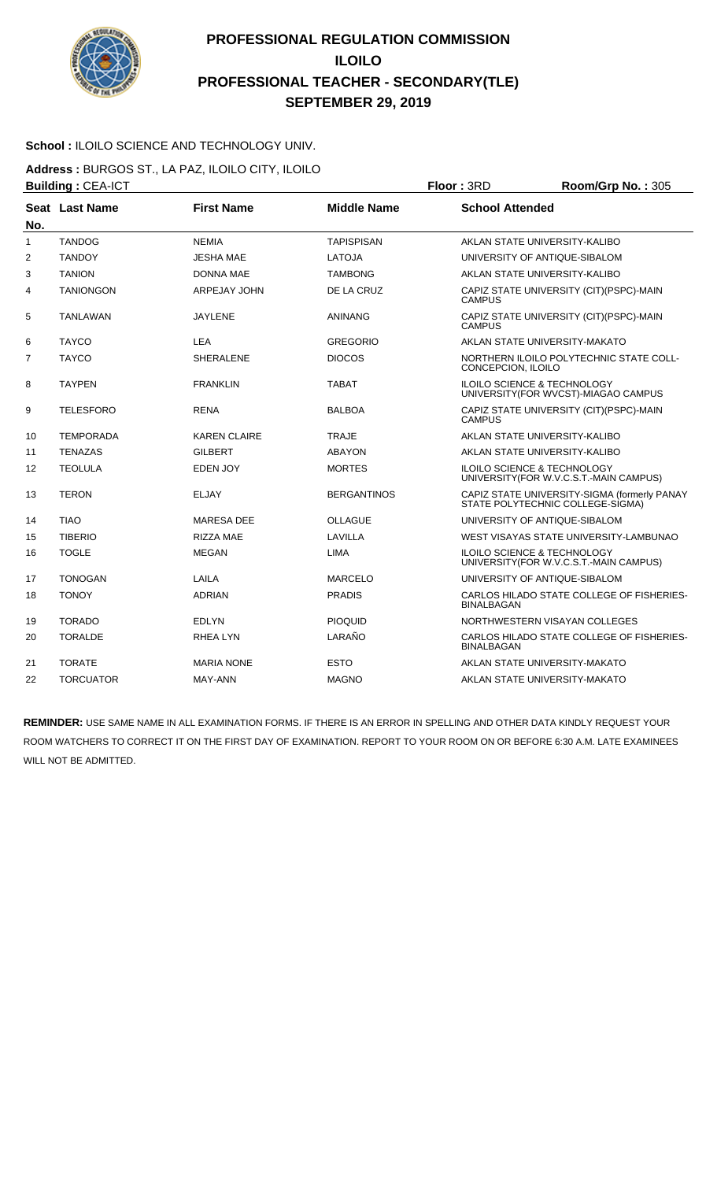# PROFESSIONAL REGULATION COMMISSION
# ILOILO
# PROFESSIONAL TEACHER - SECONDARY(TLE)
# SEPTEMBER 29, 2019

**School :** ILOILO SCIENCE AND TECHNOLOGY UNIV.

**Address :** BURGOS ST., LA PAZ, ILOILO CITY, ILOILO

**Building :** CEA-ICT **Floor :** 3RD **Room/Grp No. :** 305

| Seat No. | Last Name | First Name | Middle Name | School Attended |
|---|---|---|---|---|
| 1 | TANDOG | NEMIA | TAPISPISAN | AKLAN STATE UNIVERSITY-KALIBO |
| 2 | TANDOY | JESHA MAE | LATOJA | UNIVERSITY OF ANTIQUE-SIBALOM |
| 3 | TANION | DONNA MAE | TAMBONG | AKLAN STATE UNIVERSITY-KALIBO |
| 4 | TANIONGON | ARPEJAY JOHN | DE LA CRUZ | CAPIZ STATE UNIVERSITY (CIT)(PSPC)-MAIN CAMPUS |
| 5 | TANLAWAN | JAYLENE | ANINANG | CAPIZ STATE UNIVERSITY (CIT)(PSPC)-MAIN CAMPUS |
| 6 | TAYCO | LEA | GREGORIO | AKLAN STATE UNIVERSITY-MAKATO |
| 7 | TAYCO | SHERALENE | DIOCOS | NORTHERN ILOILO POLYTECHNIC STATE COLL-CONCEPCION, ILOILO |
| 8 | TAYPEN | FRANKLIN | TABAT | ILOILO SCIENCE & TECHNOLOGY UNIVERSITY(FOR WVCST)-MIAGAO CAMPUS |
| 9 | TELESFORO | RENA | BALBOA | CAPIZ STATE UNIVERSITY (CIT)(PSPC)-MAIN CAMPUS |
| 10 | TEMPORADA | KAREN CLAIRE | TRAJE | AKLAN STATE UNIVERSITY-KALIBO |
| 11 | TENAZAS | GILBERT | ABAYON | AKLAN STATE UNIVERSITY-KALIBO |
| 12 | TEOLULA | EDEN JOY | MORTES | ILOILO SCIENCE & TECHNOLOGY UNIVERSITY(FOR W.V.C.S.T.-MAIN CAMPUS) |
| 13 | TERON | ELJAY | BERGANTINOS | CAPIZ STATE UNIVERSITY-SIGMA (formerly PANAY STATE POLYTECHNIC COLLEGE-SIGMA) |
| 14 | TIAO | MARESA DEE | OLLAGUE | UNIVERSITY OF ANTIQUE-SIBALOM |
| 15 | TIBERIO | RIZZA MAE | LAVILLA | WEST VISAYAS STATE UNIVERSITY-LAMBUNAO |
| 16 | TOGLE | MEGAN | LIMA | ILOILO SCIENCE & TECHNOLOGY UNIVERSITY(FOR W.V.C.S.T.-MAIN CAMPUS) |
| 17 | TONOGAN | LAILA | MARCELO | UNIVERSITY OF ANTIQUE-SIBALOM |
| 18 | TONOY | ADRIAN | PRADIS | CARLOS HILADO STATE COLLEGE OF FISHERIES-BINALBAGAN |
| 19 | TORADO | EDLYN | PIOQUID | NORTHWESTERN VISAYAN COLLEGES |
| 20 | TORALDE | RHEA LYN | LARAÑO | CARLOS HILADO STATE COLLEGE OF FISHERIES-BINALBAGAN |
| 21 | TORATE | MARIA NONE | ESTO | AKLAN STATE UNIVERSITY-MAKATO |
| 22 | TORCUATOR | MAY-ANN | MAGNO | AKLAN STATE UNIVERSITY-MAKATO |

**REMINDER:** USE SAME NAME IN ALL EXAMINATION FORMS. IF THERE IS AN ERROR IN SPELLING AND OTHER DATA KINDLY REQUEST YOUR ROOM WATCHERS TO CORRECT IT ON THE FIRST DAY OF EXAMINATION. REPORT TO YOUR ROOM ON OR BEFORE 6:30 A.M. LATE EXAMINEES WILL NOT BE ADMITTED.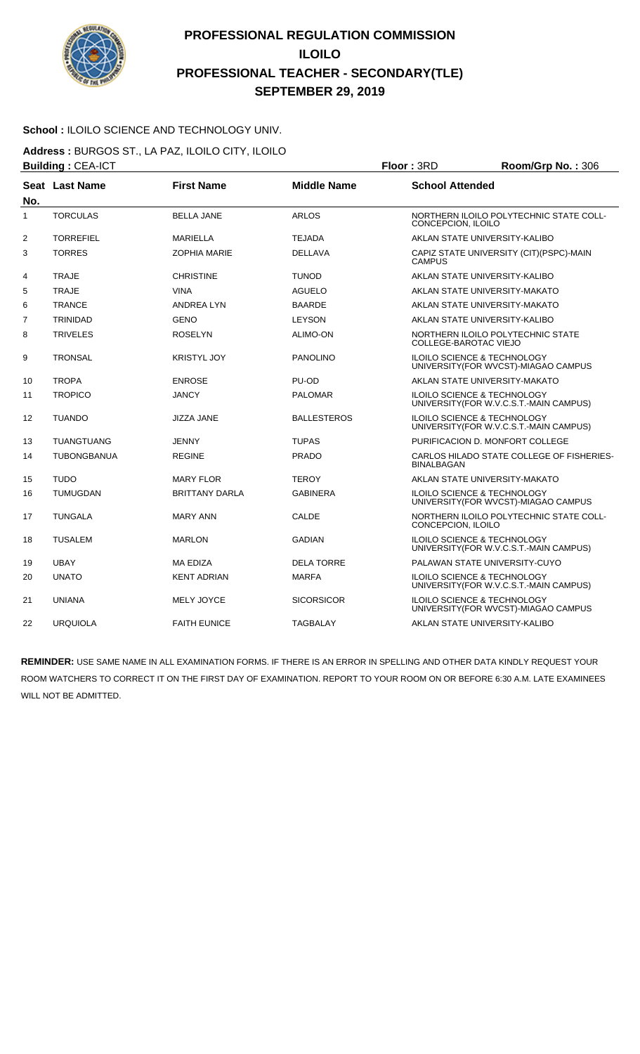# PROFESSIONAL REGULATION COMMISSION
## ILOILO
## PROFESSIONAL TEACHER - SECONDARY(TLE)
## SEPTEMBER 29, 2019

**School :** ILOILO SCIENCE AND TECHNOLOGY UNIV.

**Address :** BURGOS ST., LA PAZ, ILOILO CITY, ILOILO

**Building :** CEA-ICT **Floor :** 3RD **Room/Grp No. :** 306

| Seat No. | Last Name | First Name | Middle Name | School Attended |
|---|---|---|---|---|
| 1 | TORCULAS | BELLA JANE | ARLOS | NORTHERN ILOILO POLYTECHNIC STATE COLL-CONCEPCION, ILOILO |
| 2 | TORREFIEL | MARIELLA | TEJADA | AKLAN STATE UNIVERSITY-KALIBO |
| 3 | TORRES | ZOPHIA MARIE | DELLAVA | CAPIZ STATE UNIVERSITY (CIT)(PSPC)-MAIN CAMPUS |
| 4 | TRAJE | CHRISTINE | TUNOD | AKLAN STATE UNIVERSITY-KALIBO |
| 5 | TRAJE | VINA | AGUELO | AKLAN STATE UNIVERSITY-MAKATO |
| 6 | TRANCE | ANDREA LYN | BAARDE | AKLAN STATE UNIVERSITY-MAKATO |
| 7 | TRINIDAD | GENO | LEYSON | AKLAN STATE UNIVERSITY-KALIBO |
| 8 | TRIVELES | ROSELYN | ALIMO-ON | NORTHERN ILOILO POLYTECHNIC STATE COLLEGE-BAROTAC VIEJO |
| 9 | TRONSAL | KRISTYL JOY | PANOLINO | ILOILO SCIENCE & TECHNOLOGY UNIVERSITY(FOR WVCST)-MIAGAO CAMPUS |
| 10 | TROPA | ENROSE | PU-OD | AKLAN STATE UNIVERSITY-MAKATO |
| 11 | TROPICO | JANCY | PALOMAR | ILOILO SCIENCE & TECHNOLOGY UNIVERSITY(FOR W.V.C.S.T.-MAIN CAMPUS) |
| 12 | TUANDO | JIZZA JANE | BALLESTEROS | ILOILO SCIENCE & TECHNOLOGY UNIVERSITY(FOR W.V.C.S.T.-MAIN CAMPUS) |
| 13 | TUANGTUANG | JENNY | TUPAS | PURIFICACION D. MONFORT COLLEGE |
| 14 | TUBONGBANUA | REGINE | PRADO | CARLOS HILADO STATE COLLEGE OF FISHERIES-BINALBAGAN |
| 15 | TUDO | MARY FLOR | TEROY | AKLAN STATE UNIVERSITY-MAKATO |
| 16 | TUMUGDAN | BRITTANY DARLA | GABINERA | ILOILO SCIENCE & TECHNOLOGY UNIVERSITY(FOR WVCST)-MIAGAO CAMPUS |
| 17 | TUNGALA | MARY ANN | CALDE | NORTHERN ILOILO POLYTECHNIC STATE COLL-CONCEPCION, ILOILO |
| 18 | TUSALEM | MARLON | GADIAN | ILOILO SCIENCE & TECHNOLOGY UNIVERSITY(FOR W.V.C.S.T.-MAIN CAMPUS) |
| 19 | UBAY | MA EDIZA | DELA TORRE | PALAWAN STATE UNIVERSITY-CUYO |
| 20 | UNATO | KENT ADRIAN | MARFA | ILOILO SCIENCE & TECHNOLOGY UNIVERSITY(FOR W.V.C.S.T.-MAIN CAMPUS) |
| 21 | UNIANA | MELY JOYCE | SICORSICOR | ILOILO SCIENCE & TECHNOLOGY UNIVERSITY(FOR WVCST)-MIAGAO CAMPUS |
| 22 | URQUIOLA | FAITH EUNICE | TAGBALAY | AKLAN STATE UNIVERSITY-KALIBO |

**REMINDER:** USE SAME NAME IN ALL EXAMINATION FORMS. IF THERE IS AN ERROR IN SPELLING AND OTHER DATA KINDLY REQUEST YOUR ROOM WATCHERS TO CORRECT IT ON THE FIRST DAY OF EXAMINATION. REPORT TO YOUR ROOM ON OR BEFORE 6:30 A.M. LATE EXAMINEES WILL NOT BE ADMITTED.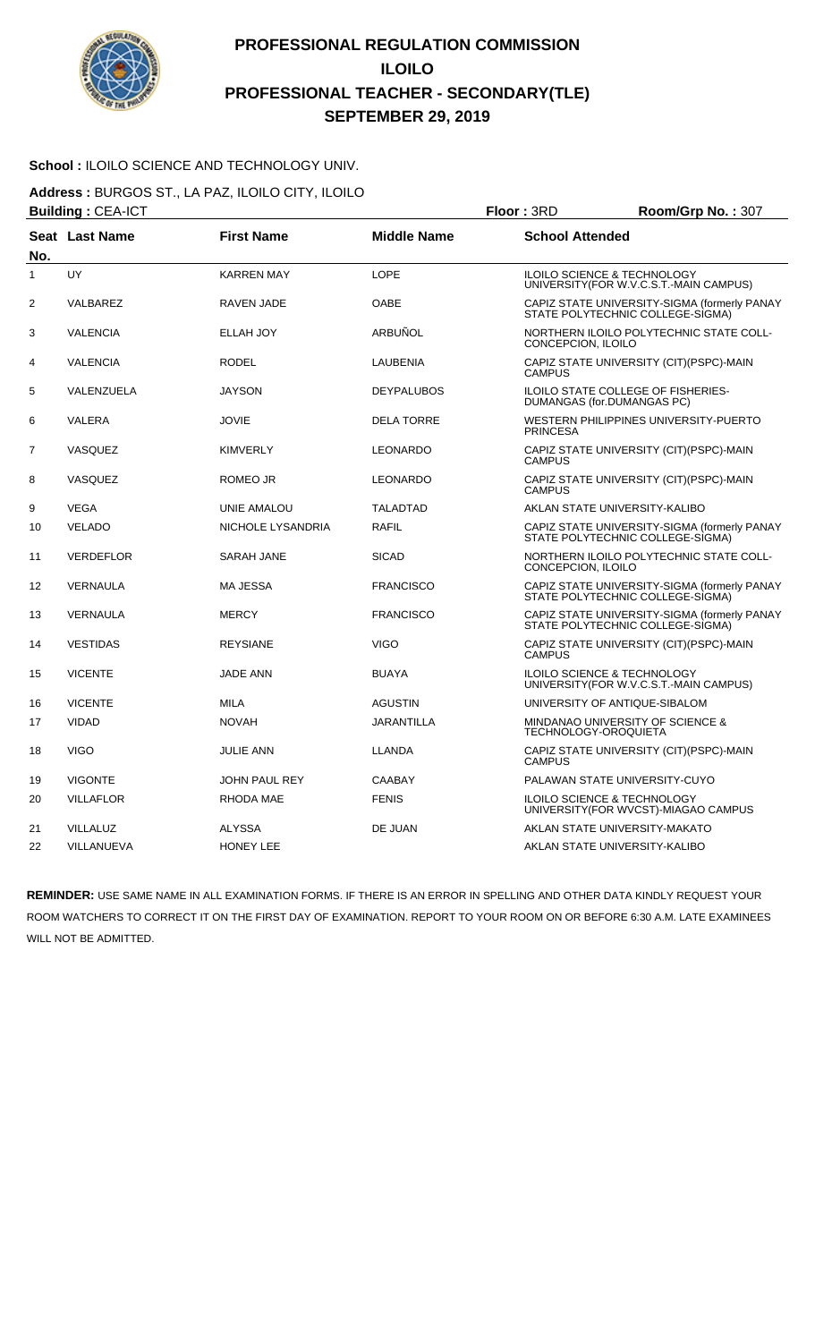# PROFESSIONAL REGULATION COMMISSION
## ILOILO
## PROFESSIONAL TEACHER - SECONDARY(TLE)
## SEPTEMBER 29, 2019

**School :** ILOILO SCIENCE AND TECHNOLOGY UNIV.

**Address :** BURGOS ST., LA PAZ, ILOILO CITY, ILOILO

**Building :** CEA-ICT **Floor :** 3RD **Room/Grp No. :** 307

| Seat No. | Last Name | First Name | Middle Name | School Attended |
|---|---|---|---|---|
| 1 | UY | KARREN MAY | LOPE | ILOILO SCIENCE & TECHNOLOGY UNIVERSITY(FOR W.V.C.S.T.-MAIN CAMPUS) |
| 2 | VALBAREZ | RAVEN JADE | OABE | CAPIZ STATE UNIVERSITY-SIGMA (formerly PANAY STATE POLYTECHNIC COLLEGE-SIGMA) |
| 3 | VALENCIA | ELLAH JOY | ARBUÑOL | NORTHERN ILOILO POLYTECHNIC STATE COLL-CONCEPCION, ILOILO |
| 4 | VALENCIA | RODEL | LAUBENIA | CAPIZ STATE UNIVERSITY (CIT)(PSPC)-MAIN CAMPUS |
| 5 | VALENZUELA | JAYSON | DEYPALUBOS | ILOILO STATE COLLEGE OF FISHERIES-DUMANGAS (for.DUMANGAS PC) |
| 6 | VALERA | JOVIE | DELA TORRE | WESTERN PHILIPPINES UNIVERSITY-PUERTO PRINCESA |
| 7 | VASQUEZ | KIMVERLY | LEONARDO | CAPIZ STATE UNIVERSITY (CIT)(PSPC)-MAIN CAMPUS |
| 8 | VASQUEZ | ROMEO JR | LEONARDO | CAPIZ STATE UNIVERSITY (CIT)(PSPC)-MAIN CAMPUS |
| 9 | VEGA | UNIE AMALOU | TALADTAD | AKLAN STATE UNIVERSITY-KALIBO |
| 10 | VELADO | NICHOLE LYSANDRIA | RAFIL | CAPIZ STATE UNIVERSITY-SIGMA (formerly PANAY STATE POLYTECHNIC COLLEGE-SIGMA) |
| 11 | VERDEFLOR | SARAH JANE | SICAD | NORTHERN ILOILO POLYTECHNIC STATE COLL-CONCEPCION, ILOILO |
| 12 | VERNAULA | MA JESSA | FRANCISCO | CAPIZ STATE UNIVERSITY-SIGMA (formerly PANAY STATE POLYTECHNIC COLLEGE-SIGMA) |
| 13 | VERNAULA | MERCY | FRANCISCO | CAPIZ STATE UNIVERSITY-SIGMA (formerly PANAY STATE POLYTECHNIC COLLEGE-SIGMA) |
| 14 | VESTIDAS | REYSIANE | VIGO | CAPIZ STATE UNIVERSITY (CIT)(PSPC)-MAIN CAMPUS |
| 15 | VICENTE | JADE ANN | BUAYA | ILOILO SCIENCE & TECHNOLOGY UNIVERSITY(FOR W.V.C.S.T.-MAIN CAMPUS) |
| 16 | VICENTE | MILA | AGUSTIN | UNIVERSITY OF ANTIQUE-SIBALOM |
| 17 | VIDAD | NOVAH | JARANTILLA | MINDANAO UNIVERSITY OF SCIENCE & TECHNOLOGY-OROQUIETA |
| 18 | VIGO | JULIE ANN | LLANDA | CAPIZ STATE UNIVERSITY (CIT)(PSPC)-MAIN CAMPUS |
| 19 | VIGONTE | JOHN PAUL REY | CAABAY | PALAWAN STATE UNIVERSITY-CUYO |
| 20 | VILLAFLOR | RHODA MAE | FENIS | ILOILO SCIENCE & TECHNOLOGY UNIVERSITY(FOR WVCST)-MIAGAO CAMPUS |
| 21 | VILLALUZ | ALYSSA | DE JUAN | AKLAN STATE UNIVERSITY-MAKATO |
| 22 | VILLANUEVA | HONEY LEE | | AKLAN STATE UNIVERSITY-KALIBO |

**REMINDER:** USE SAME NAME IN ALL EXAMINATION FORMS. IF THERE IS AN ERROR IN SPELLING AND OTHER DATA KINDLY REQUEST YOUR ROOM WATCHERS TO CORRECT IT ON THE FIRST DAY OF EXAMINATION. REPORT TO YOUR ROOM ON OR BEFORE 6:30 A.M. LATE EXAMINEES WILL NOT BE ADMITTED.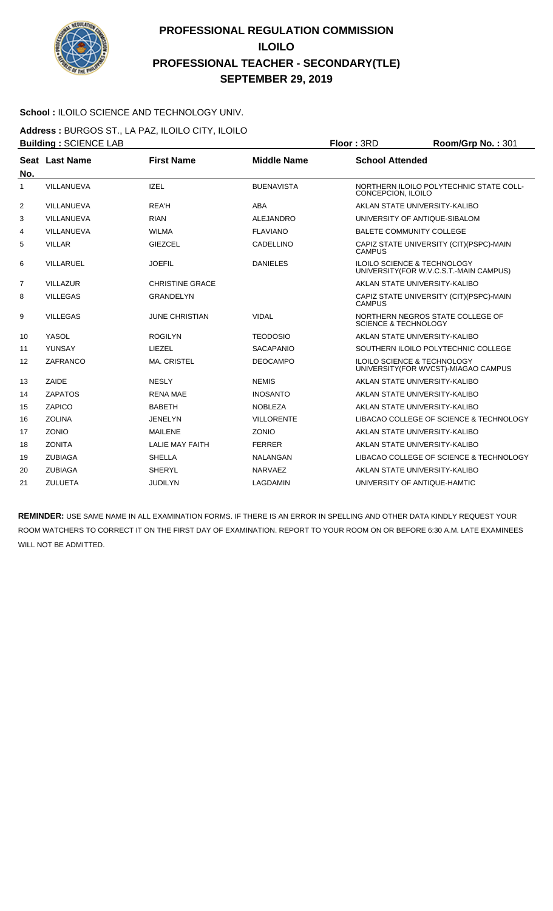# PROFESSIONAL REGULATION COMMISSION
## ILOILO
## PROFESSIONAL TEACHER - SECONDARY(TLE)
## SEPTEMBER 29, 2019

**School :** ILOILO SCIENCE AND TECHNOLOGY UNIV.

**Address :** BURGOS ST., LA PAZ, ILOILO CITY, ILOILO

**Building :** SCIENCE LAB **Floor :** 3RD **Room/Grp No. :** 301

| Seat No. | Last Name | First Name | Middle Name | School Attended |
|---|---|---|---|---|
| 1 | VILLANUEVA | IZEL | BUENAVISTA | NORTHERN ILOILO POLYTECHNIC STATE COLL-CONCEPCION, ILOILO |
| 2 | VILLANUEVA | REA'H | ABA | AKLAN STATE UNIVERSITY-KALIBO |
| 3 | VILLANUEVA | RIAN | ALEJANDRO | UNIVERSITY OF ANTIQUE-SIBALOM |
| 4 | VILLANUEVA | WILMA | FLAVIANO | BALETE COMMUNITY COLLEGE |
| 5 | VILLAR | GIEZCEL | CADELLINO | CAPIZ STATE UNIVERSITY (CIT)(PSPC)-MAIN CAMPUS |
| 6 | VILLARUEL | JOEFIL | DANIELES | ILOILO SCIENCE & TECHNOLOGY UNIVERSITY(FOR W.V.C.S.T.-MAIN CAMPUS) |
| 7 | VILLAZUR | CHRISTINE GRACE | | AKLAN STATE UNIVERSITY-KALIBO |
| 8 | VILLEGAS | GRANDELYN | | CAPIZ STATE UNIVERSITY (CIT)(PSPC)-MAIN CAMPUS |
| 9 | VILLEGAS | JUNE CHRISTIAN | VIDAL | NORTHERN NEGROS STATE COLLEGE OF SCIENCE & TECHNOLOGY |
| 10 | YASOL | ROGILYN | TEODOSIO | AKLAN STATE UNIVERSITY-KALIBO |
| 11 | YUNSAY | LIEZEL | SACAPANIO | SOUTHERN ILOILO POLYTECHNIC COLLEGE |
| 12 | ZAFRANCO | MA. CRISTEL | DEOCAMPO | ILOILO SCIENCE & TECHNOLOGY UNIVERSITY(FOR WVCST)-MIAGAO CAMPUS |
| 13 | ZAIDE | NESLY | NEMIS | AKLAN STATE UNIVERSITY-KALIBO |
| 14 | ZAPATOS | RENA MAE | INOSANTO | AKLAN STATE UNIVERSITY-KALIBO |
| 15 | ZAPICO | BABETH | NOBLEZA | AKLAN STATE UNIVERSITY-KALIBO |
| 16 | ZOLINA | JENELYN | VILLORENTE | LIBACAO COLLEGE OF SCIENCE & TECHNOLOGY |
| 17 | ZONIO | MAILENE | ZONIO | AKLAN STATE UNIVERSITY-KALIBO |
| 18 | ZONITA | LALIE MAY FAITH | FERRER | AKLAN STATE UNIVERSITY-KALIBO |
| 19 | ZUBIAGA | SHELLA | NALANGAN | LIBACAO COLLEGE OF SCIENCE & TECHNOLOGY |
| 20 | ZUBIAGA | SHERYL | NARVAEZ | AKLAN STATE UNIVERSITY-KALIBO |
| 21 | ZULUETA | JUDILYN | LAGDAMIN | UNIVERSITY OF ANTIQUE-HAMTIC |

**REMINDER:** USE SAME NAME IN ALL EXAMINATION FORMS. IF THERE IS AN ERROR IN SPELLING AND OTHER DATA KINDLY REQUEST YOUR ROOM WATCHERS TO CORRECT IT ON THE FIRST DAY OF EXAMINATION. REPORT TO YOUR ROOM ON OR BEFORE 6:30 A.M. LATE EXAMINEES WILL NOT BE ADMITTED.